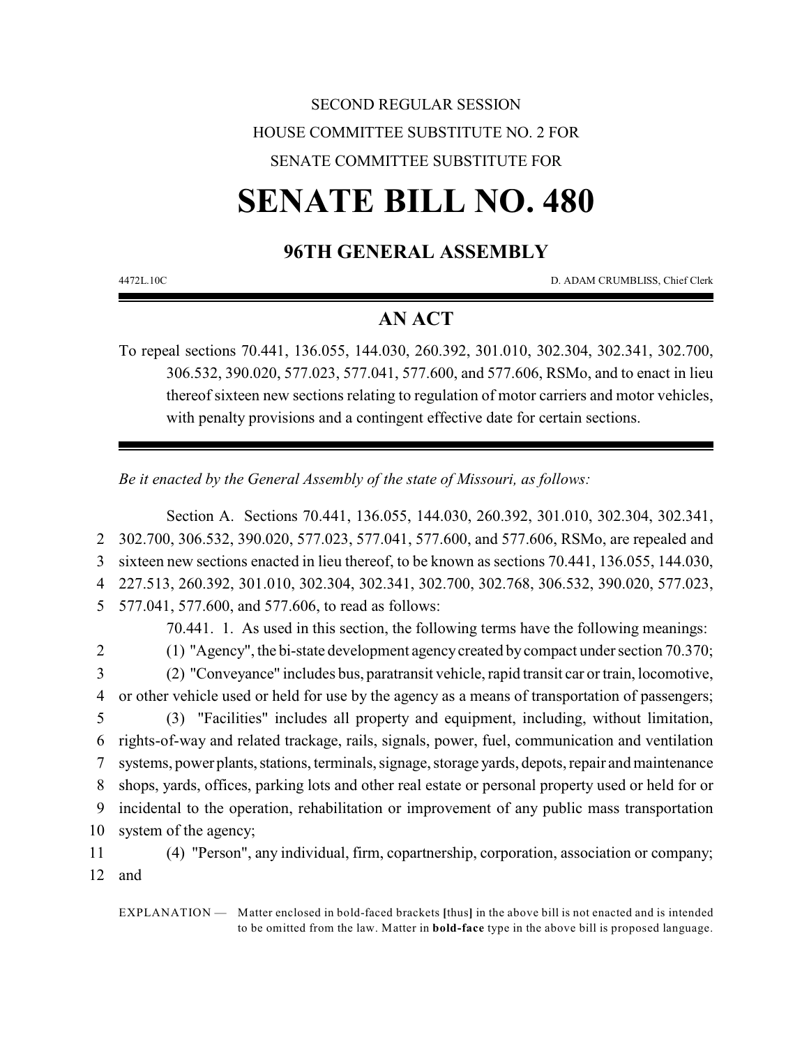SECOND REGULAR SESSION

HOUSE COMMITTEE SUBSTITUTE NO. 2 FOR

SENATE COMMITTEE SUBSTITUTE FOR

# SENATE BILL NO. 480

## 96TH GENERAL ASSEMBLY

4472L.10C D. ADAM CRUMBLISS, Chief Clerk

## AN ACT

To repeal sections 70.441, 136.055, 144.030, 260.392, 301.010, 302.304, 302.341, 302.700, 306.532, 390.020, 577.023, 577.041, 577.600, and 577.606, RSMo, and to enact in lieu thereof sixteen new sections relating to regulation of motor carriers and motor vehicles, with penalty provisions and a contingent effective date for certain sections.

*Be it enacted by the General Assembly of the state of Missouri, as follows:*

Section A. Sections 70.441, 136.055, 144.030, 260.392, 301.010, 302.304, 302.341, 302.700, 306.532, 390.020, 577.023, 577.041, 577.600, and 577.606, RSMo, are repealed and sixteen new sections enacted in lieu thereof, to be known as sections 70.441, 136.055, 144.030, 227.513, 260.392, 301.010, 302.304, 302.341, 302.700, 302.768, 306.532, 390.020, 577.023, 577.041, 577.600, and 577.606, to read as follows:

70.441. 1. As used in this section, the following terms have the following meanings:

(1) "Agency", the bi-state development agency created by compact under section 70.370;

(2) "Conveyance" includes bus, paratransit vehicle, rapid transit car or train, locomotive, or other vehicle used or held for use by the agency as a means of transportation of passengers;

(3) "Facilities" includes all property and equipment, including, without limitation, rights-of-way and related trackage, rails, signals, power, fuel, communication and ventilation systems, power plants, stations, terminals, signage, storage yards, depots, repair and maintenance shops, yards, offices, parking lots and other real estate or personal property used or held for or incidental to the operation, rehabilitation or improvement of any public mass transportation system of the agency;

(4) "Person", any individual, firm, copartnership, corporation, association or company; and

EXPLANATION — Matter enclosed in bold-faced brackets **[**thus**]** in the above bill is not enacted and is intended to be omitted from the law. Matter in **bold-face** type in the above bill is proposed language.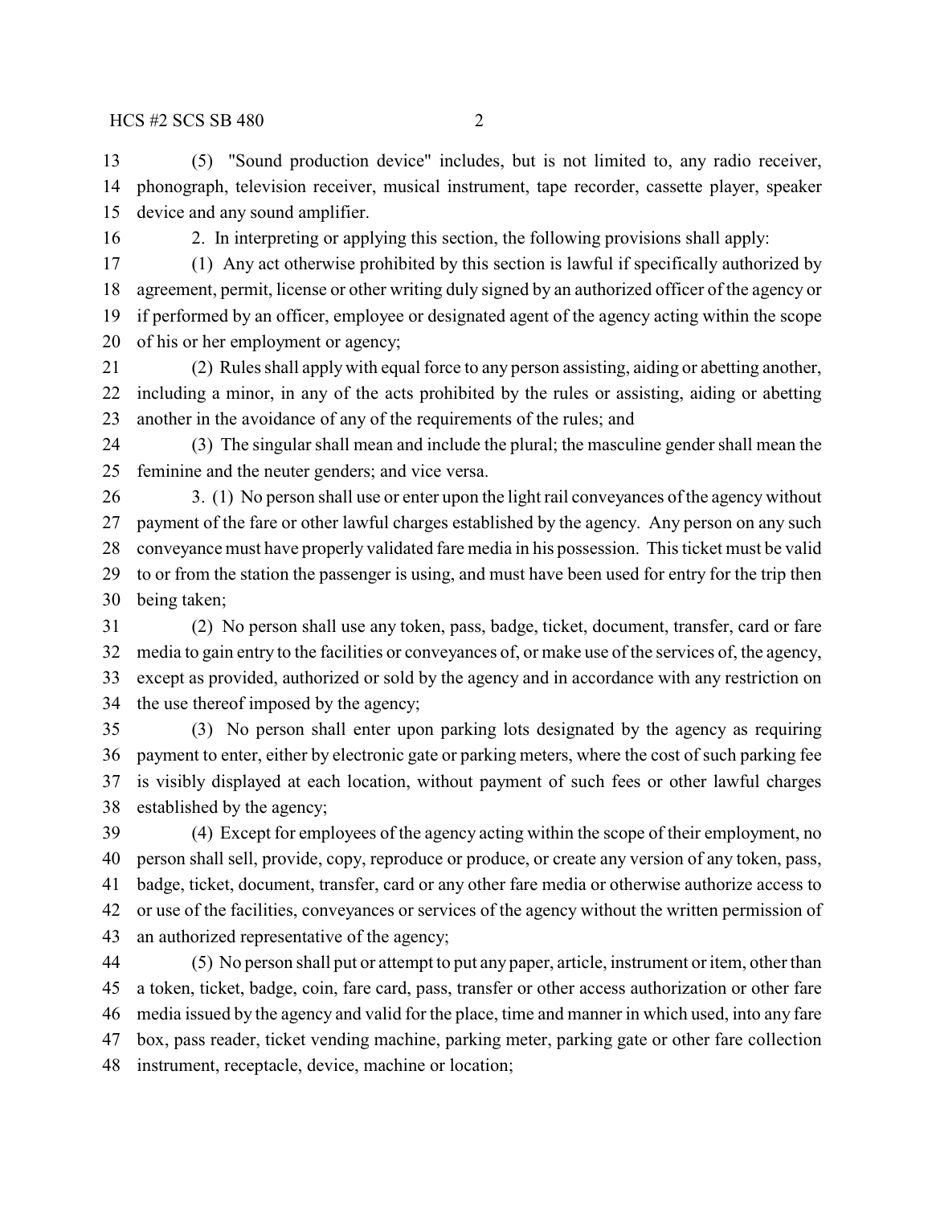(5) "Sound production device" includes, but is not limited to, any radio receiver, phonograph, television receiver, musical instrument, tape recorder, cassette player, speaker device and any sound amplifier.

2. In interpreting or applying this section, the following provisions shall apply:

(1) Any act otherwise prohibited by this section is lawful if specifically authorized by agreement, permit, license or other writing duly signed by an authorized officer of the agency or if performed by an officer, employee or designated agent of the agency acting within the scope of his or her employment or agency;

(2) Rules shall apply with equal force to any person assisting, aiding or abetting another, including a minor, in any of the acts prohibited by the rules or assisting, aiding or abetting another in the avoidance of any of the requirements of the rules; and

(3) The singular shall mean and include the plural; the masculine gender shall mean the feminine and the neuter genders; and vice versa.

3. (1) No person shall use or enter upon the light rail conveyances of the agency without payment of the fare or other lawful charges established by the agency. Any person on any such conveyance must have properly validated fare media in his possession. This ticket must be valid to or from the station the passenger is using, and must have been used for entry for the trip then being taken;

(2) No person shall use any token, pass, badge, ticket, document, transfer, card or fare media to gain entry to the facilities or conveyances of, or make use of the services of, the agency, except as provided, authorized or sold by the agency and in accordance with any restriction on the use thereof imposed by the agency;

(3) No person shall enter upon parking lots designated by the agency as requiring payment to enter, either by electronic gate or parking meters, where the cost of such parking fee is visibly displayed at each location, without payment of such fees or other lawful charges established by the agency;

(4) Except for employees of the agency acting within the scope of their employment, no person shall sell, provide, copy, reproduce or produce, or create any version of any token, pass, badge, ticket, document, transfer, card or any other fare media or otherwise authorize access to or use of the facilities, conveyances or services of the agency without the written permission of an authorized representative of the agency;

(5) No person shall put or attempt to put any paper, article, instrument or item, other than a token, ticket, badge, coin, fare card, pass, transfer or other access authorization or other fare media issued by the agency and valid for the place, time and manner in which used, into any fare box, pass reader, ticket vending machine, parking meter, parking gate or other fare collection instrument, receptacle, device, machine or location;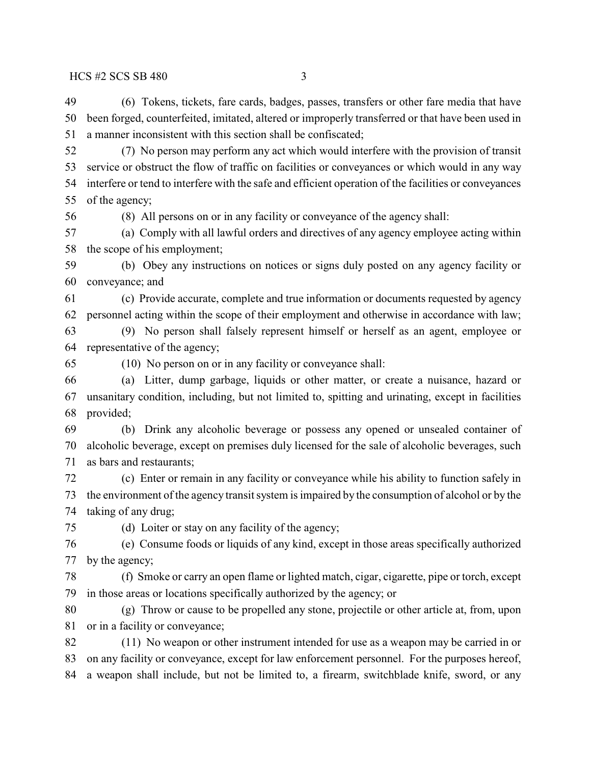(6) Tokens, tickets, fare cards, badges, passes, transfers or other fare media that have been forged, counterfeited, imitated, altered or improperly transferred or that have been used in a manner inconsistent with this section shall be confiscated;

(7) No person may perform any act which would interfere with the provision of transit service or obstruct the flow of traffic on facilities or conveyances or which would in any way interfere or tend to interfere with the safe and efficient operation of the facilities or conveyances of the agency;

(8) All persons on or in any facility or conveyance of the agency shall:

(a) Comply with all lawful orders and directives of any agency employee acting within the scope of his employment;

(b) Obey any instructions on notices or signs duly posted on any agency facility or conveyance; and

(c) Provide accurate, complete and true information or documents requested by agency personnel acting within the scope of their employment and otherwise in accordance with law;

(9) No person shall falsely represent himself or herself as an agent, employee or representative of the agency;

(10) No person on or in any facility or conveyance shall:

(a) Litter, dump garbage, liquids or other matter, or create a nuisance, hazard or unsanitary condition, including, but not limited to, spitting and urinating, except in facilities provided;

(b) Drink any alcoholic beverage or possess any opened or unsealed container of alcoholic beverage, except on premises duly licensed for the sale of alcoholic beverages, such as bars and restaurants;

(c) Enter or remain in any facility or conveyance while his ability to function safely in the environment of the agency transit system is impaired by the consumption of alcohol or by the taking of any drug;

(d) Loiter or stay on any facility of the agency;

(e) Consume foods or liquids of any kind, except in those areas specifically authorized by the agency;

(f) Smoke or carry an open flame or lighted match, cigar, cigarette, pipe or torch, except in those areas or locations specifically authorized by the agency; or

(g) Throw or cause to be propelled any stone, projectile or other article at, from, upon or in a facility or conveyance;

(11) No weapon or other instrument intended for use as a weapon may be carried in or on any facility or conveyance, except for law enforcement personnel. For the purposes hereof, a weapon shall include, but not be limited to, a firearm, switchblade knife, sword, or any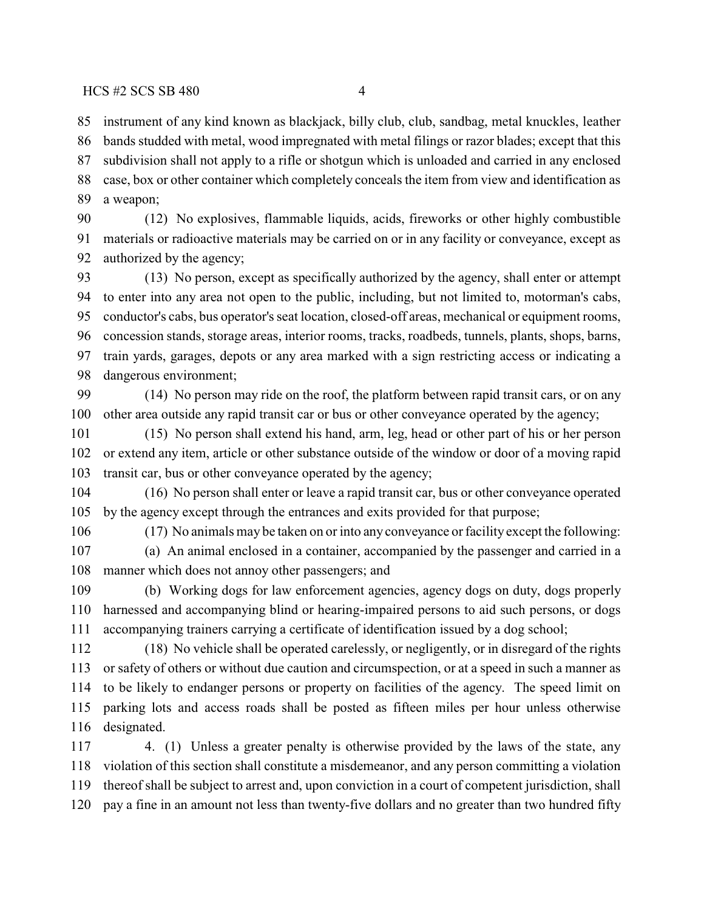instrument of any kind known as blackjack, billy club, club, sandbag, metal knuckles, leather bands studded with metal, wood impregnated with metal filings or razor blades; except that this subdivision shall not apply to a rifle or shotgun which is unloaded and carried in any enclosed case, box or other container which completely conceals the item from view and identification as a weapon;

(12) No explosives, flammable liquids, acids, fireworks or other highly combustible materials or radioactive materials may be carried on or in any facility or conveyance, except as authorized by the agency;

(13) No person, except as specifically authorized by the agency, shall enter or attempt to enter into any area not open to the public, including, but not limited to, motorman's cabs, conductor's cabs, bus operator's seat location, closed-off areas, mechanical or equipment rooms, concession stands, storage areas, interior rooms, tracks, roadbeds, tunnels, plants, shops, barns, train yards, garages, depots or any area marked with a sign restricting access or indicating a dangerous environment;

(14) No person may ride on the roof, the platform between rapid transit cars, or on any other area outside any rapid transit car or bus or other conveyance operated by the agency;

(15) No person shall extend his hand, arm, leg, head or other part of his or her person or extend any item, article or other substance outside of the window or door of a moving rapid transit car, bus or other conveyance operated by the agency;

(16) No person shall enter or leave a rapid transit car, bus or other conveyance operated by the agency except through the entrances and exits provided for that purpose;

(17) No animals may be taken on or into any conveyance or facility except the following:

(a) An animal enclosed in a container, accompanied by the passenger and carried in a manner which does not annoy other passengers; and

(b) Working dogs for law enforcement agencies, agency dogs on duty, dogs properly harnessed and accompanying blind or hearing-impaired persons to aid such persons, or dogs accompanying trainers carrying a certificate of identification issued by a dog school;

(18) No vehicle shall be operated carelessly, or negligently, or in disregard of the rights or safety of others or without due caution and circumspection, or at a speed in such a manner as to be likely to endanger persons or property on facilities of the agency. The speed limit on parking lots and access roads shall be posted as fifteen miles per hour unless otherwise designated.

4. (1) Unless a greater penalty is otherwise provided by the laws of the state, any violation of this section shall constitute a misdemeanor, and any person committing a violation thereof shall be subject to arrest and, upon conviction in a court of competent jurisdiction, shall pay a fine in an amount not less than twenty-five dollars and no greater than two hundred fifty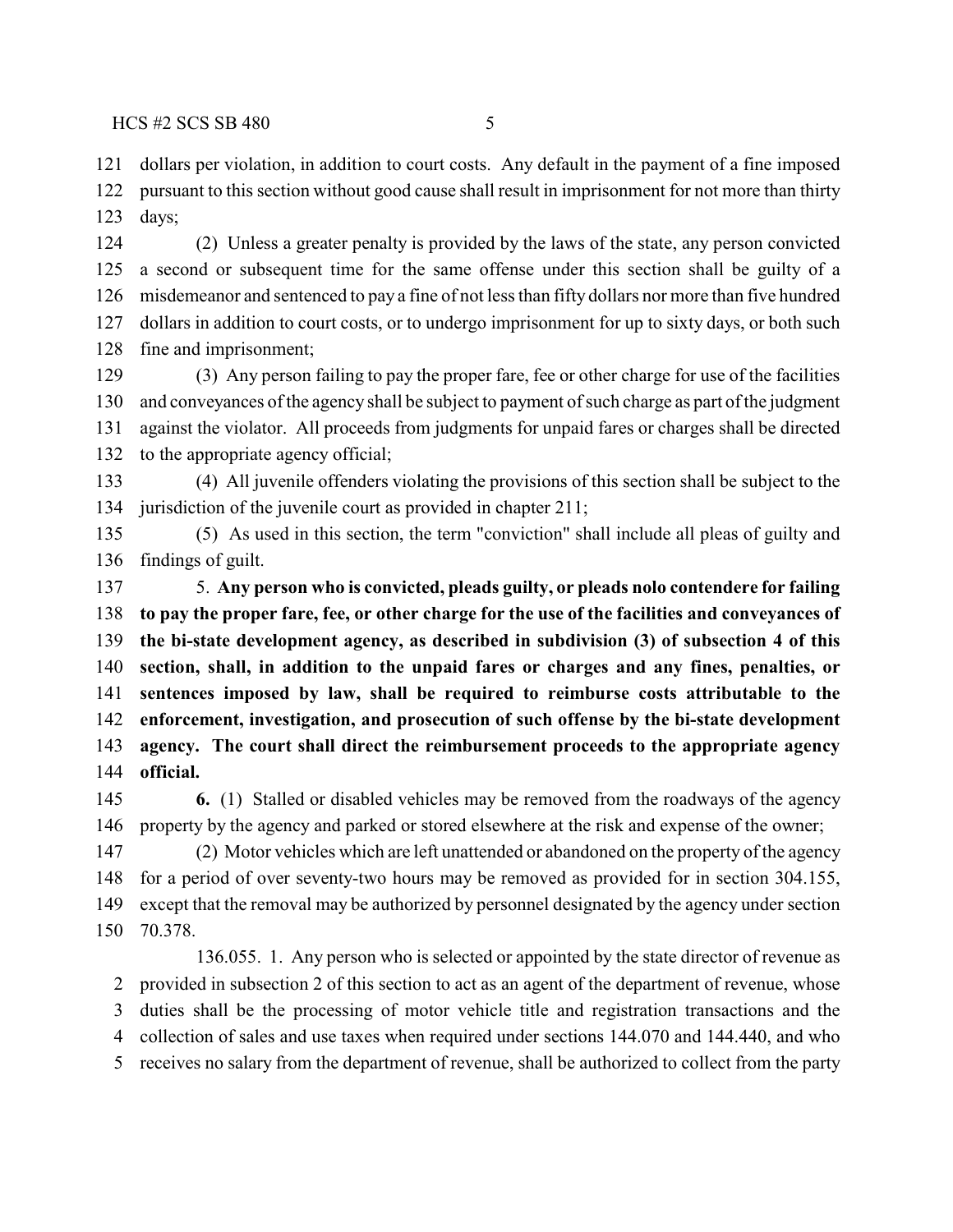dollars per violation, in addition to court costs. Any default in the payment of a fine imposed pursuant to this section without good cause shall result in imprisonment for not more than thirty days;

(2) Unless a greater penalty is provided by the laws of the state, any person convicted a second or subsequent time for the same offense under this section shall be guilty of a misdemeanor and sentenced to pay a fine of not less than fifty dollars nor more than five hundred dollars in addition to court costs, or to undergo imprisonment for up to sixty days, or both such fine and imprisonment;

(3) Any person failing to pay the proper fare, fee or other charge for use of the facilities and conveyances of the agency shall be subject to payment of such charge as part of the judgment against the violator. All proceeds from judgments for unpaid fares or charges shall be directed to the appropriate agency official;

(4) All juvenile offenders violating the provisions of this section shall be subject to the jurisdiction of the juvenile court as provided in chapter 211;

(5) As used in this section, the term "conviction" shall include all pleas of guilty and findings of guilt.

5. **Any person who is convicted, pleads guilty, or pleads nolo contendere for failing to pay the proper fare, fee, or other charge for the use of the facilities and conveyances of the bi-state development agency, as described in subdivision (3) of subsection 4 of this section, shall, in addition to the unpaid fares or charges and any fines, penalties, or sentences imposed by law, shall be required to reimburse costs attributable to the enforcement, investigation, and prosecution of such offense by the bi-state development agency. The court shall direct the reimbursement proceeds to the appropriate agency official.**

**6.** (1) Stalled or disabled vehicles may be removed from the roadways of the agency property by the agency and parked or stored elsewhere at the risk and expense of the owner;

(2) Motor vehicles which are left unattended or abandoned on the property of the agency for a period of over seventy-two hours may be removed as provided for in section 304.155, except that the removal may be authorized by personnel designated by the agency under section 70.378.

136.055. 1. Any person who is selected or appointed by the state director of revenue as provided in subsection 2 of this section to act as an agent of the department of revenue, whose duties shall be the processing of motor vehicle title and registration transactions and the collection of sales and use taxes when required under sections 144.070 and 144.440, and who receives no salary from the department of revenue, shall be authorized to collect from the party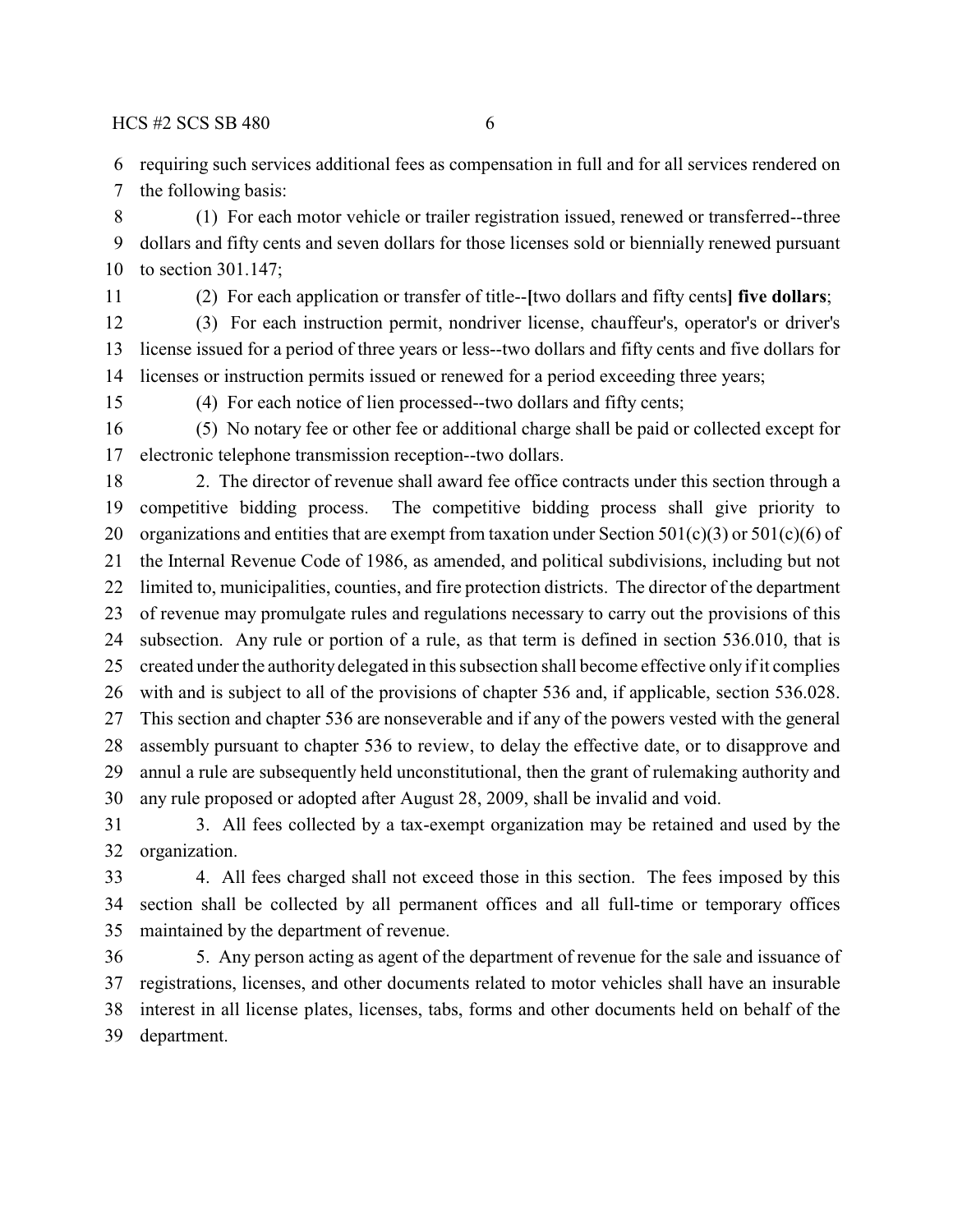requiring such services additional fees as compensation in full and for all services rendered on the following basis:

(1) For each motor vehicle or trailer registration issued, renewed or transferred--three dollars and fifty cents and seven dollars for those licenses sold or biennially renewed pursuant to section 301.147;

(2) For each application or transfer of title--**[**two dollars and fifty cents**] five dollars**;

(3) For each instruction permit, nondriver license, chauffeur's, operator's or driver's license issued for a period of three years or less--two dollars and fifty cents and five dollars for licenses or instruction permits issued or renewed for a period exceeding three years;

(4) For each notice of lien processed--two dollars and fifty cents;

(5) No notary fee or other fee or additional charge shall be paid or collected except for electronic telephone transmission reception--two dollars.

2. The director of revenue shall award fee office contracts under this section through a competitive bidding process. The competitive bidding process shall give priority to organizations and entities that are exempt from taxation under Section 501(c)(3) or 501(c)(6) of the Internal Revenue Code of 1986, as amended, and political subdivisions, including but not limited to, municipalities, counties, and fire protection districts. The director of the department of revenue may promulgate rules and regulations necessary to carry out the provisions of this subsection. Any rule or portion of a rule, as that term is defined in section 536.010, that is created under the authority delegated in this subsection shall become effective only if it complies with and is subject to all of the provisions of chapter 536 and, if applicable, section 536.028. This section and chapter 536 are nonseverable and if any of the powers vested with the general assembly pursuant to chapter 536 to review, to delay the effective date, or to disapprove and annul a rule are subsequently held unconstitutional, then the grant of rulemaking authority and any rule proposed or adopted after August 28, 2009, shall be invalid and void.

3. All fees collected by a tax-exempt organization may be retained and used by the organization.

4. All fees charged shall not exceed those in this section. The fees imposed by this section shall be collected by all permanent offices and all full-time or temporary offices maintained by the department of revenue.

5. Any person acting as agent of the department of revenue for the sale and issuance of registrations, licenses, and other documents related to motor vehicles shall have an insurable interest in all license plates, licenses, tabs, forms and other documents held on behalf of the department.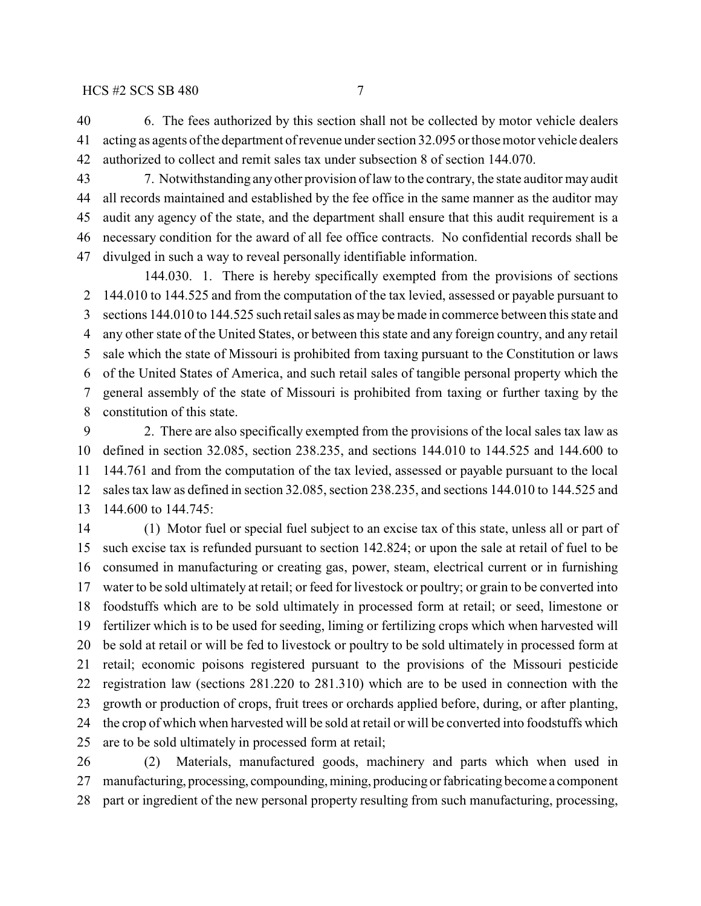6. The fees authorized by this section shall not be collected by motor vehicle dealers acting as agents of the department of revenue under section 32.095 or those motor vehicle dealers authorized to collect and remit sales tax under subsection 8 of section 144.070.

7. Notwithstanding any other provision of law to the contrary, the state auditor may audit all records maintained and established by the fee office in the same manner as the auditor may audit any agency of the state, and the department shall ensure that this audit requirement is a necessary condition for the award of all fee office contracts. No confidential records shall be divulged in such a way to reveal personally identifiable information.

144.030. 1. There is hereby specifically exempted from the provisions of sections 144.010 to 144.525 and from the computation of the tax levied, assessed or payable pursuant to sections 144.010 to 144.525 such retail sales as may be made in commerce between this state and any other state of the United States, or between this state and any foreign country, and any retail sale which the state of Missouri is prohibited from taxing pursuant to the Constitution or laws of the United States of America, and such retail sales of tangible personal property which the general assembly of the state of Missouri is prohibited from taxing or further taxing by the constitution of this state.

2. There are also specifically exempted from the provisions of the local sales tax law as defined in section 32.085, section 238.235, and sections 144.010 to 144.525 and 144.600 to 144.761 and from the computation of the tax levied, assessed or payable pursuant to the local sales tax law as defined in section 32.085, section 238.235, and sections 144.010 to 144.525 and 144.600 to 144.745:

(1) Motor fuel or special fuel subject to an excise tax of this state, unless all or part of such excise tax is refunded pursuant to section 142.824; or upon the sale at retail of fuel to be consumed in manufacturing or creating gas, power, steam, electrical current or in furnishing water to be sold ultimately at retail; or feed for livestock or poultry; or grain to be converted into foodstuffs which are to be sold ultimately in processed form at retail; or seed, limestone or fertilizer which is to be used for seeding, liming or fertilizing crops which when harvested will be sold at retail or will be fed to livestock or poultry to be sold ultimately in processed form at retail; economic poisons registered pursuant to the provisions of the Missouri pesticide registration law (sections 281.220 to 281.310) which are to be used in connection with the growth or production of crops, fruit trees or orchards applied before, during, or after planting, the crop of which when harvested will be sold at retail or will be converted into foodstuffs which are to be sold ultimately in processed form at retail;

(2) Materials, manufactured goods, machinery and parts which when used in manufacturing, processing, compounding, mining, producing or fabricating become a component part or ingredient of the new personal property resulting from such manufacturing, processing,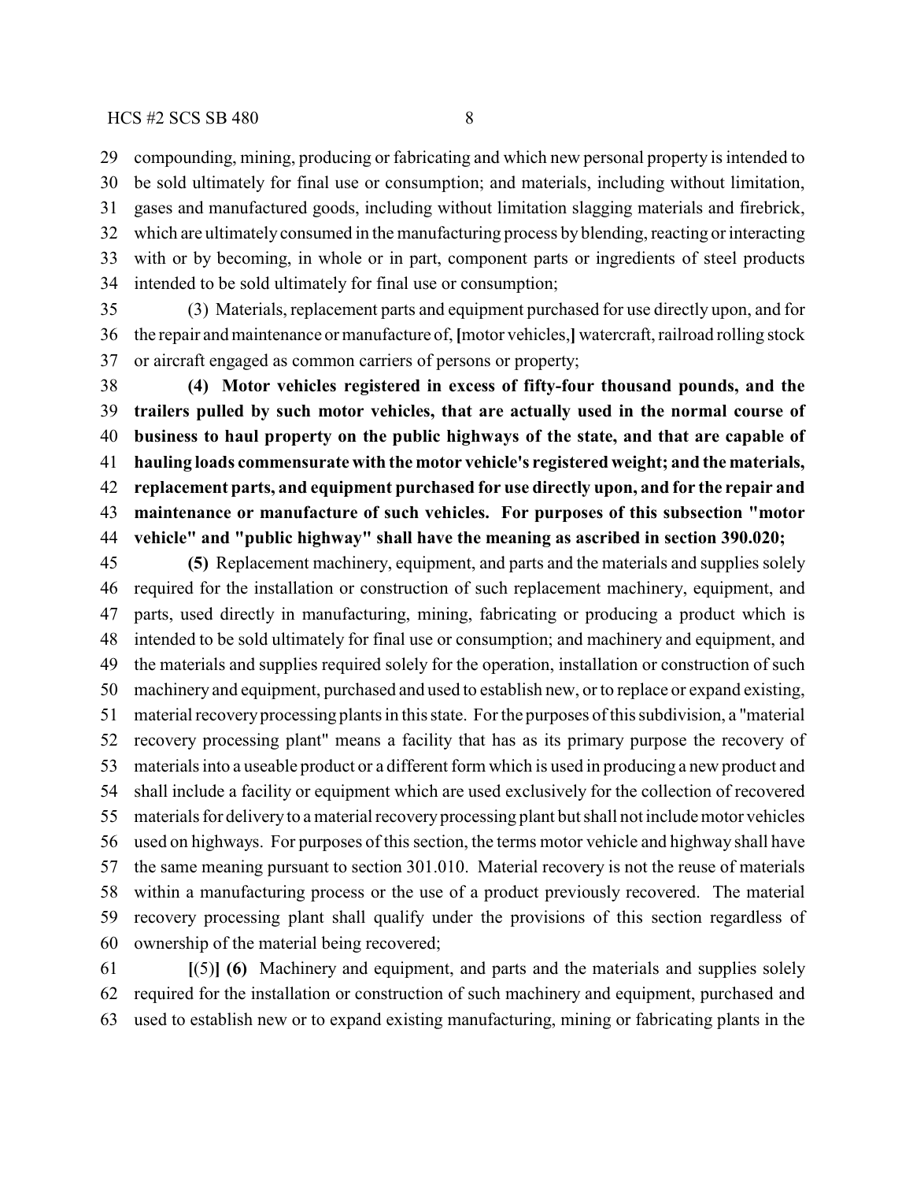compounding, mining, producing or fabricating and which new personal property is intended to be sold ultimately for final use or consumption; and materials, including without limitation, gases and manufactured goods, including without limitation slagging materials and firebrick, which are ultimately consumed in the manufacturing process by blending, reacting or interacting with or by becoming, in whole or in part, component parts or ingredients of steel products intended to be sold ultimately for final use or consumption;

(3) Materials, replacement parts and equipment purchased for use directly upon, and for the repair and maintenance or manufacture of, [motor vehicles,] watercraft, railroad rolling stock or aircraft engaged as common carriers of persons or property;

**(4) Motor vehicles registered in excess of fifty-four thousand pounds, and the trailers pulled by such motor vehicles, that are actually used in the normal course of business to haul property on the public highways of the state, and that are capable of hauling loads commensurate with the motor vehicle's registered weight; and the materials, replacement parts, and equipment purchased for use directly upon, and for the repair and maintenance or manufacture of such vehicles. For purposes of this subsection "motor vehicle" and "public highway" shall have the meaning as ascribed in section 390.020;**

**(5)** Replacement machinery, equipment, and parts and the materials and supplies solely required for the installation or construction of such replacement machinery, equipment, and parts, used directly in manufacturing, mining, fabricating or producing a product which is intended to be sold ultimately for final use or consumption; and machinery and equipment, and the materials and supplies required solely for the operation, installation or construction of such machinery and equipment, purchased and used to establish new, or to replace or expand existing, material recovery processing plants in this state. For the purposes of this subdivision, a "material recovery processing plant" means a facility that has as its primary purpose the recovery of materials into a useable product or a different form which is used in producing a new product and shall include a facility or equipment which are used exclusively for the collection of recovered materials for delivery to a material recovery processing plant but shall not include motor vehicles used on highways. For purposes of this section, the terms motor vehicle and highway shall have the same meaning pursuant to section 301.010. Material recovery is not the reuse of materials within a manufacturing process or the use of a product previously recovered. The material recovery processing plant shall qualify under the provisions of this section regardless of ownership of the material being recovered;

[(5)] **(6)** Machinery and equipment, and parts and the materials and supplies solely required for the installation or construction of such machinery and equipment, purchased and used to establish new or to expand existing manufacturing, mining or fabricating plants in the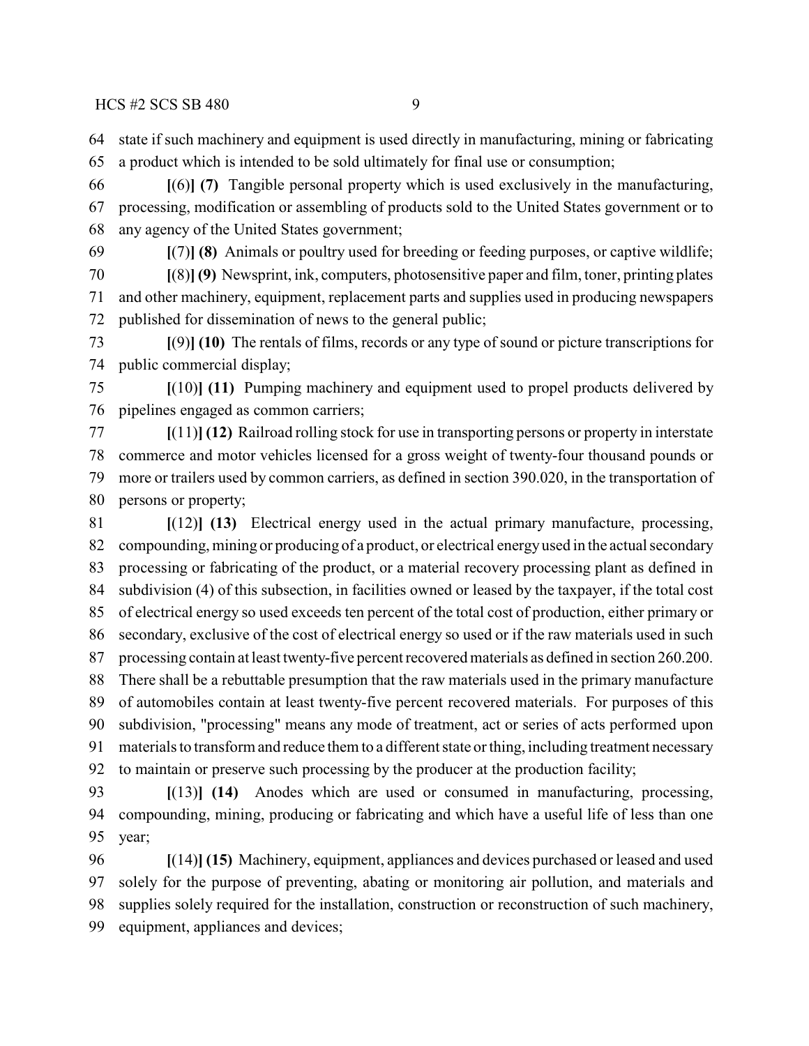state if such machinery and equipment is used directly in manufacturing, mining or fabricating a product which is intended to be sold ultimately for final use or consumption;

**[**(6)**] (7)** Tangible personal property which is used exclusively in the manufacturing, processing, modification or assembling of products sold to the United States government or to any agency of the United States government;

**[**(7)**] (8)** Animals or poultry used for breeding or feeding purposes, or captive wildlife;

**[**(8)**] (9)** Newsprint, ink, computers, photosensitive paper and film, toner, printing plates and other machinery, equipment, replacement parts and supplies used in producing newspapers published for dissemination of news to the general public;

**[**(9)**] (10)** The rentals of films, records or any type of sound or picture transcriptions for public commercial display;

**[**(10)**] (11)** Pumping machinery and equipment used to propel products delivered by pipelines engaged as common carriers;

**[**(11)**] (12)** Railroad rolling stock for use in transporting persons or property in interstate commerce and motor vehicles licensed for a gross weight of twenty-four thousand pounds or more or trailers used by common carriers, as defined in section 390.020, in the transportation of persons or property;

**[**(12)**] (13)** Electrical energy used in the actual primary manufacture, processing, compounding, mining or producing of a product, or electrical energy used in the actual secondary processing or fabricating of the product, or a material recovery processing plant as defined in subdivision (4) of this subsection, in facilities owned or leased by the taxpayer, if the total cost of electrical energy so used exceeds ten percent of the total cost of production, either primary or secondary, exclusive of the cost of electrical energy so used or if the raw materials used in such processing contain at least twenty-five percent recovered materials as defined in section 260.200. There shall be a rebuttable presumption that the raw materials used in the primary manufacture of automobiles contain at least twenty-five percent recovered materials. For purposes of this subdivision, "processing" means any mode of treatment, act or series of acts performed upon materials to transform and reduce them to a different state or thing, including treatment necessary to maintain or preserve such processing by the producer at the production facility;

**[**(13)**] (14)** Anodes which are used or consumed in manufacturing, processing, compounding, mining, producing or fabricating and which have a useful life of less than one year;

**[**(14)**] (15)** Machinery, equipment, appliances and devices purchased or leased and used solely for the purpose of preventing, abating or monitoring air pollution, and materials and supplies solely required for the installation, construction or reconstruction of such machinery, equipment, appliances and devices;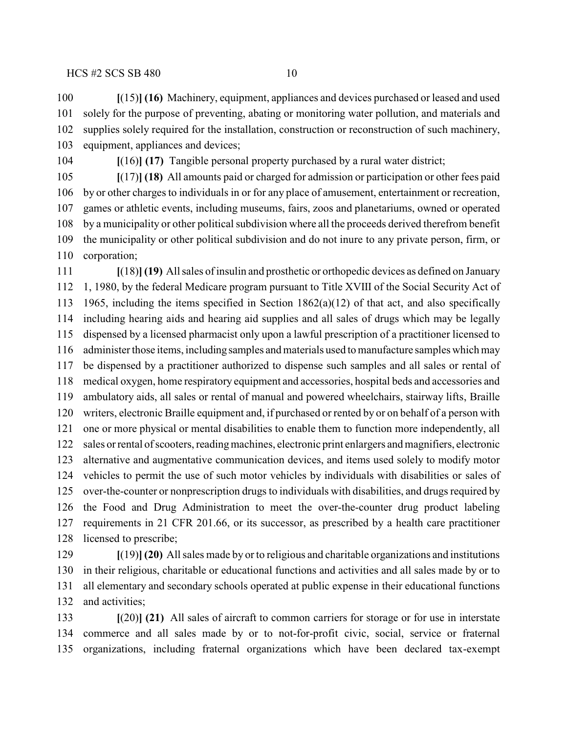**[**(15)**] (16)** Machinery, equipment, appliances and devices purchased or leased and used solely for the purpose of preventing, abating or monitoring water pollution, and materials and supplies solely required for the installation, construction or reconstruction of such machinery, equipment, appliances and devices;

**[**(16)**] (17)** Tangible personal property purchased by a rural water district;

**[**(17)**] (18)** All amounts paid or charged for admission or participation or other fees paid by or other charges to individuals in or for any place of amusement, entertainment or recreation, games or athletic events, including museums, fairs, zoos and planetariums, owned or operated by a municipality or other political subdivision where all the proceeds derived therefrom benefit the municipality or other political subdivision and do not inure to any private person, firm, or corporation;

**[**(18)**] (19)** All sales of insulin and prosthetic or orthopedic devices as defined on January 1, 1980, by the federal Medicare program pursuant to Title XVIII of the Social Security Act of 1965, including the items specified in Section 1862(a)(12) of that act, and also specifically including hearing aids and hearing aid supplies and all sales of drugs which may be legally dispensed by a licensed pharmacist only upon a lawful prescription of a practitioner licensed to administer those items, including samples and materials used to manufacture samples which may be dispensed by a practitioner authorized to dispense such samples and all sales or rental of medical oxygen, home respiratory equipment and accessories, hospital beds and accessories and ambulatory aids, all sales or rental of manual and powered wheelchairs, stairway lifts, Braille writers, electronic Braille equipment and, if purchased or rented by or on behalf of a person with one or more physical or mental disabilities to enable them to function more independently, all sales or rental of scooters, reading machines, electronic print enlargers and magnifiers, electronic alternative and augmentative communication devices, and items used solely to modify motor vehicles to permit the use of such motor vehicles by individuals with disabilities or sales of over-the-counter or nonprescription drugs to individuals with disabilities, and drugs required by the Food and Drug Administration to meet the over-the-counter drug product labeling requirements in 21 CFR 201.66, or its successor, as prescribed by a health care practitioner licensed to prescribe;

**[**(19)**] (20)** All sales made by or to religious and charitable organizations and institutions in their religious, charitable or educational functions and activities and all sales made by or to all elementary and secondary schools operated at public expense in their educational functions and activities;

**[**(20)**] (21)** All sales of aircraft to common carriers for storage or for use in interstate commerce and all sales made by or to not-for-profit civic, social, service or fraternal organizations, including fraternal organizations which have been declared tax-exempt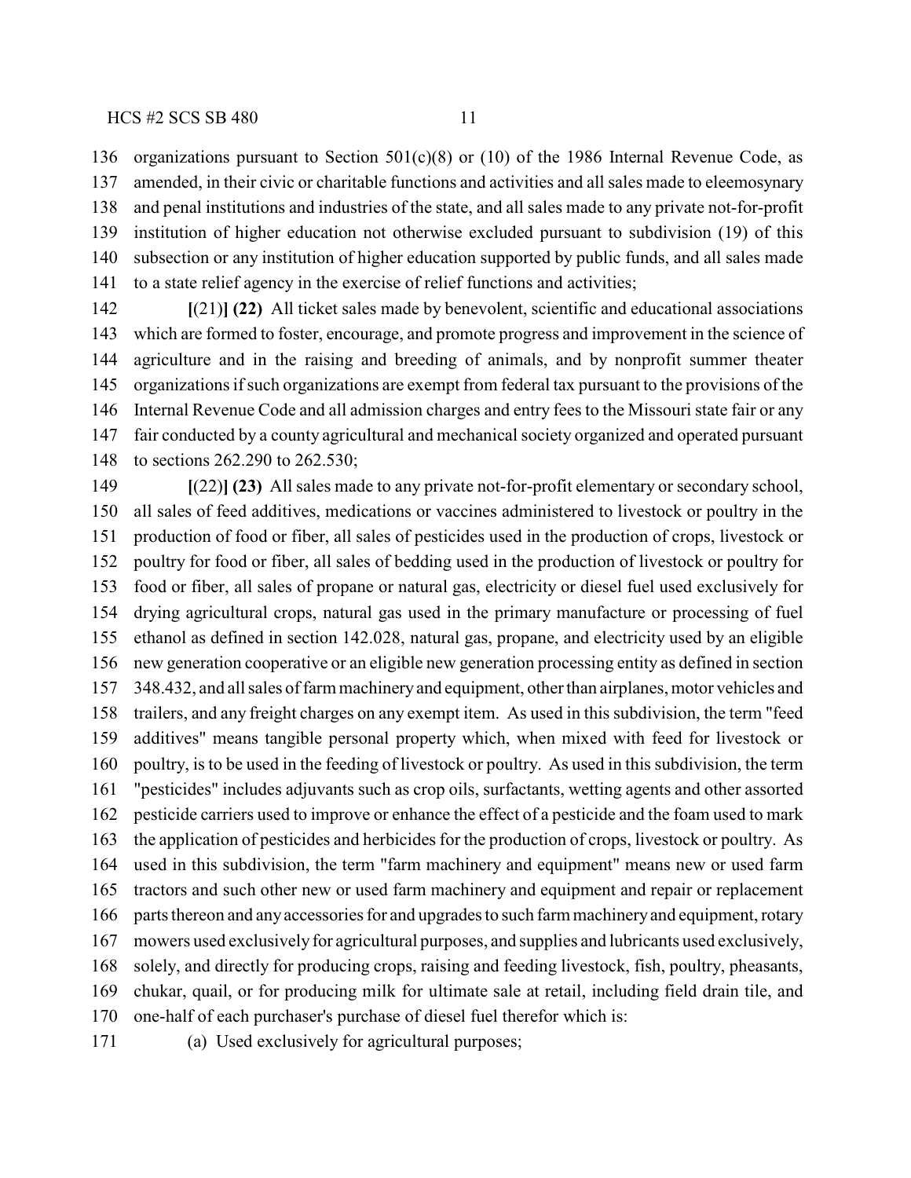organizations pursuant to Section 501(c)(8) or (10) of the 1986 Internal Revenue Code, as amended, in their civic or charitable functions and activities and all sales made to eleemosynary and penal institutions and industries of the state, and all sales made to any private not-for-profit institution of higher education not otherwise excluded pursuant to subdivision (19) of this subsection or any institution of higher education supported by public funds, and all sales made to a state relief agency in the exercise of relief functions and activities;

**[**(21)**] (22)** All ticket sales made by benevolent, scientific and educational associations which are formed to foster, encourage, and promote progress and improvement in the science of agriculture and in the raising and breeding of animals, and by nonprofit summer theater organizations if such organizations are exempt from federal tax pursuant to the provisions of the Internal Revenue Code and all admission charges and entry fees to the Missouri state fair or any fair conducted by a county agricultural and mechanical society organized and operated pursuant to sections 262.290 to 262.530;

**[**(22)**] (23)** All sales made to any private not-for-profit elementary or secondary school, all sales of feed additives, medications or vaccines administered to livestock or poultry in the production of food or fiber, all sales of pesticides used in the production of crops, livestock or poultry for food or fiber, all sales of bedding used in the production of livestock or poultry for food or fiber, all sales of propane or natural gas, electricity or diesel fuel used exclusively for drying agricultural crops, natural gas used in the primary manufacture or processing of fuel ethanol as defined in section 142.028, natural gas, propane, and electricity used by an eligible new generation cooperative or an eligible new generation processing entity as defined in section 348.432, and all sales of farm machinery and equipment, other than airplanes, motor vehicles and trailers, and any freight charges on any exempt item. As used in this subdivision, the term "feed additives" means tangible personal property which, when mixed with feed for livestock or poultry, is to be used in the feeding of livestock or poultry. As used in this subdivision, the term "pesticides" includes adjuvants such as crop oils, surfactants, wetting agents and other assorted pesticide carriers used to improve or enhance the effect of a pesticide and the foam used to mark the application of pesticides and herbicides for the production of crops, livestock or poultry. As used in this subdivision, the term "farm machinery and equipment" means new or used farm tractors and such other new or used farm machinery and equipment and repair or replacement parts thereon and any accessories for and upgrades to such farm machinery and equipment, rotary mowers used exclusively for agricultural purposes, and supplies and lubricants used exclusively, solely, and directly for producing crops, raising and feeding livestock, fish, poultry, pheasants, chukar, quail, or for producing milk for ultimate sale at retail, including field drain tile, and one-half of each purchaser's purchase of diesel fuel therefor which is:

(a) Used exclusively for agricultural purposes;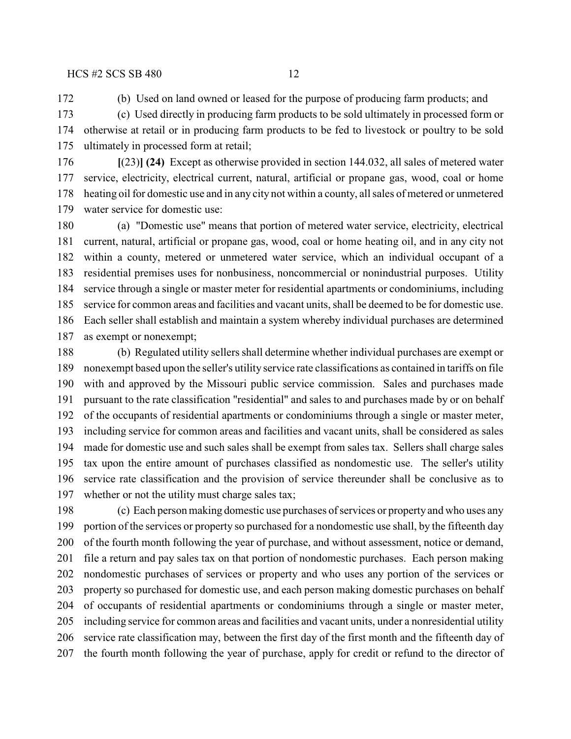(b) Used on land owned or leased for the purpose of producing farm products; and

(c) Used directly in producing farm products to be sold ultimately in processed form or otherwise at retail or in producing farm products to be fed to livestock or poultry to be sold ultimately in processed form at retail;

**[**(23)**] (24)** Except as otherwise provided in section 144.032, all sales of metered water service, electricity, electrical current, natural, artificial or propane gas, wood, coal or home heating oil for domestic use and in any city not within a county, all sales of metered or unmetered water service for domestic use:

(a) "Domestic use" means that portion of metered water service, electricity, electrical current, natural, artificial or propane gas, wood, coal or home heating oil, and in any city not within a county, metered or unmetered water service, which an individual occupant of a residential premises uses for nonbusiness, noncommercial or nonindustrial purposes. Utility service through a single or master meter for residential apartments or condominiums, including service for common areas and facilities and vacant units, shall be deemed to be for domestic use. Each seller shall establish and maintain a system whereby individual purchases are determined as exempt or nonexempt;

(b) Regulated utility sellers shall determine whether individual purchases are exempt or nonexempt based upon the seller's utility service rate classifications as contained in tariffs on file with and approved by the Missouri public service commission. Sales and purchases made pursuant to the rate classification "residential" and sales to and purchases made by or on behalf of the occupants of residential apartments or condominiums through a single or master meter, including service for common areas and facilities and vacant units, shall be considered as sales made for domestic use and such sales shall be exempt from sales tax. Sellers shall charge sales tax upon the entire amount of purchases classified as nondomestic use. The seller's utility service rate classification and the provision of service thereunder shall be conclusive as to whether or not the utility must charge sales tax;

(c) Each person making domestic use purchases of services or property and who uses any portion of the services or property so purchased for a nondomestic use shall, by the fifteenth day of the fourth month following the year of purchase, and without assessment, notice or demand, file a return and pay sales tax on that portion of nondomestic purchases. Each person making nondomestic purchases of services or property and who uses any portion of the services or property so purchased for domestic use, and each person making domestic purchases on behalf of occupants of residential apartments or condominiums through a single or master meter, including service for common areas and facilities and vacant units, under a nonresidential utility service rate classification may, between the first day of the first month and the fifteenth day of the fourth month following the year of purchase, apply for credit or refund to the director of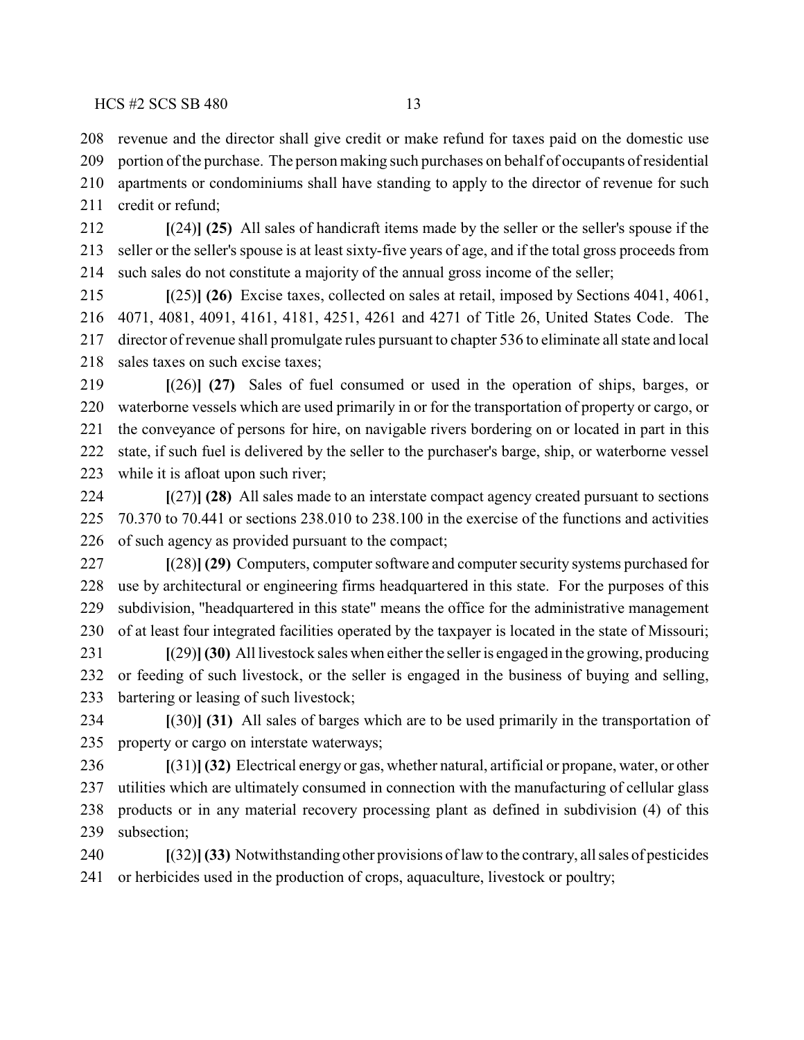revenue and the director shall give credit or make refund for taxes paid on the domestic use portion of the purchase. The person making such purchases on behalf of occupants of residential apartments or condominiums shall have standing to apply to the director of revenue for such credit or refund;

[(24)] **(25)** All sales of handicraft items made by the seller or the seller's spouse if the seller or the seller's spouse is at least sixty-five years of age, and if the total gross proceeds from such sales do not constitute a majority of the annual gross income of the seller;

[(25)] **(26)** Excise taxes, collected on sales at retail, imposed by Sections 4041, 4061, 4071, 4081, 4091, 4161, 4181, 4251, 4261 and 4271 of Title 26, United States Code. The director of revenue shall promulgate rules pursuant to chapter 536 to eliminate all state and local sales taxes on such excise taxes;

[(26)] **(27)** Sales of fuel consumed or used in the operation of ships, barges, or waterborne vessels which are used primarily in or for the transportation of property or cargo, or the conveyance of persons for hire, on navigable rivers bordering on or located in part in this state, if such fuel is delivered by the seller to the purchaser's barge, ship, or waterborne vessel while it is afloat upon such river;

[(27)] **(28)** All sales made to an interstate compact agency created pursuant to sections 70.370 to 70.441 or sections 238.010 to 238.100 in the exercise of the functions and activities of such agency as provided pursuant to the compact;

[(28)] **(29)** Computers, computer software and computer security systems purchased for use by architectural or engineering firms headquartered in this state. For the purposes of this subdivision, "headquartered in this state" means the office for the administrative management of at least four integrated facilities operated by the taxpayer is located in the state of Missouri;

[(29)] **(30)** All livestock sales when either the seller is engaged in the growing, producing or feeding of such livestock, or the seller is engaged in the business of buying and selling, bartering or leasing of such livestock;

[(30)] **(31)** All sales of barges which are to be used primarily in the transportation of property or cargo on interstate waterways;

[(31)] **(32)** Electrical energy or gas, whether natural, artificial or propane, water, or other utilities which are ultimately consumed in connection with the manufacturing of cellular glass products or in any material recovery processing plant as defined in subdivision (4) of this subsection;

[(32)] **(33)** Notwithstanding other provisions of law to the contrary, all sales of pesticides or herbicides used in the production of crops, aquaculture, livestock or poultry;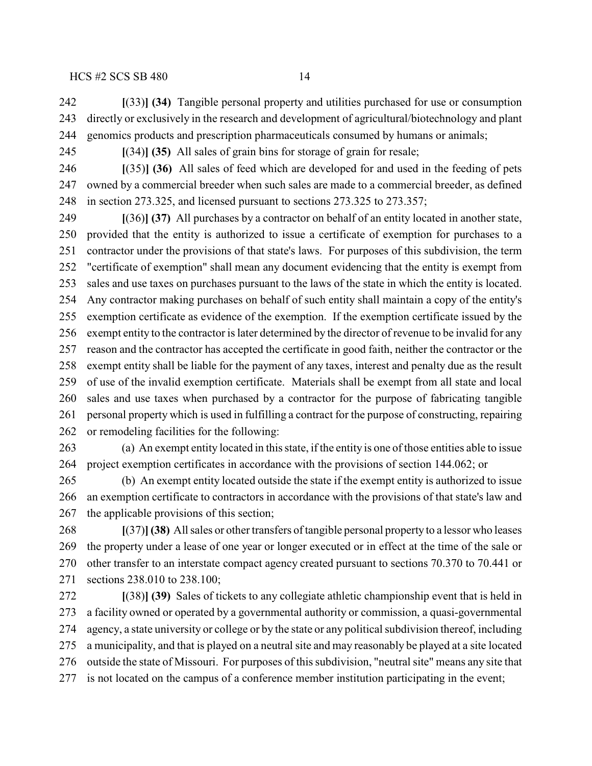[(33)] **(34)** Tangible personal property and utilities purchased for use or consumption directly or exclusively in the research and development of agricultural/biotechnology and plant genomics products and prescription pharmaceuticals consumed by humans or animals;

[(34)] **(35)** All sales of grain bins for storage of grain for resale;

[(35)] **(36)** All sales of feed which are developed for and used in the feeding of pets owned by a commercial breeder when such sales are made to a commercial breeder, as defined in section 273.325, and licensed pursuant to sections 273.325 to 273.357;

[(36)] **(37)** All purchases by a contractor on behalf of an entity located in another state, provided that the entity is authorized to issue a certificate of exemption for purchases to a contractor under the provisions of that state's laws. For purposes of this subdivision, the term "certificate of exemption" shall mean any document evidencing that the entity is exempt from sales and use taxes on purchases pursuant to the laws of the state in which the entity is located. Any contractor making purchases on behalf of such entity shall maintain a copy of the entity's exemption certificate as evidence of the exemption. If the exemption certificate issued by the exempt entity to the contractor is later determined by the director of revenue to be invalid for any reason and the contractor has accepted the certificate in good faith, neither the contractor or the exempt entity shall be liable for the payment of any taxes, interest and penalty due as the result of use of the invalid exemption certificate. Materials shall be exempt from all state and local sales and use taxes when purchased by a contractor for the purpose of fabricating tangible personal property which is used in fulfilling a contract for the purpose of constructing, repairing or remodeling facilities for the following:

(a) An exempt entity located in this state, if the entity is one of those entities able to issue project exemption certificates in accordance with the provisions of section 144.062; or

(b) An exempt entity located outside the state if the exempt entity is authorized to issue an exemption certificate to contractors in accordance with the provisions of that state's law and the applicable provisions of this section;

[(37)] **(38)** All sales or other transfers of tangible personal property to a lessor who leases the property under a lease of one year or longer executed or in effect at the time of the sale or other transfer to an interstate compact agency created pursuant to sections 70.370 to 70.441 or sections 238.010 to 238.100;

[(38)] **(39)** Sales of tickets to any collegiate athletic championship event that is held in a facility owned or operated by a governmental authority or commission, a quasi-governmental agency, a state university or college or by the state or any political subdivision thereof, including a municipality, and that is played on a neutral site and may reasonably be played at a site located outside the state of Missouri. For purposes of this subdivision, "neutral site" means any site that is not located on the campus of a conference member institution participating in the event;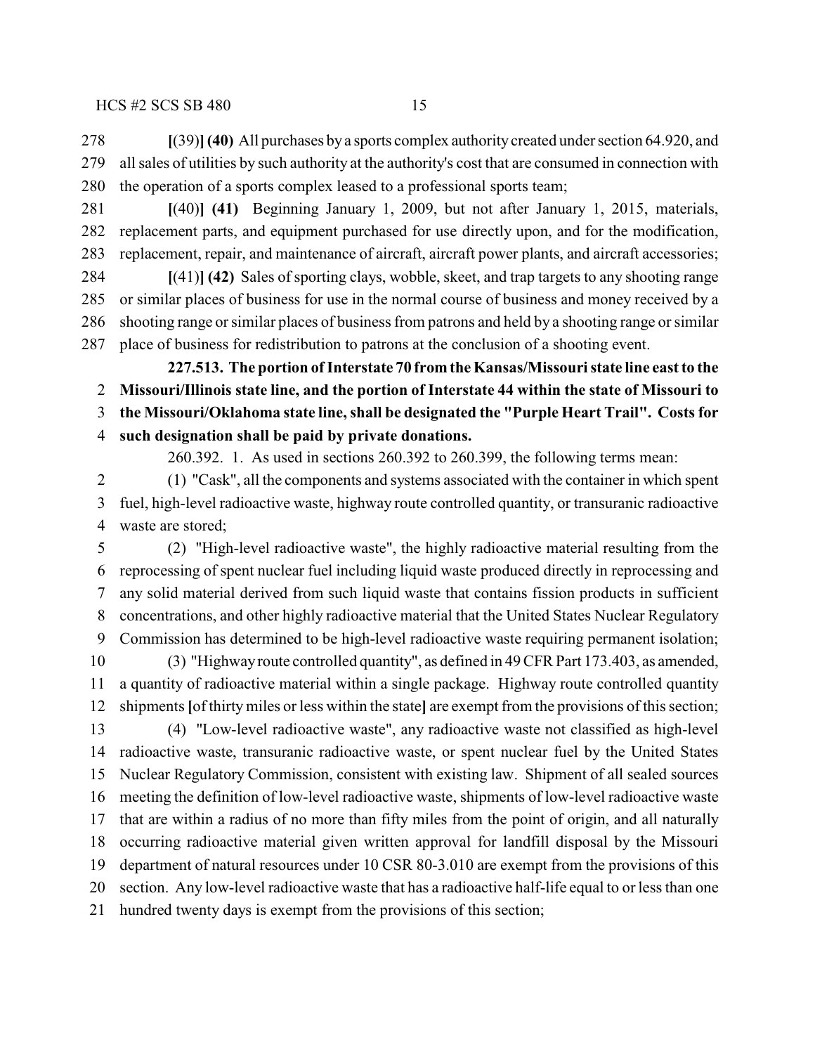278 **[**(39)**] (40)** All purchases by a sports complex authority created under section 64.920, and 279 all sales of utilities by such authority at the authority's cost that are consumed in connection with 280 the operation of a sports complex leased to a professional sports team;

281 **[**(40)**] (41)** Beginning January 1, 2009, but not after January 1, 2015, materials, 282 replacement parts, and equipment purchased for use directly upon, and for the modification, 283 replacement, repair, and maintenance of aircraft, aircraft power plants, and aircraft accessories;

284 **[**(41)**] (42)** Sales of sporting clays, wobble, skeet, and trap targets to any shooting range 285 or similar places of business for use in the normal course of business and money received by a 286 shooting range or similar places of business from patrons and held by a shooting range or similar 287 place of business for redistribution to patrons at the conclusion of a shooting event.

**227.513. The portion of Interstate 70 from the Kansas/Missouri state line east to the 2 Missouri/Illinois state line, and the portion of Interstate 44 within the state of Missouri to 3 the Missouri/Oklahoma state line, shall be designated the "Purple Heart Trail". Costs for 4 such designation shall be paid by private donations.**

260.392. 1. As used in sections 260.392 to 260.399, the following terms mean:

2 (1) "Cask", all the components and systems associated with the container in which spent 3 fuel, high-level radioactive waste, highway route controlled quantity, or transuranic radioactive 4 waste are stored;

5 (2) "High-level radioactive waste", the highly radioactive material resulting from the 6 reprocessing of spent nuclear fuel including liquid waste produced directly in reprocessing and 7 any solid material derived from such liquid waste that contains fission products in sufficient 8 concentrations, and other highly radioactive material that the United States Nuclear Regulatory 9 Commission has determined to be high-level radioactive waste requiring permanent isolation;

10 (3) "Highway route controlled quantity", as defined in 49 CFR Part 173.403, as amended, 11 a quantity of radioactive material within a single package. Highway route controlled quantity 12 shipments **[**of thirty miles or less within the state**]** are exempt from the provisions of this section;

13 (4) "Low-level radioactive waste", any radioactive waste not classified as high-level 14 radioactive waste, transuranic radioactive waste, or spent nuclear fuel by the United States 15 Nuclear Regulatory Commission, consistent with existing law. Shipment of all sealed sources 16 meeting the definition of low-level radioactive waste, shipments of low-level radioactive waste 17 that are within a radius of no more than fifty miles from the point of origin, and all naturally 18 occurring radioactive material given written approval for landfill disposal by the Missouri 19 department of natural resources under 10 CSR 80-3.010 are exempt from the provisions of this 20 section. Any low-level radioactive waste that has a radioactive half-life equal to or less than one 21 hundred twenty days is exempt from the provisions of this section;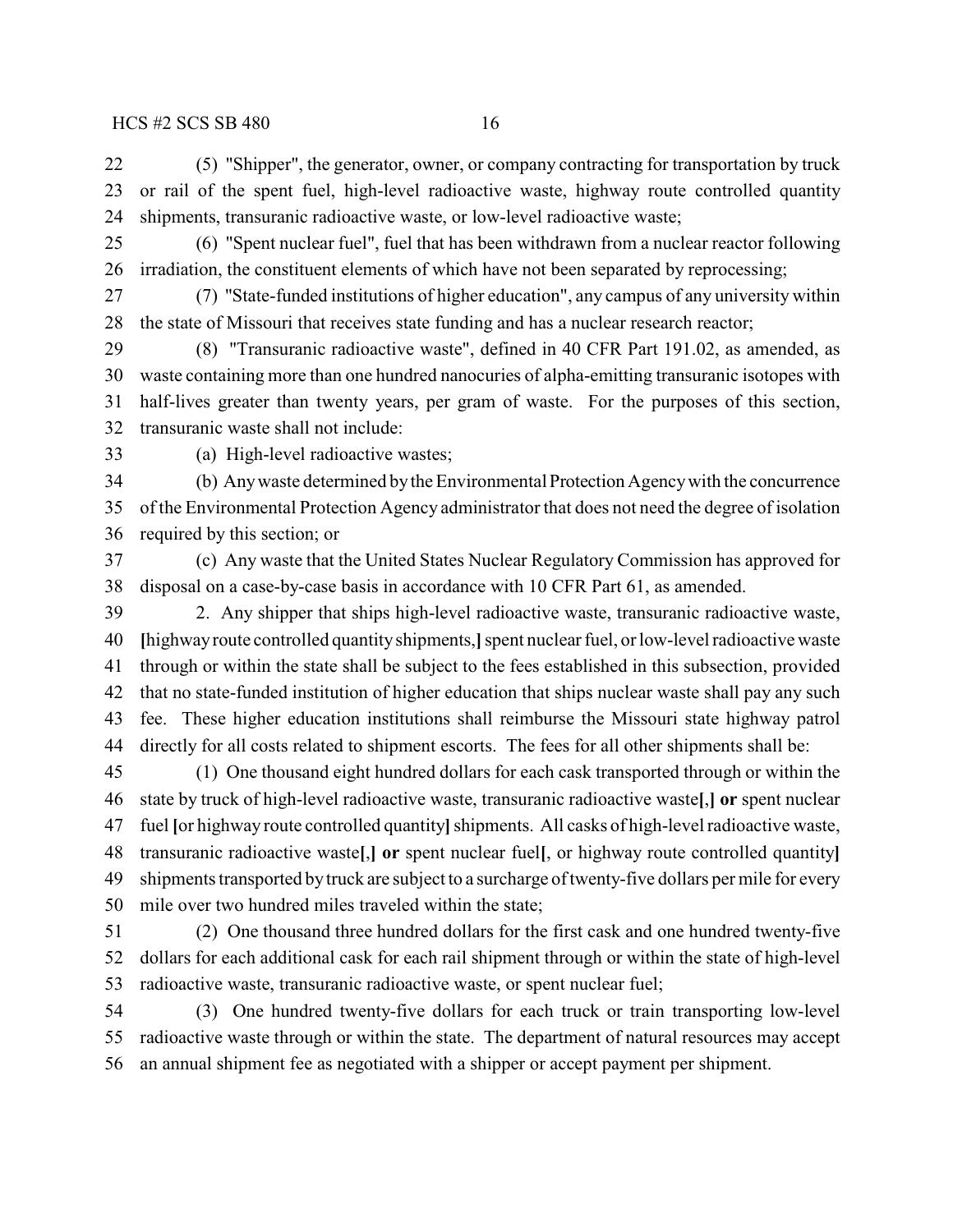(5) "Shipper", the generator, owner, or company contracting for transportation by truck or rail of the spent fuel, high-level radioactive waste, highway route controlled quantity shipments, transuranic radioactive waste, or low-level radioactive waste;

(6) "Spent nuclear fuel", fuel that has been withdrawn from a nuclear reactor following irradiation, the constituent elements of which have not been separated by reprocessing;

(7) "State-funded institutions of higher education", any campus of any university within the state of Missouri that receives state funding and has a nuclear research reactor;

(8) "Transuranic radioactive waste", defined in 40 CFR Part 191.02, as amended, as waste containing more than one hundred nanocuries of alpha-emitting transuranic isotopes with half-lives greater than twenty years, per gram of waste. For the purposes of this section, transuranic waste shall not include:

(a) High-level radioactive wastes;

(b) Any waste determined by the Environmental Protection Agency with the concurrence of the Environmental Protection Agency administrator that does not need the degree of isolation required by this section; or

(c) Any waste that the United States Nuclear Regulatory Commission has approved for disposal on a case-by-case basis in accordance with 10 CFR Part 61, as amended.

2. Any shipper that ships high-level radioactive waste, transuranic radioactive waste, **[**highway route controlled quantity shipments,**]** spent nuclear fuel, or low-level radioactive waste through or within the state shall be subject to the fees established in this subsection, provided that no state-funded institution of higher education that ships nuclear waste shall pay any such fee. These higher education institutions shall reimburse the Missouri state highway patrol directly for all costs related to shipment escorts. The fees for all other shipments shall be:

(1) One thousand eight hundred dollars for each cask transported through or within the state by truck of high-level radioactive waste, transuranic radioactive waste**[**,**]** **or** spent nuclear fuel **[**or highway route controlled quantity**]** shipments. All casks of high-level radioactive waste, transuranic radioactive waste**[**,**]** **or** spent nuclear fuel**[**, or highway route controlled quantity**]** shipments transported by truck are subject to a surcharge of twenty-five dollars per mile for every mile over two hundred miles traveled within the state;

(2) One thousand three hundred dollars for the first cask and one hundred twenty-five dollars for each additional cask for each rail shipment through or within the state of high-level radioactive waste, transuranic radioactive waste, or spent nuclear fuel;

(3) One hundred twenty-five dollars for each truck or train transporting low-level radioactive waste through or within the state. The department of natural resources may accept an annual shipment fee as negotiated with a shipper or accept payment per shipment.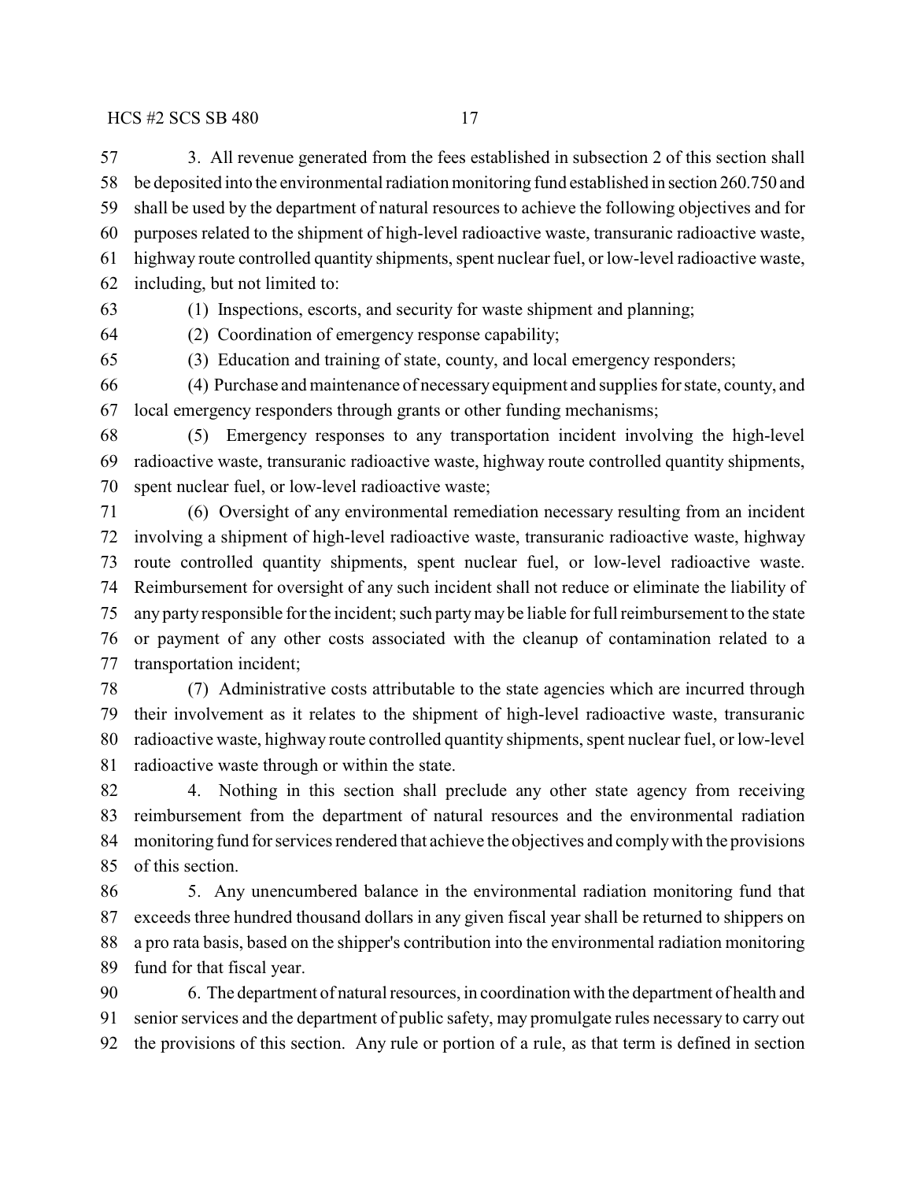3. All revenue generated from the fees established in subsection 2 of this section shall be deposited into the environmental radiation monitoring fund established in section 260.750 and shall be used by the department of natural resources to achieve the following objectives and for purposes related to the shipment of high-level radioactive waste, transuranic radioactive waste, highway route controlled quantity shipments, spent nuclear fuel, or low-level radioactive waste, including, but not limited to:

(1) Inspections, escorts, and security for waste shipment and planning;

(2) Coordination of emergency response capability;

(3) Education and training of state, county, and local emergency responders;

(4) Purchase and maintenance of necessary equipment and supplies for state, county, and local emergency responders through grants or other funding mechanisms;

(5) Emergency responses to any transportation incident involving the high-level radioactive waste, transuranic radioactive waste, highway route controlled quantity shipments, spent nuclear fuel, or low-level radioactive waste;

(6) Oversight of any environmental remediation necessary resulting from an incident involving a shipment of high-level radioactive waste, transuranic radioactive waste, highway route controlled quantity shipments, spent nuclear fuel, or low-level radioactive waste. Reimbursement for oversight of any such incident shall not reduce or eliminate the liability of any party responsible for the incident; such party may be liable for full reimbursement to the state or payment of any other costs associated with the cleanup of contamination related to a transportation incident;

(7) Administrative costs attributable to the state agencies which are incurred through their involvement as it relates to the shipment of high-level radioactive waste, transuranic radioactive waste, highway route controlled quantity shipments, spent nuclear fuel, or low-level radioactive waste through or within the state.

4. Nothing in this section shall preclude any other state agency from receiving reimbursement from the department of natural resources and the environmental radiation monitoring fund for services rendered that achieve the objectives and comply with the provisions of this section.

5. Any unencumbered balance in the environmental radiation monitoring fund that exceeds three hundred thousand dollars in any given fiscal year shall be returned to shippers on a pro rata basis, based on the shipper's contribution into the environmental radiation monitoring fund for that fiscal year.

6. The department of natural resources, in coordination with the department of health and senior services and the department of public safety, may promulgate rules necessary to carry out the provisions of this section. Any rule or portion of a rule, as that term is defined in section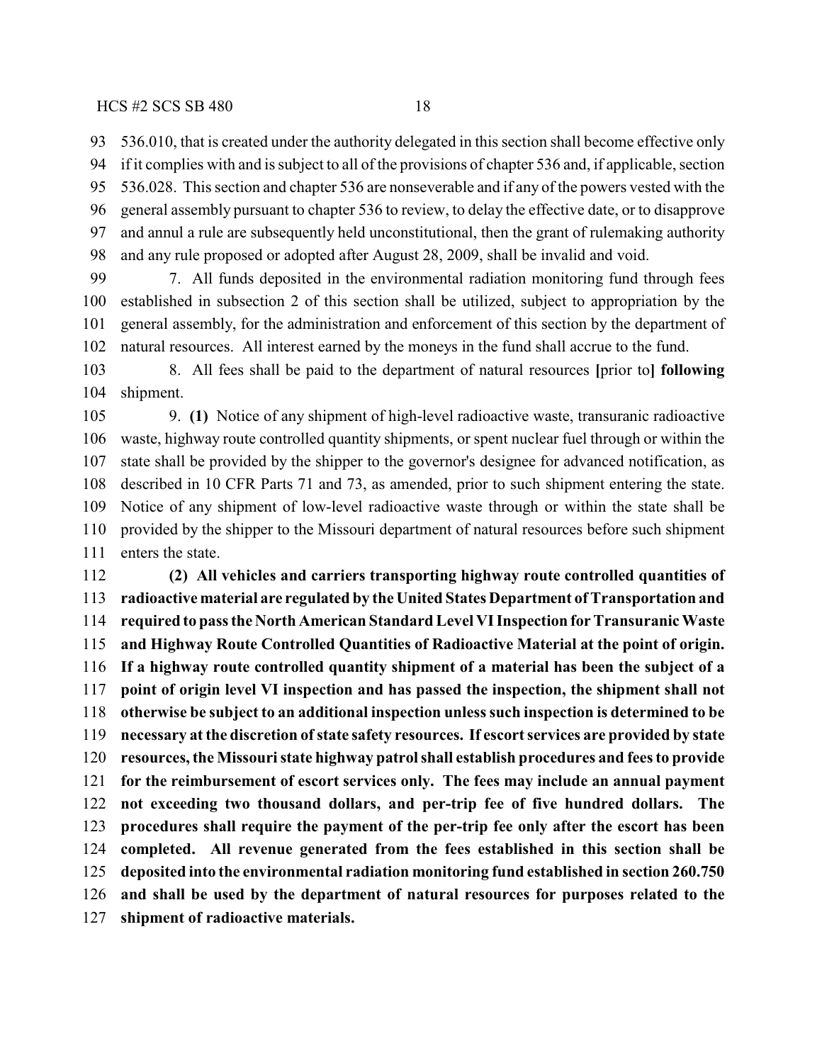536.010, that is created under the authority delegated in this section shall become effective only if it complies with and is subject to all of the provisions of chapter 536 and, if applicable, section 536.028. This section and chapter 536 are nonseverable and if any of the powers vested with the general assembly pursuant to chapter 536 to review, to delay the effective date, or to disapprove and annul a rule are subsequently held unconstitutional, then the grant of rulemaking authority and any rule proposed or adopted after August 28, 2009, shall be invalid and void.

7. All funds deposited in the environmental radiation monitoring fund through fees established in subsection 2 of this section shall be utilized, subject to appropriation by the general assembly, for the administration and enforcement of this section by the department of natural resources. All interest earned by the moneys in the fund shall accrue to the fund.

8. All fees shall be paid to the department of natural resources **[**prior to**] following** shipment.

9. **(1)** Notice of any shipment of high-level radioactive waste, transuranic radioactive waste, highway route controlled quantity shipments, or spent nuclear fuel through or within the state shall be provided by the shipper to the governor's designee for advanced notification, as described in 10 CFR Parts 71 and 73, as amended, prior to such shipment entering the state. Notice of any shipment of low-level radioactive waste through or within the state shall be provided by the shipper to the Missouri department of natural resources before such shipment enters the state.

**(2) All vehicles and carriers transporting highway route controlled quantities of radioactive material are regulated by the United States Department of Transportation and required to pass the North American Standard Level VI Inspection for Transuranic Waste and Highway Route Controlled Quantities of Radioactive Material at the point of origin. If a highway route controlled quantity shipment of a material has been the subject of a point of origin level VI inspection and has passed the inspection, the shipment shall not otherwise be subject to an additional inspection unless such inspection is determined to be necessary at the discretion of state safety resources. If escort services are provided by state resources, the Missouri state highway patrol shall establish procedures and fees to provide for the reimbursement of escort services only. The fees may include an annual payment not exceeding two thousand dollars, and per-trip fee of five hundred dollars. The procedures shall require the payment of the per-trip fee only after the escort has been completed. All revenue generated from the fees established in this section shall be deposited into the environmental radiation monitoring fund established in section 260.750 and shall be used by the department of natural resources for purposes related to the shipment of radioactive materials.**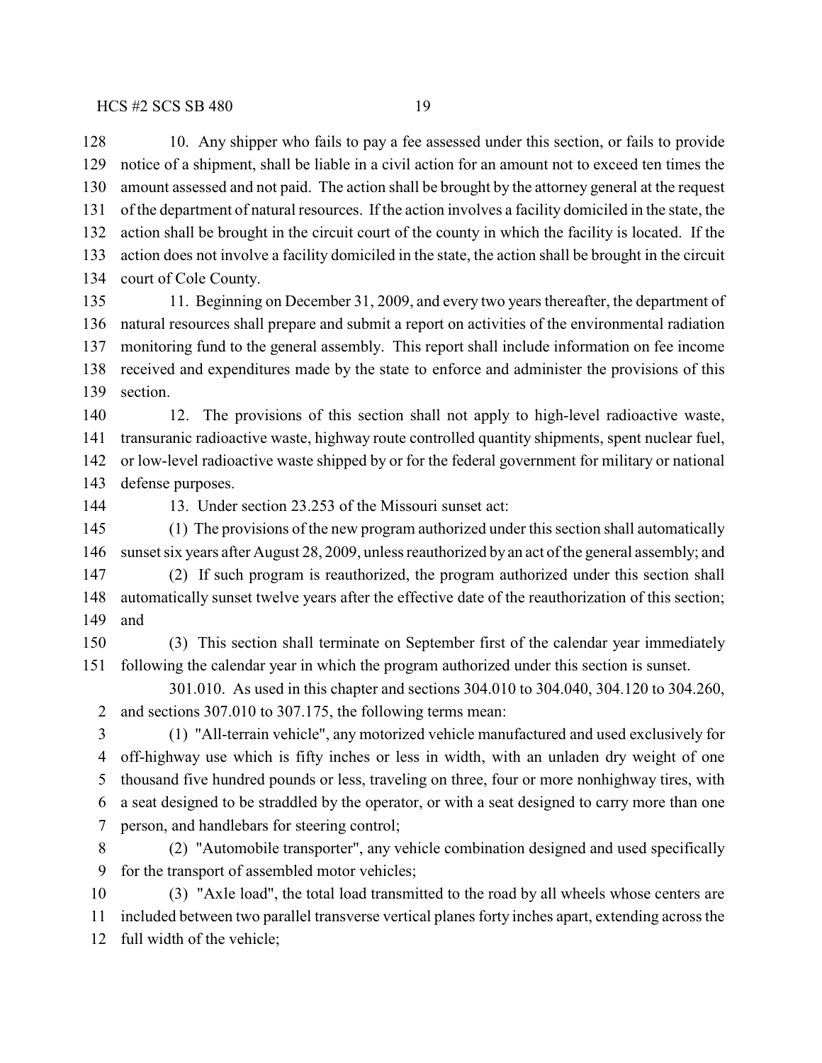10. Any shipper who fails to pay a fee assessed under this section, or fails to provide notice of a shipment, shall be liable in a civil action for an amount not to exceed ten times the amount assessed and not paid. The action shall be brought by the attorney general at the request of the department of natural resources. If the action involves a facility domiciled in the state, the action shall be brought in the circuit court of the county in which the facility is located. If the action does not involve a facility domiciled in the state, the action shall be brought in the circuit court of Cole County.

11. Beginning on December 31, 2009, and every two years thereafter, the department of natural resources shall prepare and submit a report on activities of the environmental radiation monitoring fund to the general assembly. This report shall include information on fee income received and expenditures made by the state to enforce and administer the provisions of this section.

12. The provisions of this section shall not apply to high-level radioactive waste, transuranic radioactive waste, highway route controlled quantity shipments, spent nuclear fuel, or low-level radioactive waste shipped by or for the federal government for military or national defense purposes.

13. Under section 23.253 of the Missouri sunset act:

(1) The provisions of the new program authorized under this section shall automatically sunset six years after August 28, 2009, unless reauthorized by an act of the general assembly; and

(2) If such program is reauthorized, the program authorized under this section shall automatically sunset twelve years after the effective date of the reauthorization of this section; and

(3) This section shall terminate on September first of the calendar year immediately following the calendar year in which the program authorized under this section is sunset.

301.010. As used in this chapter and sections 304.010 to 304.040, 304.120 to 304.260, and sections 307.010 to 307.175, the following terms mean:

(1) "All-terrain vehicle", any motorized vehicle manufactured and used exclusively for off-highway use which is fifty inches or less in width, with an unladen dry weight of one thousand five hundred pounds or less, traveling on three, four or more nonhighway tires, with a seat designed to be straddled by the operator, or with a seat designed to carry more than one person, and handlebars for steering control;

(2) "Automobile transporter", any vehicle combination designed and used specifically for the transport of assembled motor vehicles;

(3) "Axle load", the total load transmitted to the road by all wheels whose centers are included between two parallel transverse vertical planes forty inches apart, extending across the full width of the vehicle;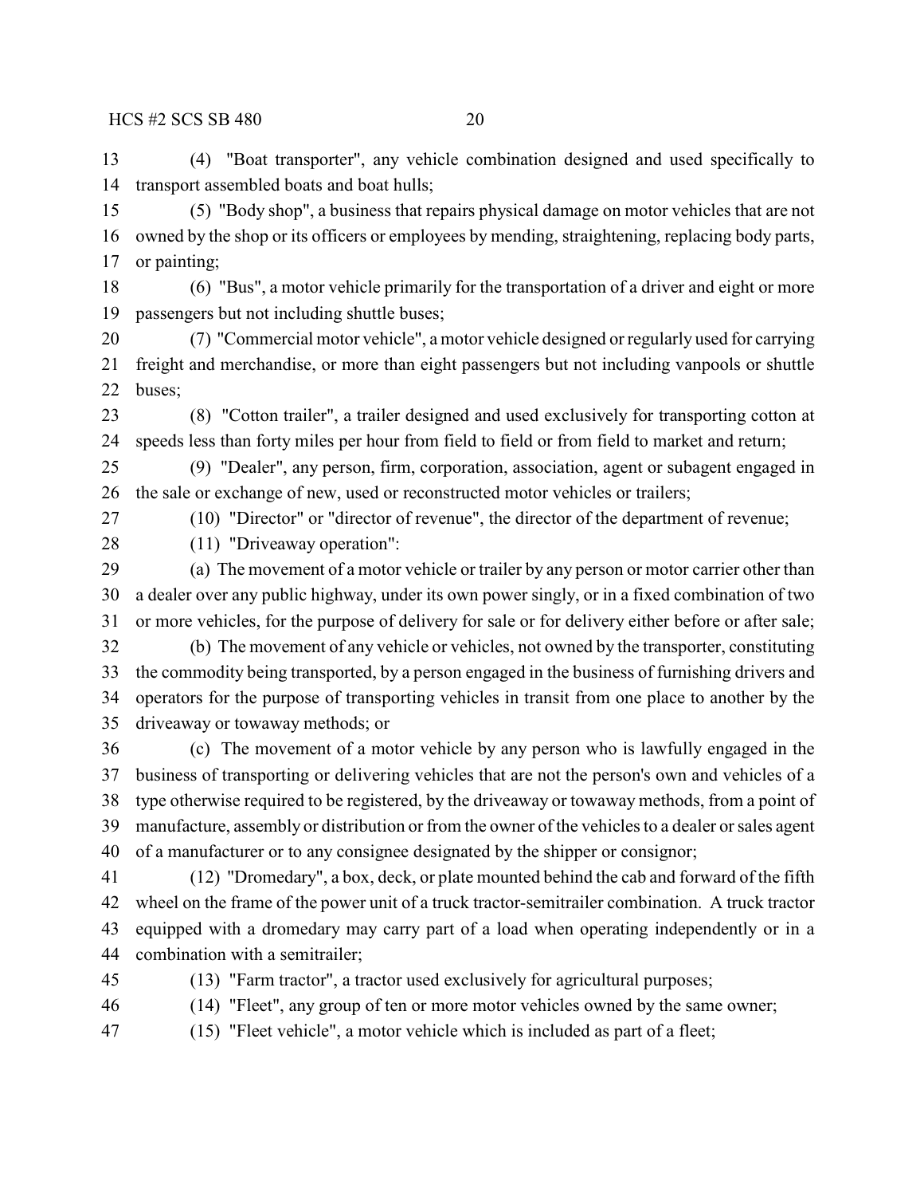(4) "Boat transporter", any vehicle combination designed and used specifically to transport assembled boats and boat hulls;

(5) "Body shop", a business that repairs physical damage on motor vehicles that are not owned by the shop or its officers or employees by mending, straightening, replacing body parts, or painting;

(6) "Bus", a motor vehicle primarily for the transportation of a driver and eight or more passengers but not including shuttle buses;

(7) "Commercial motor vehicle", a motor vehicle designed or regularly used for carrying freight and merchandise, or more than eight passengers but not including vanpools or shuttle buses;

(8) "Cotton trailer", a trailer designed and used exclusively for transporting cotton at speeds less than forty miles per hour from field to field or from field to market and return;

(9) "Dealer", any person, firm, corporation, association, agent or subagent engaged in the sale or exchange of new, used or reconstructed motor vehicles or trailers;

(10) "Director" or "director of revenue", the director of the department of revenue;

(11) "Driveaway operation":

(a) The movement of a motor vehicle or trailer by any person or motor carrier other than a dealer over any public highway, under its own power singly, or in a fixed combination of two or more vehicles, for the purpose of delivery for sale or for delivery either before or after sale;

(b) The movement of any vehicle or vehicles, not owned by the transporter, constituting the commodity being transported, by a person engaged in the business of furnishing drivers and operators for the purpose of transporting vehicles in transit from one place to another by the driveaway or towaway methods; or

(c) The movement of a motor vehicle by any person who is lawfully engaged in the business of transporting or delivering vehicles that are not the person's own and vehicles of a type otherwise required to be registered, by the driveaway or towaway methods, from a point of manufacture, assembly or distribution or from the owner of the vehicles to a dealer or sales agent of a manufacturer or to any consignee designated by the shipper or consignor;

(12) "Dromedary", a box, deck, or plate mounted behind the cab and forward of the fifth wheel on the frame of the power unit of a truck tractor-semitrailer combination. A truck tractor equipped with a dromedary may carry part of a load when operating independently or in a combination with a semitrailer;

(13) "Farm tractor", a tractor used exclusively for agricultural purposes;

(14) "Fleet", any group of ten or more motor vehicles owned by the same owner;

(15) "Fleet vehicle", a motor vehicle which is included as part of a fleet;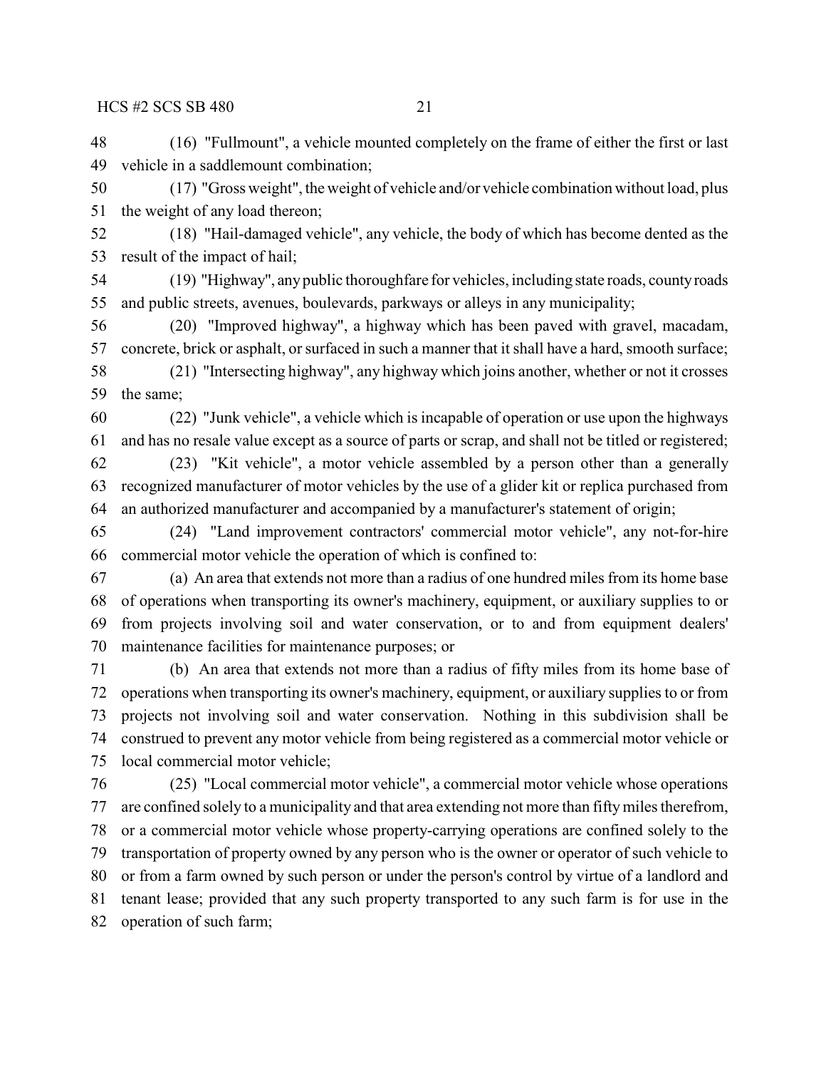(16) "Fullmount", a vehicle mounted completely on the frame of either the first or last vehicle in a saddlemount combination;

(17) "Gross weight", the weight of vehicle and/or vehicle combination without load, plus the weight of any load thereon;

(18) "Hail-damaged vehicle", any vehicle, the body of which has become dented as the result of the impact of hail;

(19) "Highway", any public thoroughfare for vehicles, including state roads, county roads and public streets, avenues, boulevards, parkways or alleys in any municipality;

(20) "Improved highway", a highway which has been paved with gravel, macadam, concrete, brick or asphalt, or surfaced in such a manner that it shall have a hard, smooth surface;

(21) "Intersecting highway", any highway which joins another, whether or not it crosses the same;

(22) "Junk vehicle", a vehicle which is incapable of operation or use upon the highways and has no resale value except as a source of parts or scrap, and shall not be titled or registered;

(23) "Kit vehicle", a motor vehicle assembled by a person other than a generally recognized manufacturer of motor vehicles by the use of a glider kit or replica purchased from an authorized manufacturer and accompanied by a manufacturer's statement of origin;

(24) "Land improvement contractors' commercial motor vehicle", any not-for-hire commercial motor vehicle the operation of which is confined to:

(a) An area that extends not more than a radius of one hundred miles from its home base of operations when transporting its owner's machinery, equipment, or auxiliary supplies to or from projects involving soil and water conservation, or to and from equipment dealers' maintenance facilities for maintenance purposes; or

(b) An area that extends not more than a radius of fifty miles from its home base of operations when transporting its owner's machinery, equipment, or auxiliary supplies to or from projects not involving soil and water conservation. Nothing in this subdivision shall be construed to prevent any motor vehicle from being registered as a commercial motor vehicle or local commercial motor vehicle;

(25) "Local commercial motor vehicle", a commercial motor vehicle whose operations are confined solely to a municipality and that area extending not more than fifty miles therefrom, or a commercial motor vehicle whose property-carrying operations are confined solely to the transportation of property owned by any person who is the owner or operator of such vehicle to or from a farm owned by such person or under the person's control by virtue of a landlord and tenant lease; provided that any such property transported to any such farm is for use in the operation of such farm;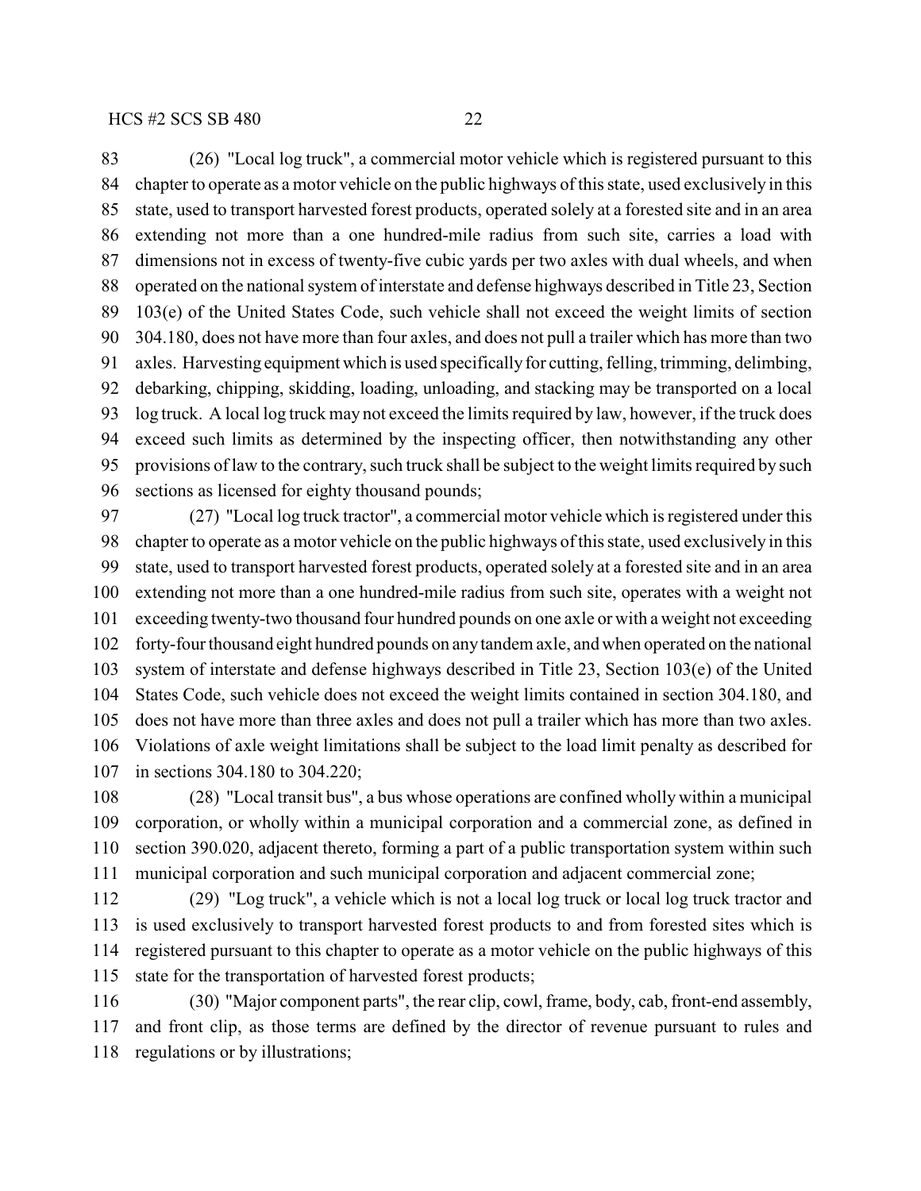(26) "Local log truck", a commercial motor vehicle which is registered pursuant to this chapter to operate as a motor vehicle on the public highways of this state, used exclusively in this state, used to transport harvested forest products, operated solely at a forested site and in an area extending not more than a one hundred-mile radius from such site, carries a load with dimensions not in excess of twenty-five cubic yards per two axles with dual wheels, and when operated on the national system of interstate and defense highways described in Title 23, Section 103(e) of the United States Code, such vehicle shall not exceed the weight limits of section 304.180, does not have more than four axles, and does not pull a trailer which has more than two axles. Harvesting equipment which is used specifically for cutting, felling, trimming, delimbing, debarking, chipping, skidding, loading, unloading, and stacking may be transported on a local log truck. A local log truck may not exceed the limits required by law, however, if the truck does exceed such limits as determined by the inspecting officer, then notwithstanding any other provisions of law to the contrary, such truck shall be subject to the weight limits required by such sections as licensed for eighty thousand pounds;

(27) "Local log truck tractor", a commercial motor vehicle which is registered under this chapter to operate as a motor vehicle on the public highways of this state, used exclusively in this state, used to transport harvested forest products, operated solely at a forested site and in an area extending not more than a one hundred-mile radius from such site, operates with a weight not exceeding twenty-two thousand four hundred pounds on one axle or with a weight not exceeding forty-four thousand eight hundred pounds on any tandem axle, and when operated on the national system of interstate and defense highways described in Title 23, Section 103(e) of the United States Code, such vehicle does not exceed the weight limits contained in section 304.180, and does not have more than three axles and does not pull a trailer which has more than two axles. Violations of axle weight limitations shall be subject to the load limit penalty as described for in sections 304.180 to 304.220;

(28) "Local transit bus", a bus whose operations are confined wholly within a municipal corporation, or wholly within a municipal corporation and a commercial zone, as defined in section 390.020, adjacent thereto, forming a part of a public transportation system within such municipal corporation and such municipal corporation and adjacent commercial zone;

(29) "Log truck", a vehicle which is not a local log truck or local log truck tractor and is used exclusively to transport harvested forest products to and from forested sites which is registered pursuant to this chapter to operate as a motor vehicle on the public highways of this state for the transportation of harvested forest products;

(30) "Major component parts", the rear clip, cowl, frame, body, cab, front-end assembly, and front clip, as those terms are defined by the director of revenue pursuant to rules and regulations or by illustrations;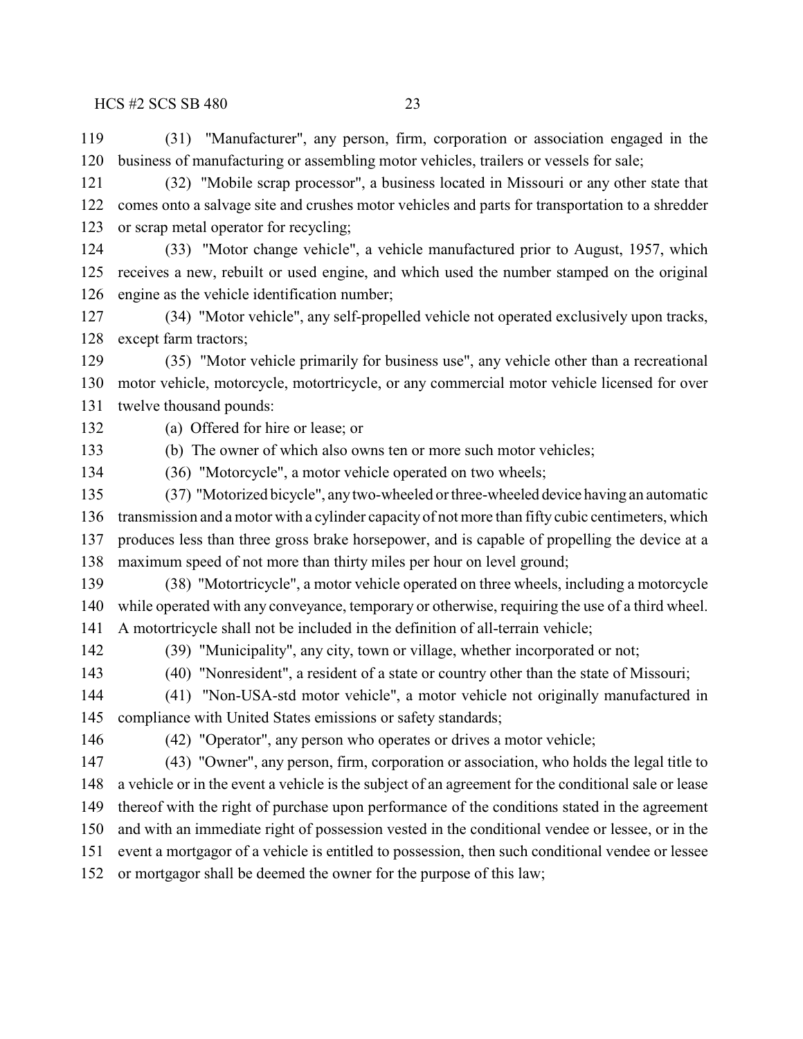(31) "Manufacturer", any person, firm, corporation or association engaged in the business of manufacturing or assembling motor vehicles, trailers or vessels for sale;

(32) "Mobile scrap processor", a business located in Missouri or any other state that comes onto a salvage site and crushes motor vehicles and parts for transportation to a shredder or scrap metal operator for recycling;

(33) "Motor change vehicle", a vehicle manufactured prior to August, 1957, which receives a new, rebuilt or used engine, and which used the number stamped on the original engine as the vehicle identification number;

(34) "Motor vehicle", any self-propelled vehicle not operated exclusively upon tracks, except farm tractors;

(35) "Motor vehicle primarily for business use", any vehicle other than a recreational motor vehicle, motorcycle, motortricycle, or any commercial motor vehicle licensed for over twelve thousand pounds:

(a) Offered for hire or lease; or

(b) The owner of which also owns ten or more such motor vehicles;

(36) "Motorcycle", a motor vehicle operated on two wheels;

(37) "Motorized bicycle", any two-wheeled or three-wheeled device having an automatic transmission and a motor with a cylinder capacity of not more than fifty cubic centimeters, which produces less than three gross brake horsepower, and is capable of propelling the device at a maximum speed of not more than thirty miles per hour on level ground;

(38) "Motortricycle", a motor vehicle operated on three wheels, including a motorcycle while operated with any conveyance, temporary or otherwise, requiring the use of a third wheel. A motortricycle shall not be included in the definition of all-terrain vehicle;

(39) "Municipality", any city, town or village, whether incorporated or not;

(40) "Nonresident", a resident of a state or country other than the state of Missouri;

(41) "Non-USA-std motor vehicle", a motor vehicle not originally manufactured in compliance with United States emissions or safety standards;

(42) "Operator", any person who operates or drives a motor vehicle;

(43) "Owner", any person, firm, corporation or association, who holds the legal title to a vehicle or in the event a vehicle is the subject of an agreement for the conditional sale or lease thereof with the right of purchase upon performance of the conditions stated in the agreement and with an immediate right of possession vested in the conditional vendee or lessee, or in the event a mortgagor of a vehicle is entitled to possession, then such conditional vendee or lessee or mortgagor shall be deemed the owner for the purpose of this law;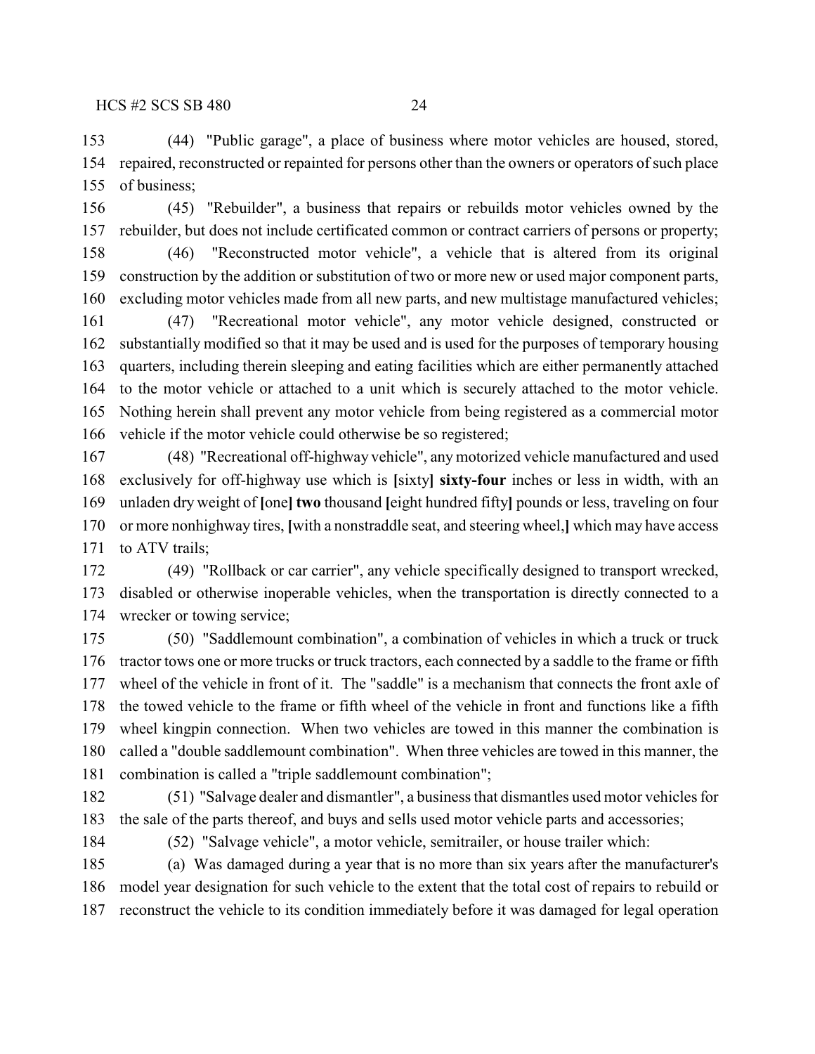(44) "Public garage", a place of business where motor vehicles are housed, stored, repaired, reconstructed or repainted for persons other than the owners or operators of such place of business;

(45) "Rebuilder", a business that repairs or rebuilds motor vehicles owned by the rebuilder, but does not include certificated common or contract carriers of persons or property;

(46) "Reconstructed motor vehicle", a vehicle that is altered from its original construction by the addition or substitution of two or more new or used major component parts, excluding motor vehicles made from all new parts, and new multistage manufactured vehicles;

(47) "Recreational motor vehicle", any motor vehicle designed, constructed or substantially modified so that it may be used and is used for the purposes of temporary housing quarters, including therein sleeping and eating facilities which are either permanently attached to the motor vehicle or attached to a unit which is securely attached to the motor vehicle. Nothing herein shall prevent any motor vehicle from being registered as a commercial motor vehicle if the motor vehicle could otherwise be so registered;

(48) "Recreational off-highway vehicle", any motorized vehicle manufactured and used exclusively for off-highway use which is **[**sixty**]** **sixty-four** inches or less in width, with an unladen dry weight of **[**one**]** **two** thousand **[**eight hundred fifty**]** pounds or less, traveling on four or more nonhighway tires, **[**with a nonstraddle seat, and steering wheel,**]** which may have access to ATV trails;

(49) "Rollback or car carrier", any vehicle specifically designed to transport wrecked, disabled or otherwise inoperable vehicles, when the transportation is directly connected to a wrecker or towing service;

(50) "Saddlemount combination", a combination of vehicles in which a truck or truck tractor tows one or more trucks or truck tractors, each connected by a saddle to the frame or fifth wheel of the vehicle in front of it. The "saddle" is a mechanism that connects the front axle of the towed vehicle to the frame or fifth wheel of the vehicle in front and functions like a fifth wheel kingpin connection. When two vehicles are towed in this manner the combination is called a "double saddlemount combination". When three vehicles are towed in this manner, the combination is called a "triple saddlemount combination";

(51) "Salvage dealer and dismantler", a business that dismantles used motor vehicles for the sale of the parts thereof, and buys and sells used motor vehicle parts and accessories;

(52) "Salvage vehicle", a motor vehicle, semitrailer, or house trailer which:

(a) Was damaged during a year that is no more than six years after the manufacturer's model year designation for such vehicle to the extent that the total cost of repairs to rebuild or reconstruct the vehicle to its condition immediately before it was damaged for legal operation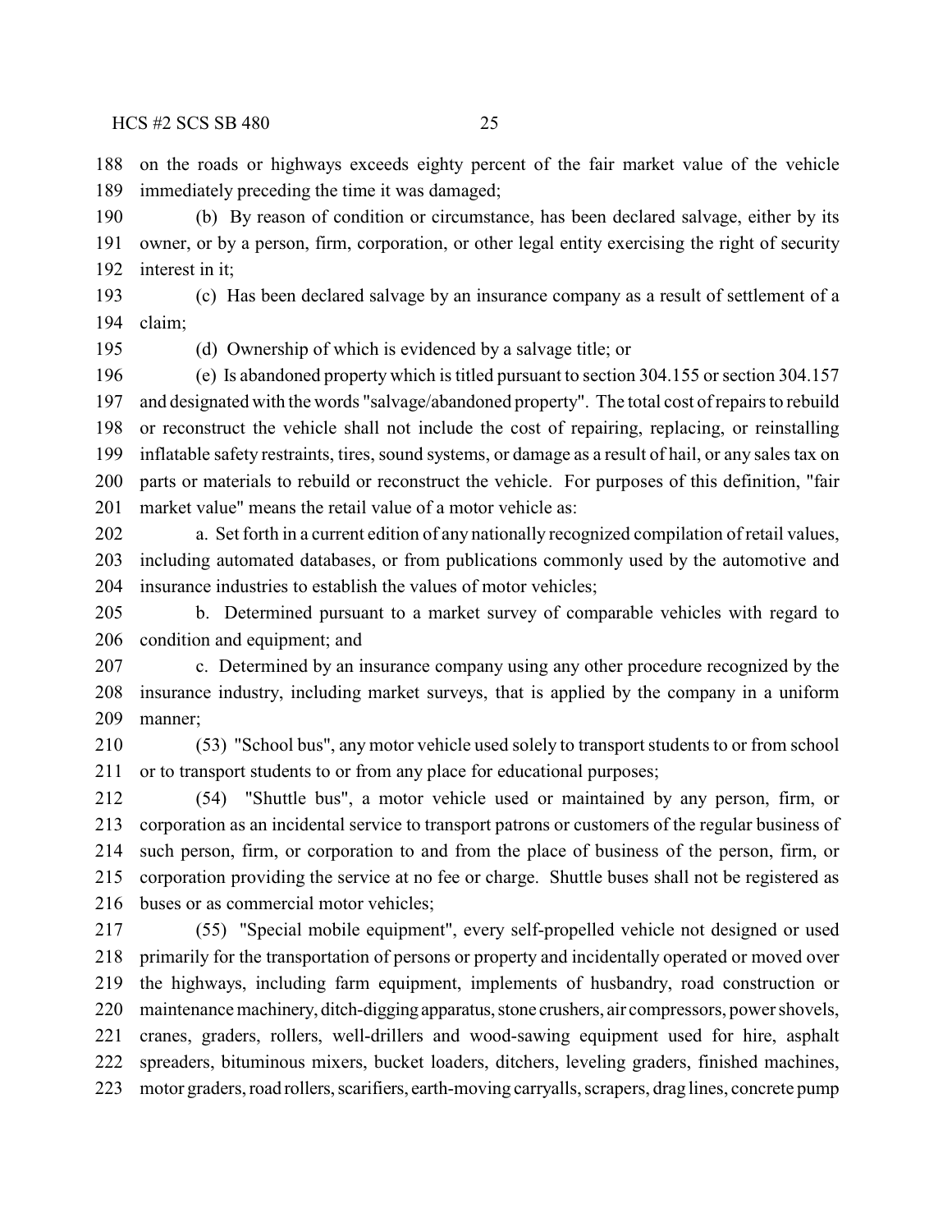on the roads or highways exceeds eighty percent of the fair market value of the vehicle immediately preceding the time it was damaged;

(b) By reason of condition or circumstance, has been declared salvage, either by its owner, or by a person, firm, corporation, or other legal entity exercising the right of security interest in it;

(c) Has been declared salvage by an insurance company as a result of settlement of a claim;

(d) Ownership of which is evidenced by a salvage title; or

(e) Is abandoned property which is titled pursuant to section 304.155 or section 304.157 and designated with the words "salvage/abandoned property". The total cost of repairs to rebuild or reconstruct the vehicle shall not include the cost of repairing, replacing, or reinstalling inflatable safety restraints, tires, sound systems, or damage as a result of hail, or any sales tax on parts or materials to rebuild or reconstruct the vehicle. For purposes of this definition, "fair market value" means the retail value of a motor vehicle as:

a. Set forth in a current edition of any nationally recognized compilation of retail values, including automated databases, or from publications commonly used by the automotive and insurance industries to establish the values of motor vehicles;

b. Determined pursuant to a market survey of comparable vehicles with regard to condition and equipment; and

c. Determined by an insurance company using any other procedure recognized by the insurance industry, including market surveys, that is applied by the company in a uniform manner;

(53) "School bus", any motor vehicle used solely to transport students to or from school or to transport students to or from any place for educational purposes;

(54) "Shuttle bus", a motor vehicle used or maintained by any person, firm, or corporation as an incidental service to transport patrons or customers of the regular business of such person, firm, or corporation to and from the place of business of the person, firm, or corporation providing the service at no fee or charge. Shuttle buses shall not be registered as buses or as commercial motor vehicles;

(55) "Special mobile equipment", every self-propelled vehicle not designed or used primarily for the transportation of persons or property and incidentally operated or moved over the highways, including farm equipment, implements of husbandry, road construction or maintenance machinery, ditch-digging apparatus, stone crushers, air compressors, power shovels, cranes, graders, rollers, well-drillers and wood-sawing equipment used for hire, asphalt spreaders, bituminous mixers, bucket loaders, ditchers, leveling graders, finished machines, motor graders, road rollers, scarifiers, earth-moving carryalls, scrapers, drag lines, concrete pump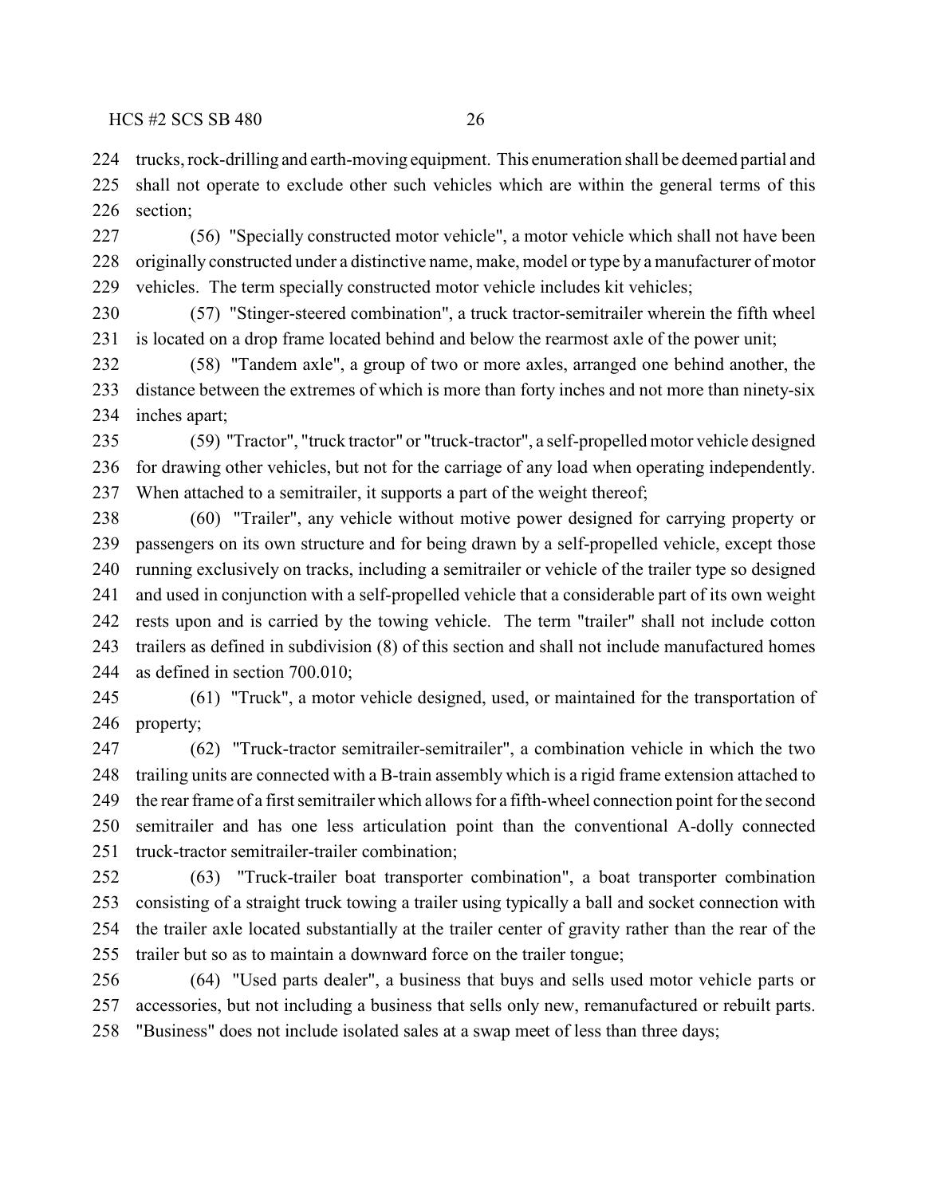trucks, rock-drilling and earth-moving equipment. This enumeration shall be deemed partial and shall not operate to exclude other such vehicles which are within the general terms of this section;

(56) "Specially constructed motor vehicle", a motor vehicle which shall not have been originally constructed under a distinctive name, make, model or type by a manufacturer of motor vehicles. The term specially constructed motor vehicle includes kit vehicles;

(57) "Stinger-steered combination", a truck tractor-semitrailer wherein the fifth wheel is located on a drop frame located behind and below the rearmost axle of the power unit;

(58) "Tandem axle", a group of two or more axles, arranged one behind another, the distance between the extremes of which is more than forty inches and not more than ninety-six inches apart;

(59) "Tractor", "truck tractor" or "truck-tractor", a self-propelled motor vehicle designed for drawing other vehicles, but not for the carriage of any load when operating independently. When attached to a semitrailer, it supports a part of the weight thereof;

(60) "Trailer", any vehicle without motive power designed for carrying property or passengers on its own structure and for being drawn by a self-propelled vehicle, except those running exclusively on tracks, including a semitrailer or vehicle of the trailer type so designed and used in conjunction with a self-propelled vehicle that a considerable part of its own weight rests upon and is carried by the towing vehicle. The term "trailer" shall not include cotton trailers as defined in subdivision (8) of this section and shall not include manufactured homes as defined in section 700.010;

(61) "Truck", a motor vehicle designed, used, or maintained for the transportation of property;

(62) "Truck-tractor semitrailer-semitrailer", a combination vehicle in which the two trailing units are connected with a B-train assembly which is a rigid frame extension attached to the rear frame of a first semitrailer which allows for a fifth-wheel connection point for the second semitrailer and has one less articulation point than the conventional A-dolly connected truck-tractor semitrailer-trailer combination;

(63) "Truck-trailer boat transporter combination", a boat transporter combination consisting of a straight truck towing a trailer using typically a ball and socket connection with the trailer axle located substantially at the trailer center of gravity rather than the rear of the trailer but so as to maintain a downward force on the trailer tongue;

(64) "Used parts dealer", a business that buys and sells used motor vehicle parts or accessories, but not including a business that sells only new, remanufactured or rebuilt parts. "Business" does not include isolated sales at a swap meet of less than three days;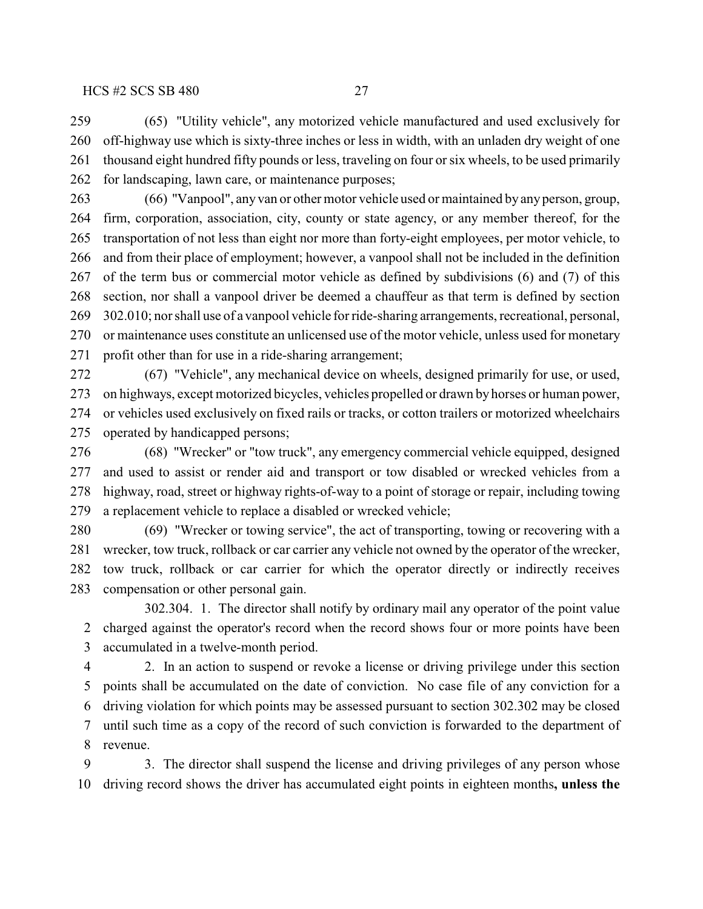(65) "Utility vehicle", any motorized vehicle manufactured and used exclusively for off-highway use which is sixty-three inches or less in width, with an unladen dry weight of one thousand eight hundred fifty pounds or less, traveling on four or six wheels, to be used primarily for landscaping, lawn care, or maintenance purposes;

(66) "Vanpool", any van or other motor vehicle used or maintained by any person, group, firm, corporation, association, city, county or state agency, or any member thereof, for the transportation of not less than eight nor more than forty-eight employees, per motor vehicle, to and from their place of employment; however, a vanpool shall not be included in the definition of the term bus or commercial motor vehicle as defined by subdivisions (6) and (7) of this section, nor shall a vanpool driver be deemed a chauffeur as that term is defined by section 302.010; nor shall use of a vanpool vehicle for ride-sharing arrangements, recreational, personal, or maintenance uses constitute an unlicensed use of the motor vehicle, unless used for monetary profit other than for use in a ride-sharing arrangement;

(67) "Vehicle", any mechanical device on wheels, designed primarily for use, or used, on highways, except motorized bicycles, vehicles propelled or drawn by horses or human power, or vehicles used exclusively on fixed rails or tracks, or cotton trailers or motorized wheelchairs operated by handicapped persons;

(68) "Wrecker" or "tow truck", any emergency commercial vehicle equipped, designed and used to assist or render aid and transport or tow disabled or wrecked vehicles from a highway, road, street or highway rights-of-way to a point of storage or repair, including towing a replacement vehicle to replace a disabled or wrecked vehicle;

(69) "Wrecker or towing service", the act of transporting, towing or recovering with a wrecker, tow truck, rollback or car carrier any vehicle not owned by the operator of the wrecker, tow truck, rollback or car carrier for which the operator directly or indirectly receives compensation or other personal gain.

302.304. 1. The director shall notify by ordinary mail any operator of the point value charged against the operator's record when the record shows four or more points have been accumulated in a twelve-month period.

2. In an action to suspend or revoke a license or driving privilege under this section points shall be accumulated on the date of conviction. No case file of any conviction for a driving violation for which points may be assessed pursuant to section 302.302 may be closed until such time as a copy of the record of such conviction is forwarded to the department of revenue.

3. The director shall suspend the license and driving privileges of any person whose driving record shows the driver has accumulated eight points in eighteen months**, unless the**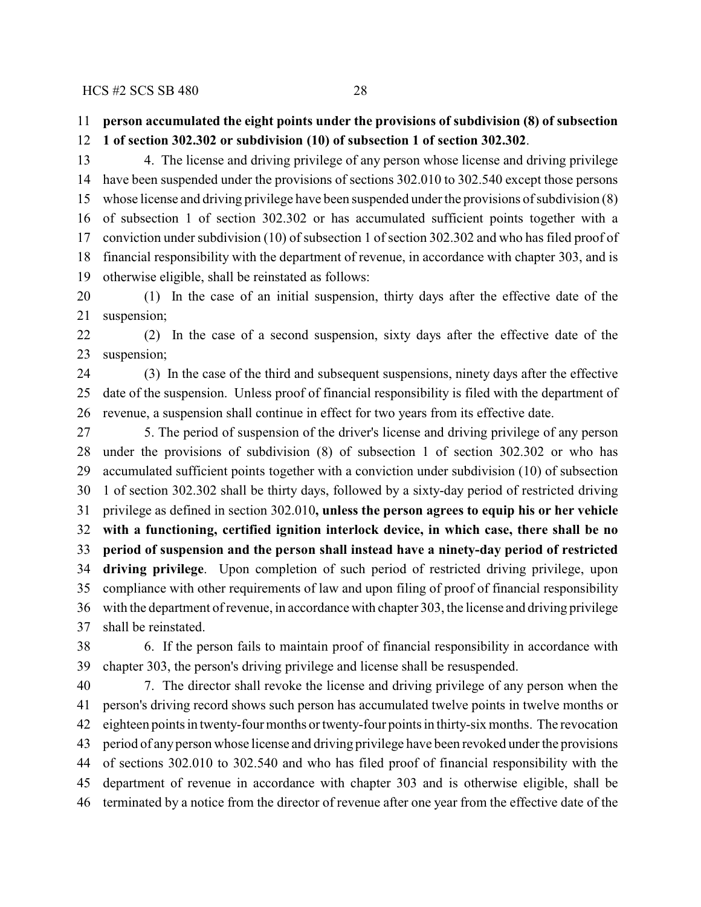**person accumulated the eight points under the provisions of subdivision (8) of subsection 1 of section 302.302 or subdivision (10) of subsection 1 of section 302.302**.

4. The license and driving privilege of any person whose license and driving privilege have been suspended under the provisions of sections 302.010 to 302.540 except those persons whose license and driving privilege have been suspended under the provisions of subdivision (8) of subsection 1 of section 302.302 or has accumulated sufficient points together with a conviction under subdivision (10) of subsection 1 of section 302.302 and who has filed proof of financial responsibility with the department of revenue, in accordance with chapter 303, and is otherwise eligible, shall be reinstated as follows:

(1) In the case of an initial suspension, thirty days after the effective date of the suspension;

(2) In the case of a second suspension, sixty days after the effective date of the suspension;

(3) In the case of the third and subsequent suspensions, ninety days after the effective date of the suspension. Unless proof of financial responsibility is filed with the department of revenue, a suspension shall continue in effect for two years from its effective date.

5. The period of suspension of the driver's license and driving privilege of any person under the provisions of subdivision (8) of subsection 1 of section 302.302 or who has accumulated sufficient points together with a conviction under subdivision (10) of subsection 1 of section 302.302 shall be thirty days, followed by a sixty-day period of restricted driving privilege as defined in section 302.010**, unless the person agrees to equip his or her vehicle with a functioning, certified ignition interlock device, in which case, there shall be no period of suspension and the person shall instead have a ninety-day period of restricted driving privilege**. Upon completion of such period of restricted driving privilege, upon compliance with other requirements of law and upon filing of proof of financial responsibility with the department of revenue, in accordance with chapter 303, the license and driving privilege shall be reinstated.

6. If the person fails to maintain proof of financial responsibility in accordance with chapter 303, the person's driving privilege and license shall be resuspended.

7. The director shall revoke the license and driving privilege of any person when the person's driving record shows such person has accumulated twelve points in twelve months or eighteen points in twenty-four months or twenty-four points in thirty-six months. The revocation period of any person whose license and driving privilege have been revoked under the provisions of sections 302.010 to 302.540 and who has filed proof of financial responsibility with the department of revenue in accordance with chapter 303 and is otherwise eligible, shall be terminated by a notice from the director of revenue after one year from the effective date of the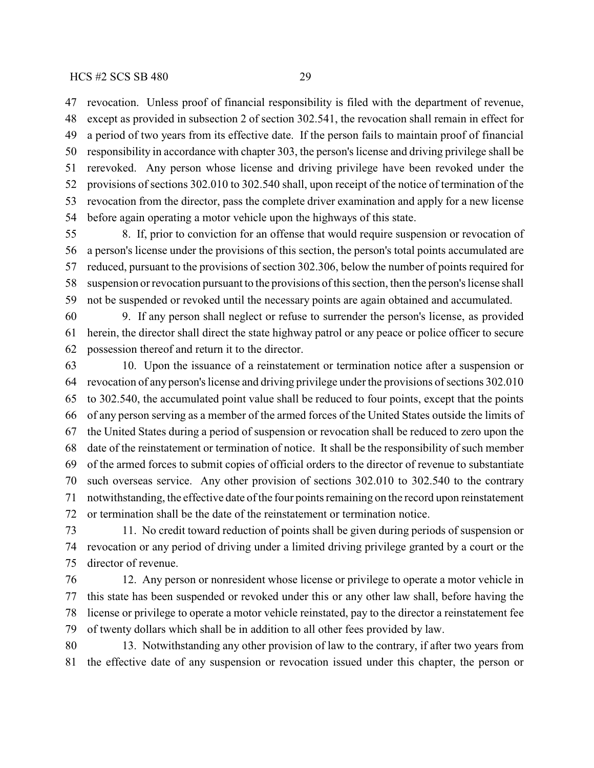revocation. Unless proof of financial responsibility is filed with the department of revenue, except as provided in subsection 2 of section 302.541, the revocation shall remain in effect for a period of two years from its effective date. If the person fails to maintain proof of financial responsibility in accordance with chapter 303, the person's license and driving privilege shall be rerevoked. Any person whose license and driving privilege have been revoked under the provisions of sections 302.010 to 302.540 shall, upon receipt of the notice of termination of the revocation from the director, pass the complete driver examination and apply for a new license before again operating a motor vehicle upon the highways of this state.

8. If, prior to conviction for an offense that would require suspension or revocation of a person's license under the provisions of this section, the person's total points accumulated are reduced, pursuant to the provisions of section 302.306, below the number of points required for suspension or revocation pursuant to the provisions of this section, then the person's license shall not be suspended or revoked until the necessary points are again obtained and accumulated.

9. If any person shall neglect or refuse to surrender the person's license, as provided herein, the director shall direct the state highway patrol or any peace or police officer to secure possession thereof and return it to the director.

10. Upon the issuance of a reinstatement or termination notice after a suspension or revocation of any person's license and driving privilege under the provisions of sections 302.010 to 302.540, the accumulated point value shall be reduced to four points, except that the points of any person serving as a member of the armed forces of the United States outside the limits of the United States during a period of suspension or revocation shall be reduced to zero upon the date of the reinstatement or termination of notice. It shall be the responsibility of such member of the armed forces to submit copies of official orders to the director of revenue to substantiate such overseas service. Any other provision of sections 302.010 to 302.540 to the contrary notwithstanding, the effective date of the four points remaining on the record upon reinstatement or termination shall be the date of the reinstatement or termination notice.

11. No credit toward reduction of points shall be given during periods of suspension or revocation or any period of driving under a limited driving privilege granted by a court or the director of revenue.

12. Any person or nonresident whose license or privilege to operate a motor vehicle in this state has been suspended or revoked under this or any other law shall, before having the license or privilege to operate a motor vehicle reinstated, pay to the director a reinstatement fee of twenty dollars which shall be in addition to all other fees provided by law.

13. Notwithstanding any other provision of law to the contrary, if after two years from the effective date of any suspension or revocation issued under this chapter, the person or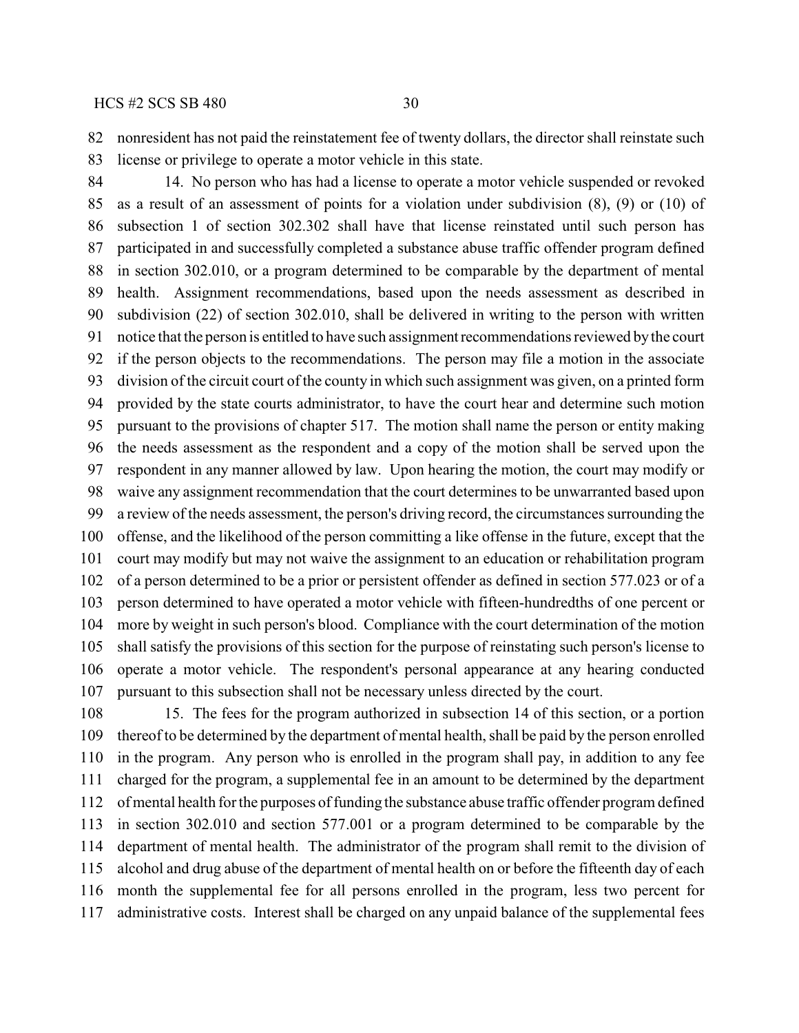nonresident has not paid the reinstatement fee of twenty dollars, the director shall reinstate such license or privilege to operate a motor vehicle in this state.

14. No person who has had a license to operate a motor vehicle suspended or revoked as a result of an assessment of points for a violation under subdivision (8), (9) or (10) of subsection 1 of section 302.302 shall have that license reinstated until such person has participated in and successfully completed a substance abuse traffic offender program defined in section 302.010, or a program determined to be comparable by the department of mental health. Assignment recommendations, based upon the needs assessment as described in subdivision (22) of section 302.010, shall be delivered in writing to the person with written notice that the person is entitled to have such assignment recommendations reviewed by the court if the person objects to the recommendations. The person may file a motion in the associate division of the circuit court of the county in which such assignment was given, on a printed form provided by the state courts administrator, to have the court hear and determine such motion pursuant to the provisions of chapter 517. The motion shall name the person or entity making the needs assessment as the respondent and a copy of the motion shall be served upon the respondent in any manner allowed by law. Upon hearing the motion, the court may modify or waive any assignment recommendation that the court determines to be unwarranted based upon a review of the needs assessment, the person's driving record, the circumstances surrounding the offense, and the likelihood of the person committing a like offense in the future, except that the court may modify but may not waive the assignment to an education or rehabilitation program of a person determined to be a prior or persistent offender as defined in section 577.023 or of a person determined to have operated a motor vehicle with fifteen-hundredths of one percent or more by weight in such person's blood. Compliance with the court determination of the motion shall satisfy the provisions of this section for the purpose of reinstating such person's license to operate a motor vehicle. The respondent's personal appearance at any hearing conducted pursuant to this subsection shall not be necessary unless directed by the court.

15. The fees for the program authorized in subsection 14 of this section, or a portion thereof to be determined by the department of mental health, shall be paid by the person enrolled in the program. Any person who is enrolled in the program shall pay, in addition to any fee charged for the program, a supplemental fee in an amount to be determined by the department of mental health for the purposes of funding the substance abuse traffic offender program defined in section 302.010 and section 577.001 or a program determined to be comparable by the department of mental health. The administrator of the program shall remit to the division of alcohol and drug abuse of the department of mental health on or before the fifteenth day of each month the supplemental fee for all persons enrolled in the program, less two percent for administrative costs. Interest shall be charged on any unpaid balance of the supplemental fees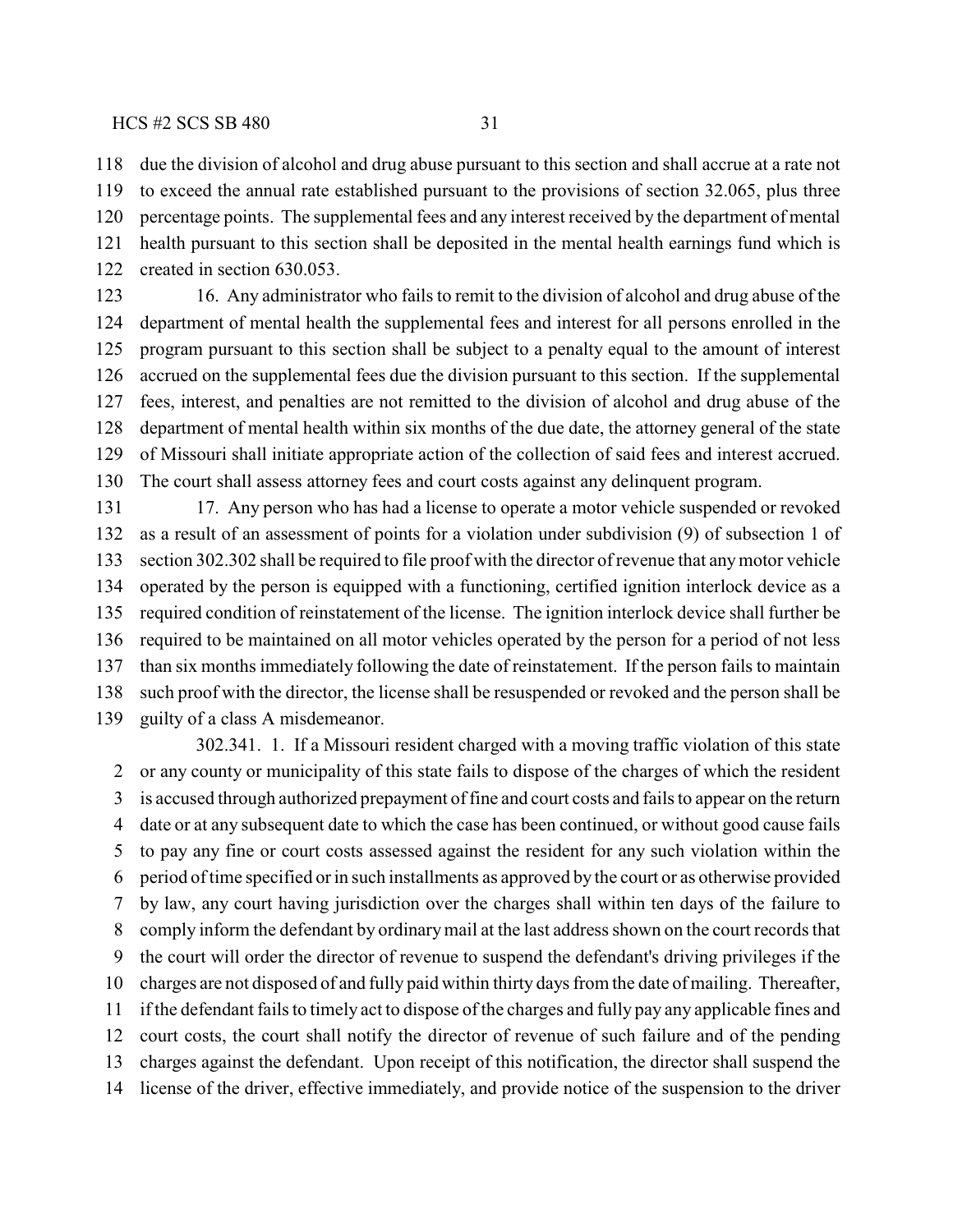due the division of alcohol and drug abuse pursuant to this section and shall accrue at a rate not to exceed the annual rate established pursuant to the provisions of section 32.065, plus three percentage points. The supplemental fees and any interest received by the department of mental health pursuant to this section shall be deposited in the mental health earnings fund which is created in section 630.053.

16. Any administrator who fails to remit to the division of alcohol and drug abuse of the department of mental health the supplemental fees and interest for all persons enrolled in the program pursuant to this section shall be subject to a penalty equal to the amount of interest accrued on the supplemental fees due the division pursuant to this section. If the supplemental fees, interest, and penalties are not remitted to the division of alcohol and drug abuse of the department of mental health within six months of the due date, the attorney general of the state of Missouri shall initiate appropriate action of the collection of said fees and interest accrued. The court shall assess attorney fees and court costs against any delinquent program.

17. Any person who has had a license to operate a motor vehicle suspended or revoked as a result of an assessment of points for a violation under subdivision (9) of subsection 1 of section 302.302 shall be required to file proof with the director of revenue that any motor vehicle operated by the person is equipped with a functioning, certified ignition interlock device as a required condition of reinstatement of the license. The ignition interlock device shall further be required to be maintained on all motor vehicles operated by the person for a period of not less than six months immediately following the date of reinstatement. If the person fails to maintain such proof with the director, the license shall be resuspended or revoked and the person shall be guilty of a class A misdemeanor.

302.341. 1. If a Missouri resident charged with a moving traffic violation of this state or any county or municipality of this state fails to dispose of the charges of which the resident is accused through authorized prepayment of fine and court costs and fails to appear on the return date or at any subsequent date to which the case has been continued, or without good cause fails to pay any fine or court costs assessed against the resident for any such violation within the period of time specified or in such installments as approved by the court or as otherwise provided by law, any court having jurisdiction over the charges shall within ten days of the failure to comply inform the defendant by ordinary mail at the last address shown on the court records that the court will order the director of revenue to suspend the defendant's driving privileges if the charges are not disposed of and fully paid within thirty days from the date of mailing. Thereafter, if the defendant fails to timely act to dispose of the charges and fully pay any applicable fines and court costs, the court shall notify the director of revenue of such failure and of the pending charges against the defendant. Upon receipt of this notification, the director shall suspend the license of the driver, effective immediately, and provide notice of the suspension to the driver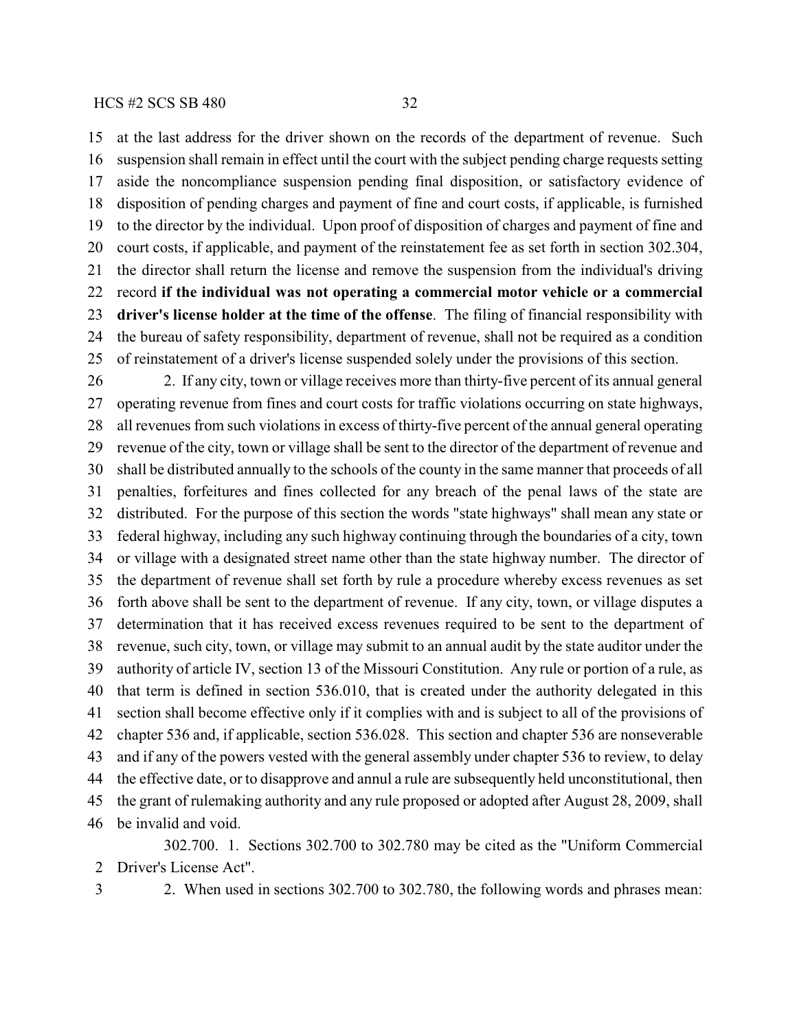at the last address for the driver shown on the records of the department of revenue. Such suspension shall remain in effect until the court with the subject pending charge requests setting aside the noncompliance suspension pending final disposition, or satisfactory evidence of disposition of pending charges and payment of fine and court costs, if applicable, is furnished to the director by the individual. Upon proof of disposition of charges and payment of fine and court costs, if applicable, and payment of the reinstatement fee as set forth in section 302.304, the director shall return the license and remove the suspension from the individual's driving record **if the individual was not operating a commercial motor vehicle or a commercial driver's license holder at the time of the offense**. The filing of financial responsibility with the bureau of safety responsibility, department of revenue, shall not be required as a condition of reinstatement of a driver's license suspended solely under the provisions of this section.

2. If any city, town or village receives more than thirty-five percent of its annual general operating revenue from fines and court costs for traffic violations occurring on state highways, all revenues from such violations in excess of thirty-five percent of the annual general operating revenue of the city, town or village shall be sent to the director of the department of revenue and shall be distributed annually to the schools of the county in the same manner that proceeds of all penalties, forfeitures and fines collected for any breach of the penal laws of the state are distributed. For the purpose of this section the words "state highways" shall mean any state or federal highway, including any such highway continuing through the boundaries of a city, town or village with a designated street name other than the state highway number. The director of the department of revenue shall set forth by rule a procedure whereby excess revenues as set forth above shall be sent to the department of revenue. If any city, town, or village disputes a determination that it has received excess revenues required to be sent to the department of revenue, such city, town, or village may submit to an annual audit by the state auditor under the authority of article IV, section 13 of the Missouri Constitution. Any rule or portion of a rule, as that term is defined in section 536.010, that is created under the authority delegated in this section shall become effective only if it complies with and is subject to all of the provisions of chapter 536 and, if applicable, section 536.028. This section and chapter 536 are nonseverable and if any of the powers vested with the general assembly under chapter 536 to review, to delay the effective date, or to disapprove and annul a rule are subsequently held unconstitutional, then the grant of rulemaking authority and any rule proposed or adopted after August 28, 2009, shall be invalid and void.

302.700. 1. Sections 302.700 to 302.780 may be cited as the "Uniform Commercial Driver's License Act".

2. When used in sections 302.700 to 302.780, the following words and phrases mean: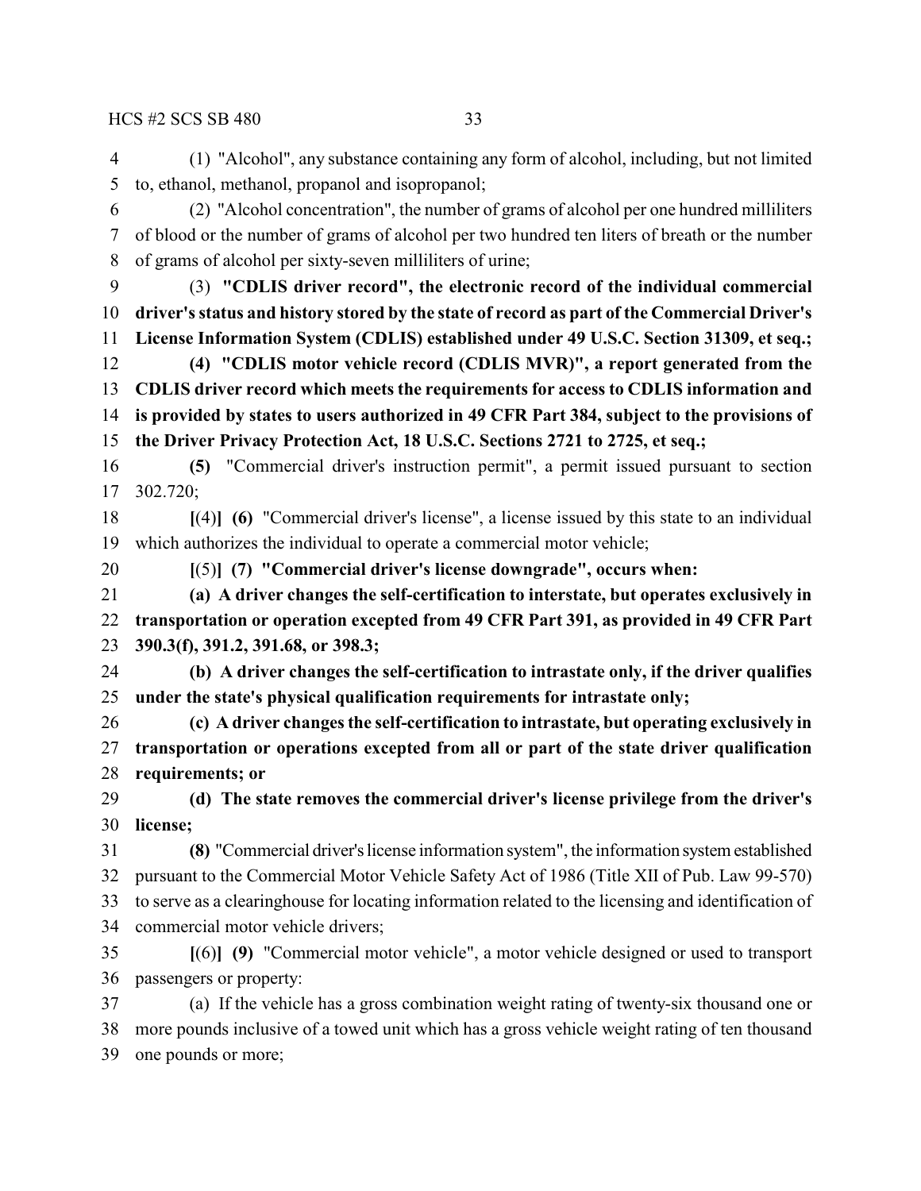(1) "Alcohol", any substance containing any form of alcohol, including, but not limited to, ethanol, methanol, propanol and isopropanol;

(2) "Alcohol concentration", the number of grams of alcohol per one hundred milliliters of blood or the number of grams of alcohol per two hundred ten liters of breath or the number of grams of alcohol per sixty-seven milliliters of urine;

(3) **"CDLIS driver record", the electronic record of the individual commercial driver's status and history stored by the state of record as part of the Commercial Driver's License Information System (CDLIS) established under 49 U.S.C. Section 31309, et seq.;**

**(4) "CDLIS motor vehicle record (CDLIS MVR)", a report generated from the CDLIS driver record which meets the requirements for access to CDLIS information and is provided by states to users authorized in 49 CFR Part 384, subject to the provisions of the Driver Privacy Protection Act, 18 U.S.C. Sections 2721 to 2725, et seq.;**

**(5)** "Commercial driver's instruction permit", a permit issued pursuant to section 302.720;

**[**(4)**] (6)** "Commercial driver's license", a license issued by this state to an individual which authorizes the individual to operate a commercial motor vehicle;

**[**(5)**] (7) "Commercial driver's license downgrade", occurs when:**

**(a) A driver changes the self-certification to interstate, but operates exclusively in transportation or operation excepted from 49 CFR Part 391, as provided in 49 CFR Part 390.3(f), 391.2, 391.68, or 398.3;**

**(b) A driver changes the self-certification to intrastate only, if the driver qualifies under the state's physical qualification requirements for intrastate only;**

**(c) A driver changes the self-certification to intrastate, but operating exclusively in transportation or operations excepted from all or part of the state driver qualification requirements; or**

**(d) The state removes the commercial driver's license privilege from the driver's license;**

**(8)** "Commercial driver's license information system", the information system established pursuant to the Commercial Motor Vehicle Safety Act of 1986 (Title XII of Pub. Law 99-570) to serve as a clearinghouse for locating information related to the licensing and identification of commercial motor vehicle drivers;

**[**(6)**] (9)** "Commercial motor vehicle", a motor vehicle designed or used to transport passengers or property:

(a) If the vehicle has a gross combination weight rating of twenty-six thousand one or more pounds inclusive of a towed unit which has a gross vehicle weight rating of ten thousand one pounds or more;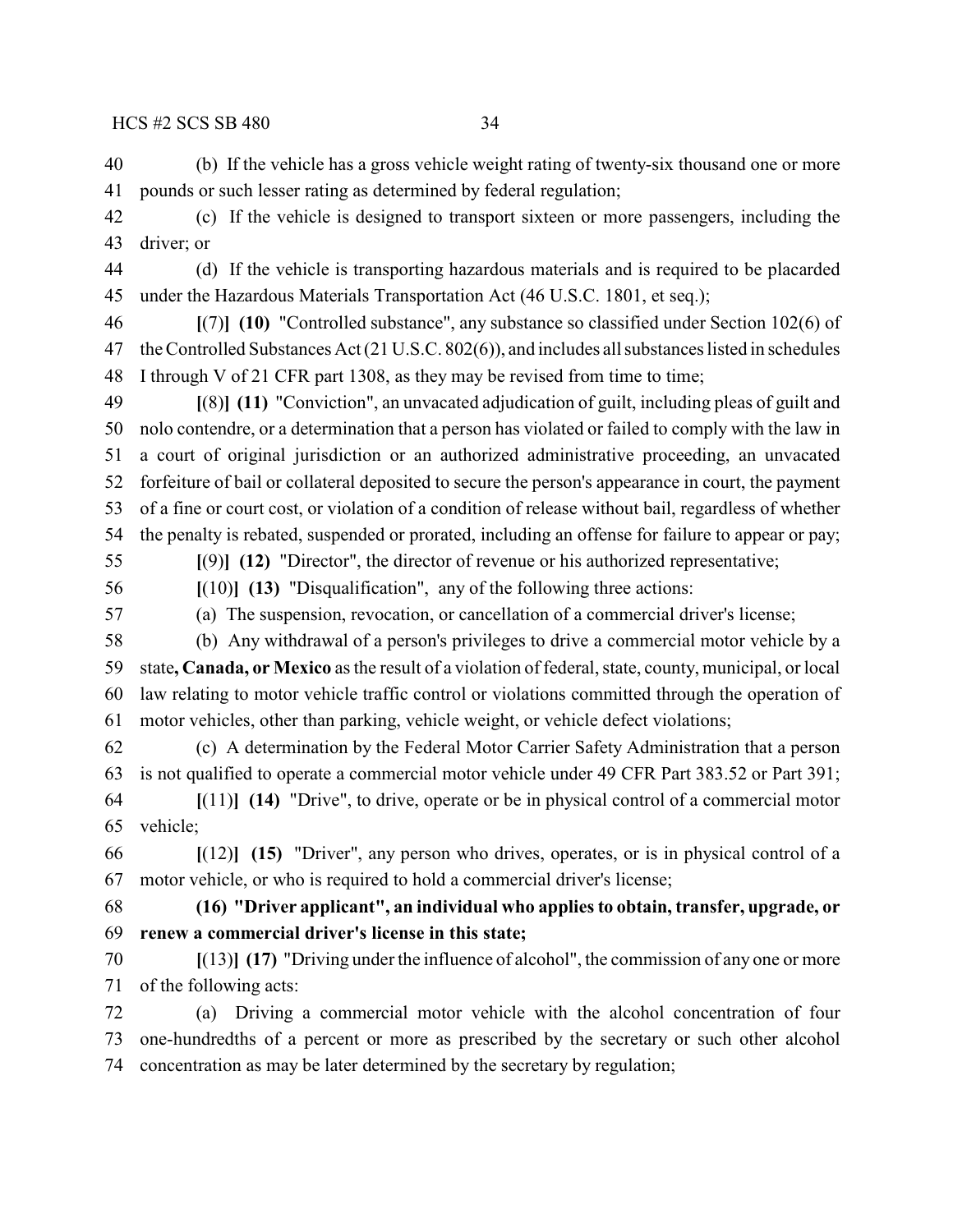(b) If the vehicle has a gross vehicle weight rating of twenty-six thousand one or more pounds or such lesser rating as determined by federal regulation;

(c) If the vehicle is designed to transport sixteen or more passengers, including the driver; or

(d) If the vehicle is transporting hazardous materials and is required to be placarded under the Hazardous Materials Transportation Act (46 U.S.C. 1801, et seq.);

**[**(7)**] (10)** "Controlled substance", any substance so classified under Section 102(6) of the Controlled Substances Act (21 U.S.C. 802(6)), and includes all substances listed in schedules I through V of 21 CFR part 1308, as they may be revised from time to time;

**[**(8)**] (11)** "Conviction", an unvacated adjudication of guilt, including pleas of guilt and nolo contendre, or a determination that a person has violated or failed to comply with the law in a court of original jurisdiction or an authorized administrative proceeding, an unvacated forfeiture of bail or collateral deposited to secure the person's appearance in court, the payment of a fine or court cost, or violation of a condition of release without bail, regardless of whether the penalty is rebated, suspended or prorated, including an offense for failure to appear or pay;

**[**(9)**] (12)** "Director", the director of revenue or his authorized representative;

**[**(10)**] (13)** "Disqualification", any of the following three actions:

(a) The suspension, revocation, or cancellation of a commercial driver's license;

(b) Any withdrawal of a person's privileges to drive a commercial motor vehicle by a state**, Canada, or Mexico** as the result of a violation of federal, state, county, municipal, or local law relating to motor vehicle traffic control or violations committed through the operation of motor vehicles, other than parking, vehicle weight, or vehicle defect violations;

(c) A determination by the Federal Motor Carrier Safety Administration that a person is not qualified to operate a commercial motor vehicle under 49 CFR Part 383.52 or Part 391;

**[**(11)**] (14)** "Drive", to drive, operate or be in physical control of a commercial motor vehicle;

**[**(12)**] (15)** "Driver", any person who drives, operates, or is in physical control of a motor vehicle, or who is required to hold a commercial driver's license;

**(16) "Driver applicant", an individual who applies to obtain, transfer, upgrade, or renew a commercial driver's license in this state;**

**[**(13)**] (17)** "Driving under the influence of alcohol", the commission of any one or more of the following acts:

(a) Driving a commercial motor vehicle with the alcohol concentration of four one-hundredths of a percent or more as prescribed by the secretary or such other alcohol concentration as may be later determined by the secretary by regulation;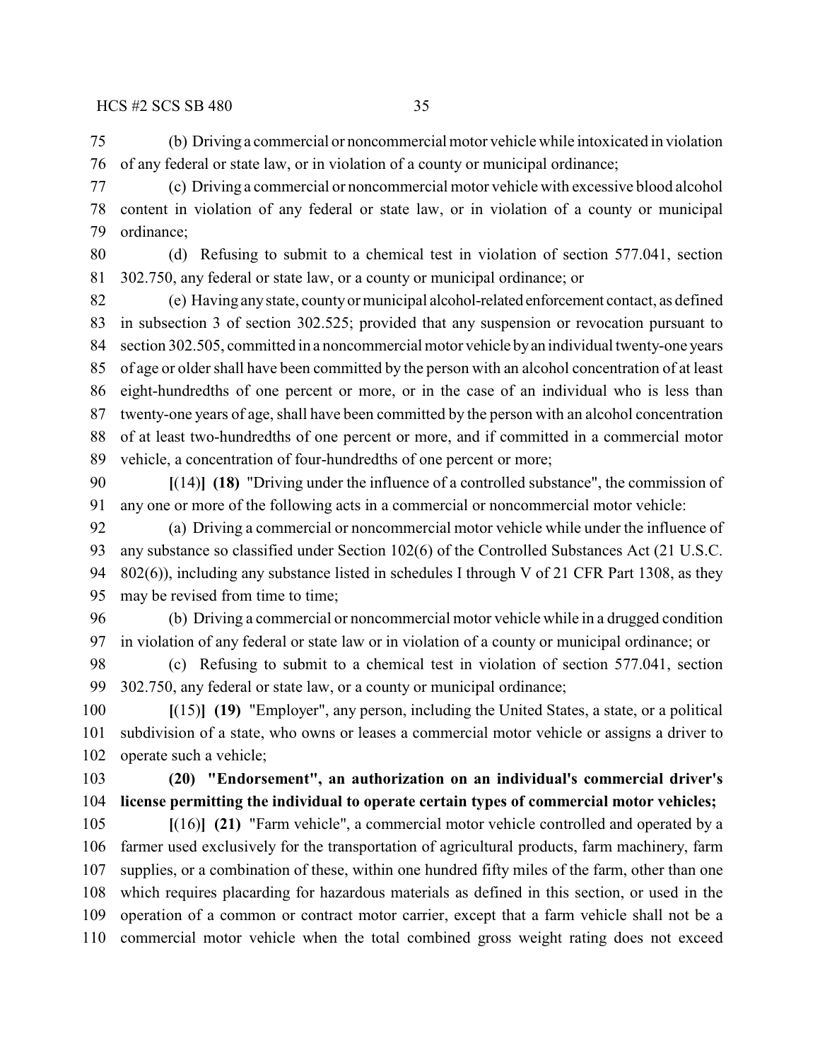(b) Driving a commercial or noncommercial motor vehicle while intoxicated in violation of any federal or state law, or in violation of a county or municipal ordinance;

(c) Driving a commercial or noncommercial motor vehicle with excessive blood alcohol content in violation of any federal or state law, or in violation of a county or municipal ordinance;

(d) Refusing to submit to a chemical test in violation of section 577.041, section 302.750, any federal or state law, or a county or municipal ordinance; or

(e) Having any state, county or municipal alcohol-related enforcement contact, as defined in subsection 3 of section 302.525; provided that any suspension or revocation pursuant to section 302.505, committed in a noncommercial motor vehicle by an individual twenty-one years of age or older shall have been committed by the person with an alcohol concentration of at least eight-hundredths of one percent or more, or in the case of an individual who is less than twenty-one years of age, shall have been committed by the person with an alcohol concentration of at least two-hundredths of one percent or more, and if committed in a commercial motor vehicle, a concentration of four-hundredths of one percent or more;

**[**(14)**]** **(18)** "Driving under the influence of a controlled substance", the commission of any one or more of the following acts in a commercial or noncommercial motor vehicle:

(a) Driving a commercial or noncommercial motor vehicle while under the influence of any substance so classified under Section 102(6) of the Controlled Substances Act (21 U.S.C. 802(6)), including any substance listed in schedules I through V of 21 CFR Part 1308, as they may be revised from time to time;

(b) Driving a commercial or noncommercial motor vehicle while in a drugged condition in violation of any federal or state law or in violation of a county or municipal ordinance; or

(c) Refusing to submit to a chemical test in violation of section 577.041, section 302.750, any federal or state law, or a county or municipal ordinance;

**[**(15)**]** **(19)** "Employer", any person, including the United States, a state, or a political subdivision of a state, who owns or leases a commercial motor vehicle or assigns a driver to operate such a vehicle;

**(20) "Endorsement", an authorization on an individual's commercial driver's license permitting the individual to operate certain types of commercial motor vehicles;**

**[**(16)**]** **(21)** "Farm vehicle", a commercial motor vehicle controlled and operated by a farmer used exclusively for the transportation of agricultural products, farm machinery, farm supplies, or a combination of these, within one hundred fifty miles of the farm, other than one which requires placarding for hazardous materials as defined in this section, or used in the operation of a common or contract motor carrier, except that a farm vehicle shall not be a commercial motor vehicle when the total combined gross weight rating does not exceed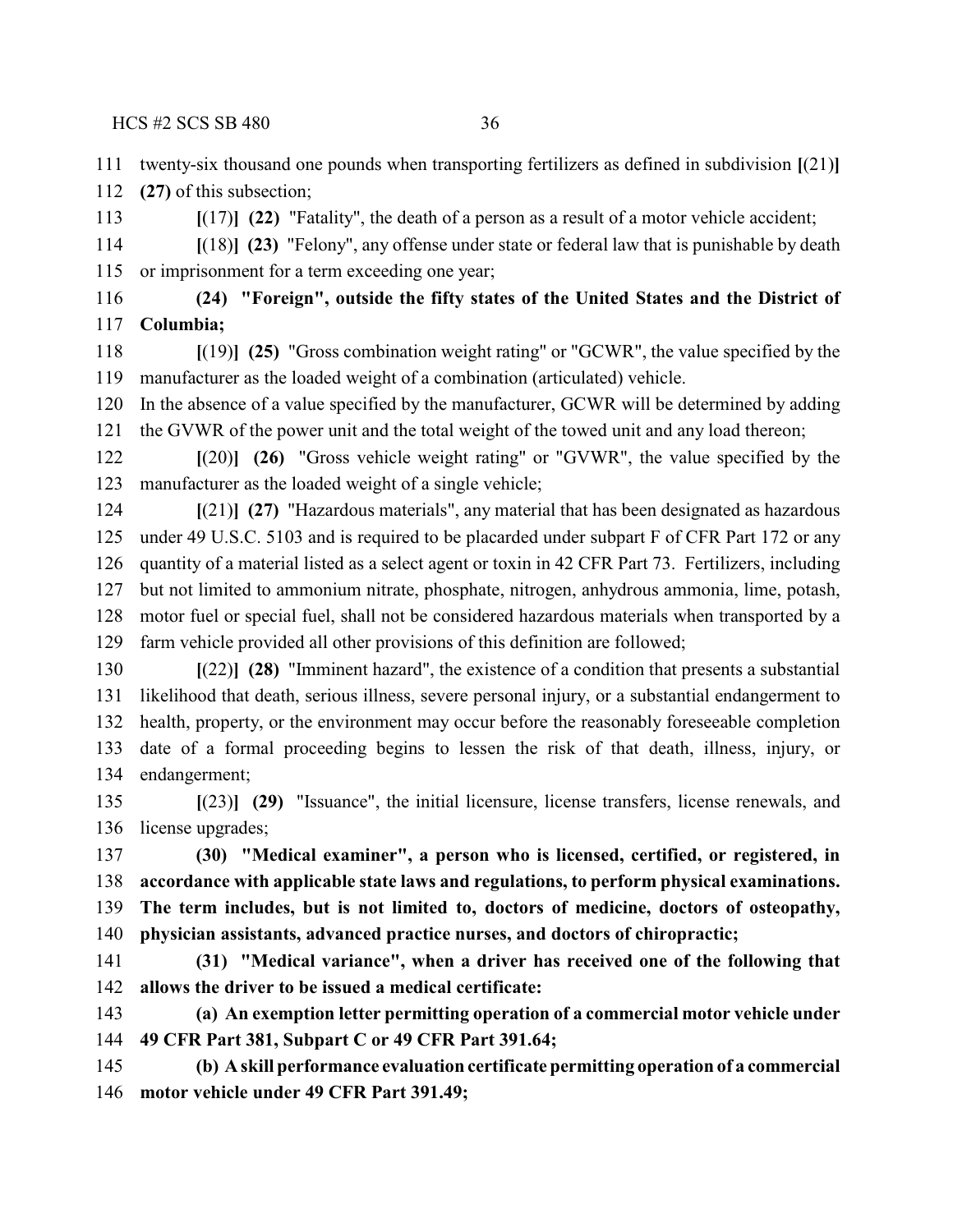twenty-six thousand one pounds when transporting fertilizers as defined in subdivision **[**(21)**]** **(27)** of this subsection;

**[**(17)**]** **(22)** "Fatality", the death of a person as a result of a motor vehicle accident;

**[**(18)**]** **(23)** "Felony", any offense under state or federal law that is punishable by death or imprisonment for a term exceeding one year;

**(24) "Foreign", outside the fifty states of the United States and the District of Columbia;**

**[**(19)**]** **(25)** "Gross combination weight rating" or "GCWR", the value specified by the manufacturer as the loaded weight of a combination (articulated) vehicle.
In the absence of a value specified by the manufacturer, GCWR will be determined by adding the GVWR of the power unit and the total weight of the towed unit and any load thereon;

**[**(20)**]** **(26)** "Gross vehicle weight rating" or "GVWR", the value specified by the manufacturer as the loaded weight of a single vehicle;

**[**(21)**]** **(27)** "Hazardous materials", any material that has been designated as hazardous under 49 U.S.C. 5103 and is required to be placarded under subpart F of CFR Part 172 or any quantity of a material listed as a select agent or toxin in 42 CFR Part 73. Fertilizers, including but not limited to ammonium nitrate, phosphate, nitrogen, anhydrous ammonia, lime, potash, motor fuel or special fuel, shall not be considered hazardous materials when transported by a farm vehicle provided all other provisions of this definition are followed;

**[**(22)**]** **(28)** "Imminent hazard", the existence of a condition that presents a substantial likelihood that death, serious illness, severe personal injury, or a substantial endangerment to health, property, or the environment may occur before the reasonably foreseeable completion date of a formal proceeding begins to lessen the risk of that death, illness, injury, or endangerment;

**[**(23)**]** **(29)** "Issuance", the initial licensure, license transfers, license renewals, and license upgrades;

**(30) "Medical examiner", a person who is licensed, certified, or registered, in accordance with applicable state laws and regulations, to perform physical examinations. The term includes, but is not limited to, doctors of medicine, doctors of osteopathy, physician assistants, advanced practice nurses, and doctors of chiropractic;**

**(31) "Medical variance", when a driver has received one of the following that allows the driver to be issued a medical certificate:**

**(a) An exemption letter permitting operation of a commercial motor vehicle under 49 CFR Part 381, Subpart C or 49 CFR Part 391.64;**

**(b) A skill performance evaluation certificate permitting operation of a commercial motor vehicle under 49 CFR Part 391.49;**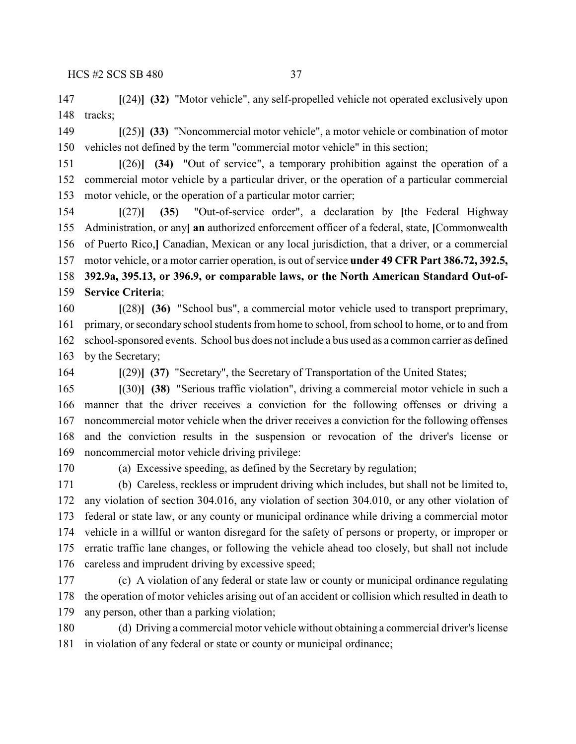147 **[**(24)**]** **(32)** "Motor vehicle", any self-propelled vehicle not operated exclusively upon
148 tracks;

149 **[**(25)**]** **(33)** "Noncommercial motor vehicle", a motor vehicle or combination of motor
150 vehicles not defined by the term "commercial motor vehicle" in this section;

151 **[**(26)**]** **(34)** "Out of service", a temporary prohibition against the operation of a
152 commercial motor vehicle by a particular driver, or the operation of a particular commercial
153 motor vehicle, or the operation of a particular motor carrier;

154 **[**(27)**]** **(35)** "Out-of-service order", a declaration by **[**the Federal Highway
155 Administration, or any**]** **an** authorized enforcement officer of a federal, state, **[**Commonwealth
156 of Puerto Rico,**]** Canadian, Mexican or any local jurisdiction, that a driver, or a commercial
157 motor vehicle, or a motor carrier operation, is out of service **under 49 CFR Part 386.72, 392.5,**
158 **392.9a, 395.13, or 396.9, or comparable laws, or the North American Standard Out-of-**
159 **Service Criteria**;

160 **[**(28)**]** **(36)** "School bus", a commercial motor vehicle used to transport preprimary,
161 primary, or secondary school students from home to school, from school to home, or to and from
162 school-sponsored events. School bus does not include a bus used as a common carrier as defined
163 by the Secretary;

164 **[**(29)**]** **(37)** "Secretary", the Secretary of Transportation of the United States;

165 **[**(30)**]** **(38)** "Serious traffic violation", driving a commercial motor vehicle in such a
166 manner that the driver receives a conviction for the following offenses or driving a
167 noncommercial motor vehicle when the driver receives a conviction for the following offenses
168 and the conviction results in the suspension or revocation of the driver's license or
169 noncommercial motor vehicle driving privilege:

170 (a) Excessive speeding, as defined by the Secretary by regulation;

171 (b) Careless, reckless or imprudent driving which includes, but shall not be limited to,
172 any violation of section 304.016, any violation of section 304.010, or any other violation of
173 federal or state law, or any county or municipal ordinance while driving a commercial motor
174 vehicle in a willful or wanton disregard for the safety of persons or property, or improper or
175 erratic traffic lane changes, or following the vehicle ahead too closely, but shall not include
176 careless and imprudent driving by excessive speed;

177 (c) A violation of any federal or state law or county or municipal ordinance regulating
178 the operation of motor vehicles arising out of an accident or collision which resulted in death to
179 any person, other than a parking violation;

180 (d) Driving a commercial motor vehicle without obtaining a commercial driver's license
181 in violation of any federal or state or county or municipal ordinance;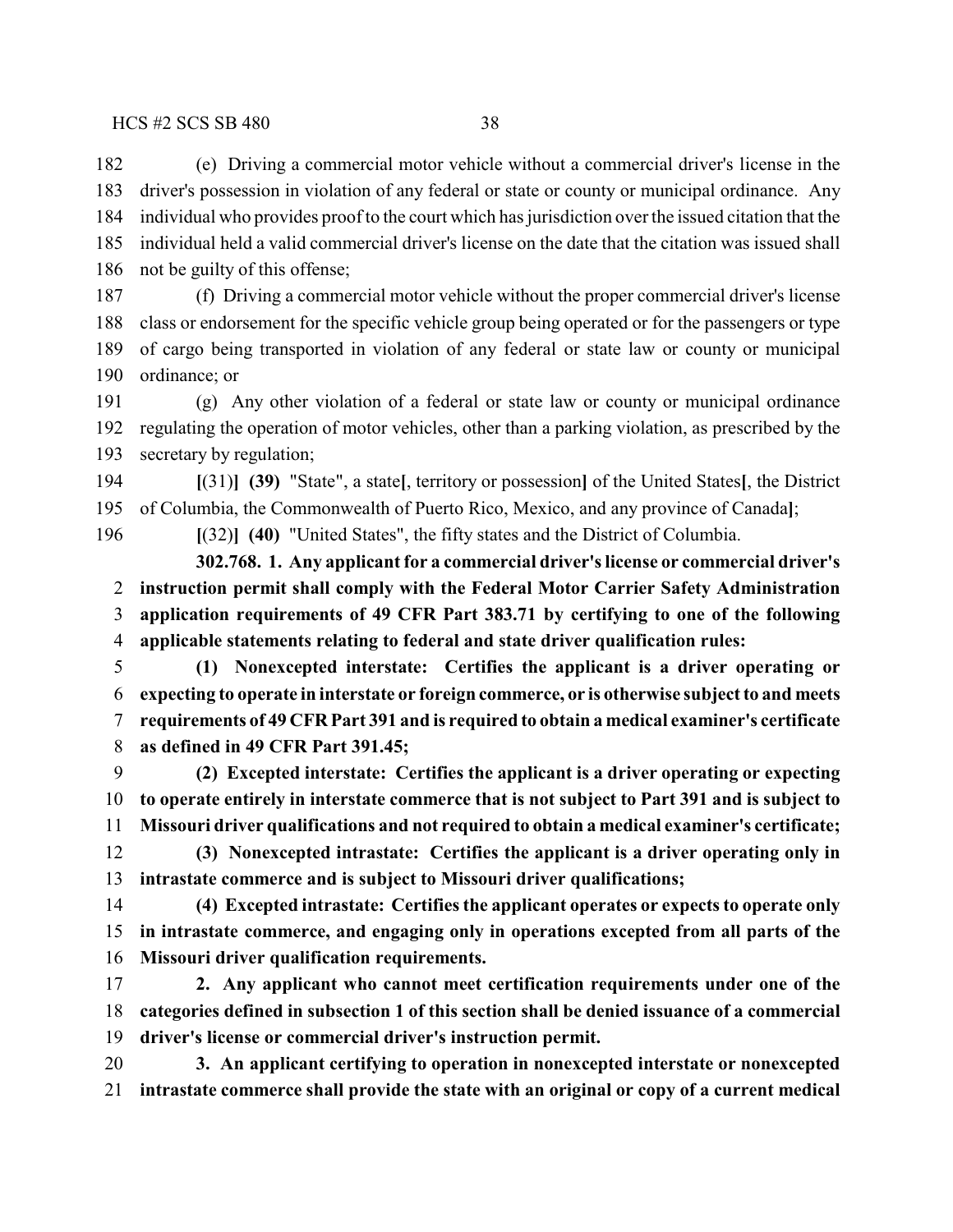(e) Driving a commercial motor vehicle without a commercial driver's license in the driver's possession in violation of any federal or state or county or municipal ordinance. Any individual who provides proof to the court which has jurisdiction over the issued citation that the individual held a valid commercial driver's license on the date that the citation was issued shall not be guilty of this offense;

(f) Driving a commercial motor vehicle without the proper commercial driver's license class or endorsement for the specific vehicle group being operated or for the passengers or type of cargo being transported in violation of any federal or state law or county or municipal ordinance; or

(g) Any other violation of a federal or state law or county or municipal ordinance regulating the operation of motor vehicles, other than a parking violation, as prescribed by the secretary by regulation;

**[**(31)**]** **(39)** "State", a state**[**, territory or possession**]** of the United States**[**, the District of Columbia, the Commonwealth of Puerto Rico, Mexico, and any province of Canada**]**;

**[**(32)**]** **(40)** "United States", the fifty states and the District of Columbia.

**302.768. 1. Any applicant for a commercial driver's license or commercial driver's instruction permit shall comply with the Federal Motor Carrier Safety Administration application requirements of 49 CFR Part 383.71 by certifying to one of the following applicable statements relating to federal and state driver qualification rules:**

**(1) Nonexcepted interstate: Certifies the applicant is a driver operating or expecting to operate in interstate or foreign commerce, or is otherwise subject to and meets requirements of 49 CFR Part 391 and is required to obtain a medical examiner's certificate as defined in 49 CFR Part 391.45;**

**(2) Excepted interstate: Certifies the applicant is a driver operating or expecting to operate entirely in interstate commerce that is not subject to Part 391 and is subject to Missouri driver qualifications and not required to obtain a medical examiner's certificate;**

**(3) Nonexcepted intrastate: Certifies the applicant is a driver operating only in intrastate commerce and is subject to Missouri driver qualifications;**

**(4) Excepted intrastate: Certifies the applicant operates or expects to operate only in intrastate commerce, and engaging only in operations excepted from all parts of the Missouri driver qualification requirements.**

**2. Any applicant who cannot meet certification requirements under one of the categories defined in subsection 1 of this section shall be denied issuance of a commercial driver's license or commercial driver's instruction permit.**

**3. An applicant certifying to operation in nonexcepted interstate or nonexcepted intrastate commerce shall provide the state with an original or copy of a current medical**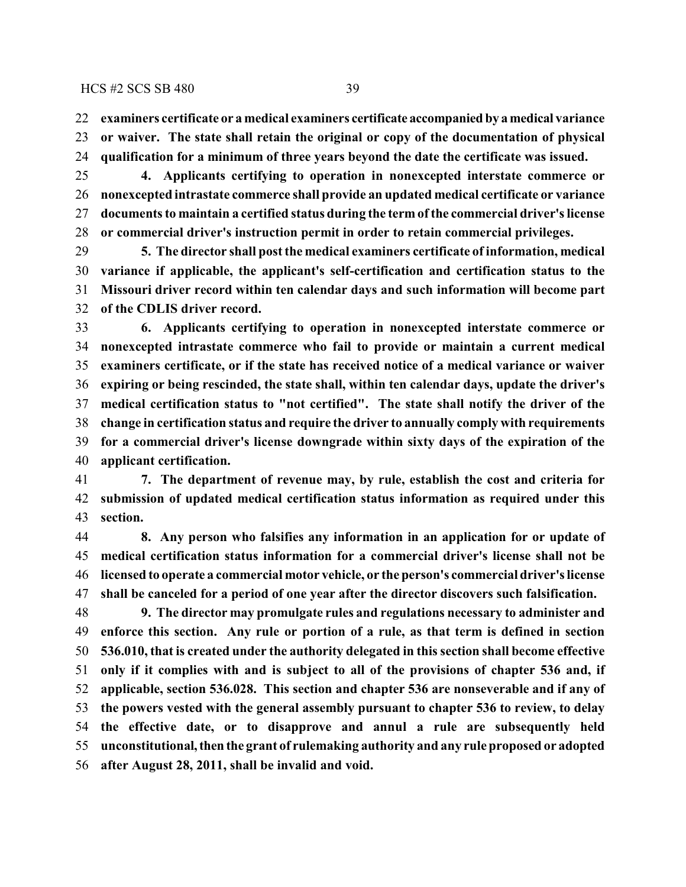**examiners certificate or a medical examiners certificate accompanied by a medical variance or waiver. The state shall retain the original or copy of the documentation of physical qualification for a minimum of three years beyond the date the certificate was issued.**

**4. Applicants certifying to operation in nonexcepted interstate commerce or nonexcepted intrastate commerce shall provide an updated medical certificate or variance documents to maintain a certified status during the term of the commercial driver's license or commercial driver's instruction permit in order to retain commercial privileges.**

**5. The director shall post the medical examiners certificate of information, medical variance if applicable, the applicant's self-certification and certification status to the Missouri driver record within ten calendar days and such information will become part of the CDLIS driver record.**

**6. Applicants certifying to operation in nonexcepted interstate commerce or nonexcepted intrastate commerce who fail to provide or maintain a current medical examiners certificate, or if the state has received notice of a medical variance or waiver expiring or being rescinded, the state shall, within ten calendar days, update the driver's medical certification status to "not certified". The state shall notify the driver of the change in certification status and require the driver to annually comply with requirements for a commercial driver's license downgrade within sixty days of the expiration of the applicant certification.**

**7. The department of revenue may, by rule, establish the cost and criteria for submission of updated medical certification status information as required under this section.**

**8. Any person who falsifies any information in an application for or update of medical certification status information for a commercial driver's license shall not be licensed to operate a commercial motor vehicle, or the person's commercial driver's license shall be canceled for a period of one year after the director discovers such falsification.**

**9. The director may promulgate rules and regulations necessary to administer and enforce this section. Any rule or portion of a rule, as that term is defined in section 536.010, that is created under the authority delegated in this section shall become effective only if it complies with and is subject to all of the provisions of chapter 536 and, if applicable, section 536.028. This section and chapter 536 are nonseverable and if any of the powers vested with the general assembly pursuant to chapter 536 to review, to delay the effective date, or to disapprove and annul a rule are subsequently held unconstitutional, then the grant of rulemaking authority and any rule proposed or adopted after August 28, 2011, shall be invalid and void.**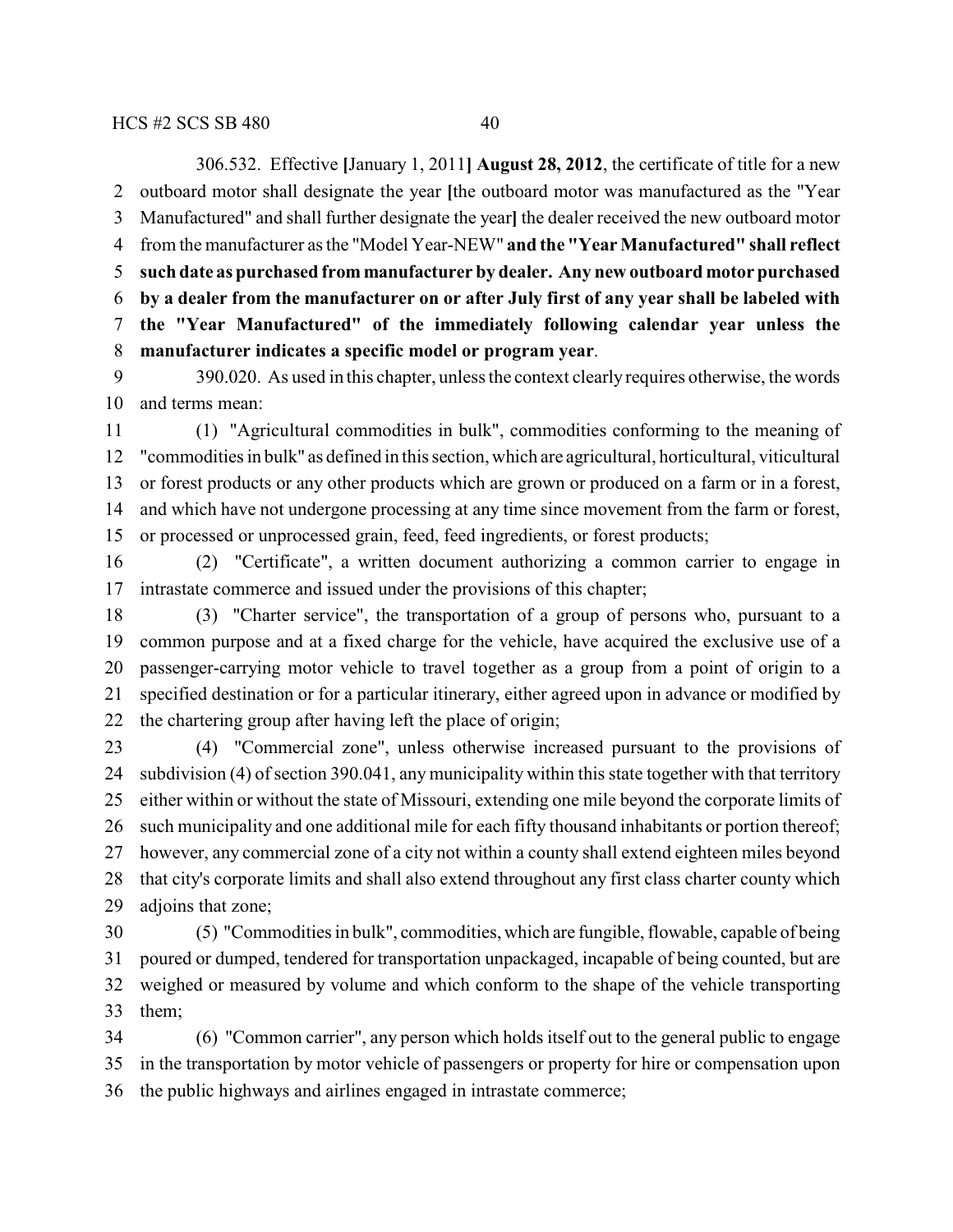306.532. Effective [January 1, 2011] **August 28, 2012**, the certificate of title for a new outboard motor shall designate the year [the outboard motor was manufactured as the "Year Manufactured" and shall further designate the year] the dealer received the new outboard motor from the manufacturer as the "Model Year-NEW" **and the "Year Manufactured" shall reflect such date as purchased from manufacturer by dealer. Any new outboard motor purchased by a dealer from the manufacturer on or after July first of any year shall be labeled with the "Year Manufactured" of the immediately following calendar year unless the manufacturer indicates a specific model or program year**.

390.020. As used in this chapter, unless the context clearly requires otherwise, the words and terms mean:

(1) "Agricultural commodities in bulk", commodities conforming to the meaning of "commodities in bulk" as defined in this section, which are agricultural, horticultural, viticultural or forest products or any other products which are grown or produced on a farm or in a forest, and which have not undergone processing at any time since movement from the farm or forest, or processed or unprocessed grain, feed, feed ingredients, or forest products;

(2) "Certificate", a written document authorizing a common carrier to engage in intrastate commerce and issued under the provisions of this chapter;

(3) "Charter service", the transportation of a group of persons who, pursuant to a common purpose and at a fixed charge for the vehicle, have acquired the exclusive use of a passenger-carrying motor vehicle to travel together as a group from a point of origin to a specified destination or for a particular itinerary, either agreed upon in advance or modified by the chartering group after having left the place of origin;

(4) "Commercial zone", unless otherwise increased pursuant to the provisions of subdivision (4) of section 390.041, any municipality within this state together with that territory either within or without the state of Missouri, extending one mile beyond the corporate limits of such municipality and one additional mile for each fifty thousand inhabitants or portion thereof; however, any commercial zone of a city not within a county shall extend eighteen miles beyond that city's corporate limits and shall also extend throughout any first class charter county which adjoins that zone;

(5) "Commodities in bulk", commodities, which are fungible, flowable, capable of being poured or dumped, tendered for transportation unpackaged, incapable of being counted, but are weighed or measured by volume and which conform to the shape of the vehicle transporting them;

(6) "Common carrier", any person which holds itself out to the general public to engage in the transportation by motor vehicle of passengers or property for hire or compensation upon the public highways and airlines engaged in intrastate commerce;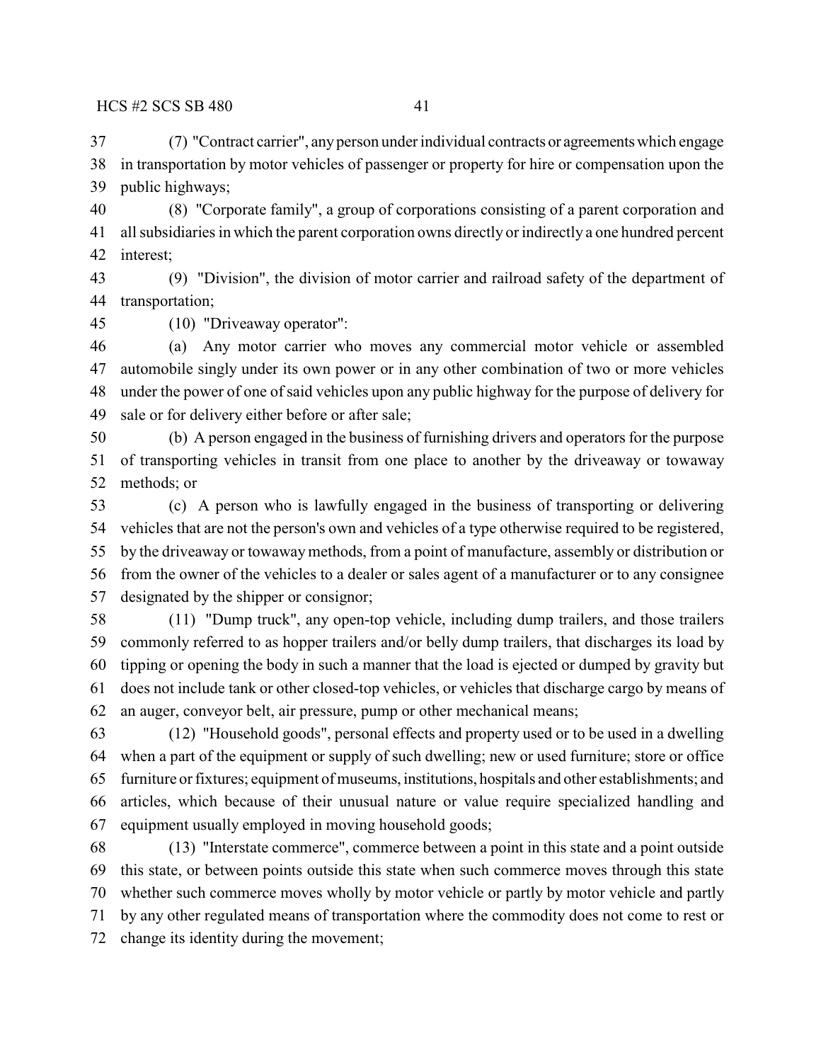(7) "Contract carrier", any person under individual contracts or agreements which engage in transportation by motor vehicles of passenger or property for hire or compensation upon the public highways;

(8) "Corporate family", a group of corporations consisting of a parent corporation and all subsidiaries in which the parent corporation owns directly or indirectly a one hundred percent interest;

(9) "Division", the division of motor carrier and railroad safety of the department of transportation;

(10) "Driveaway operator":

(a) Any motor carrier who moves any commercial motor vehicle or assembled automobile singly under its own power or in any other combination of two or more vehicles under the power of one of said vehicles upon any public highway for the purpose of delivery for sale or for delivery either before or after sale;

(b) A person engaged in the business of furnishing drivers and operators for the purpose of transporting vehicles in transit from one place to another by the driveaway or towaway methods; or

(c) A person who is lawfully engaged in the business of transporting or delivering vehicles that are not the person's own and vehicles of a type otherwise required to be registered, by the driveaway or towaway methods, from a point of manufacture, assembly or distribution or from the owner of the vehicles to a dealer or sales agent of a manufacturer or to any consignee designated by the shipper or consignor;

(11) "Dump truck", any open-top vehicle, including dump trailers, and those trailers commonly referred to as hopper trailers and/or belly dump trailers, that discharges its load by tipping or opening the body in such a manner that the load is ejected or dumped by gravity but does not include tank or other closed-top vehicles, or vehicles that discharge cargo by means of an auger, conveyor belt, air pressure, pump or other mechanical means;

(12) "Household goods", personal effects and property used or to be used in a dwelling when a part of the equipment or supply of such dwelling; new or used furniture; store or office furniture or fixtures; equipment of museums, institutions, hospitals and other establishments; and articles, which because of their unusual nature or value require specialized handling and equipment usually employed in moving household goods;

(13) "Interstate commerce", commerce between a point in this state and a point outside this state, or between points outside this state when such commerce moves through this state whether such commerce moves wholly by motor vehicle or partly by motor vehicle and partly by any other regulated means of transportation where the commodity does not come to rest or change its identity during the movement;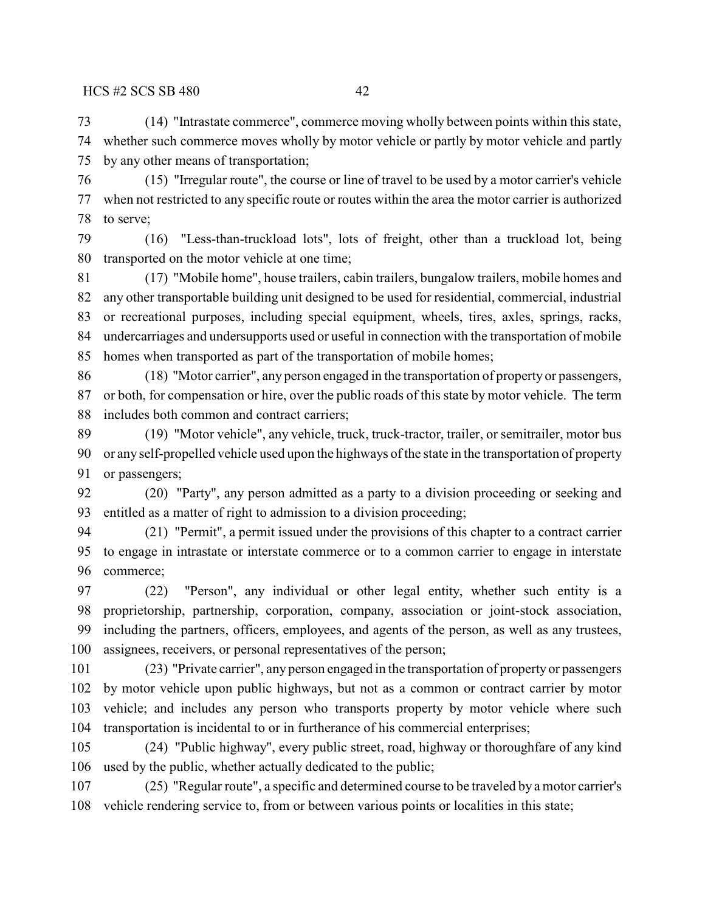(14) "Intrastate commerce", commerce moving wholly between points within this state, whether such commerce moves wholly by motor vehicle or partly by motor vehicle and partly by any other means of transportation;

(15) "Irregular route", the course or line of travel to be used by a motor carrier's vehicle when not restricted to any specific route or routes within the area the motor carrier is authorized to serve;

(16) "Less-than-truckload lots", lots of freight, other than a truckload lot, being transported on the motor vehicle at one time;

(17) "Mobile home", house trailers, cabin trailers, bungalow trailers, mobile homes and any other transportable building unit designed to be used for residential, commercial, industrial or recreational purposes, including special equipment, wheels, tires, axles, springs, racks, undercarriages and undersupports used or useful in connection with the transportation of mobile homes when transported as part of the transportation of mobile homes;

(18) "Motor carrier", any person engaged in the transportation of property or passengers, or both, for compensation or hire, over the public roads of this state by motor vehicle. The term includes both common and contract carriers;

(19) "Motor vehicle", any vehicle, truck, truck-tractor, trailer, or semitrailer, motor bus or any self-propelled vehicle used upon the highways of the state in the transportation of property or passengers;

(20) "Party", any person admitted as a party to a division proceeding or seeking and entitled as a matter of right to admission to a division proceeding;

(21) "Permit", a permit issued under the provisions of this chapter to a contract carrier to engage in intrastate or interstate commerce or to a common carrier to engage in interstate commerce;

(22) "Person", any individual or other legal entity, whether such entity is a proprietorship, partnership, corporation, company, association or joint-stock association, including the partners, officers, employees, and agents of the person, as well as any trustees, assignees, receivers, or personal representatives of the person;

(23) "Private carrier", any person engaged in the transportation of property or passengers by motor vehicle upon public highways, but not as a common or contract carrier by motor vehicle; and includes any person who transports property by motor vehicle where such transportation is incidental to or in furtherance of his commercial enterprises;

(24) "Public highway", every public street, road, highway or thoroughfare of any kind used by the public, whether actually dedicated to the public;

(25) "Regular route", a specific and determined course to be traveled by a motor carrier's vehicle rendering service to, from or between various points or localities in this state;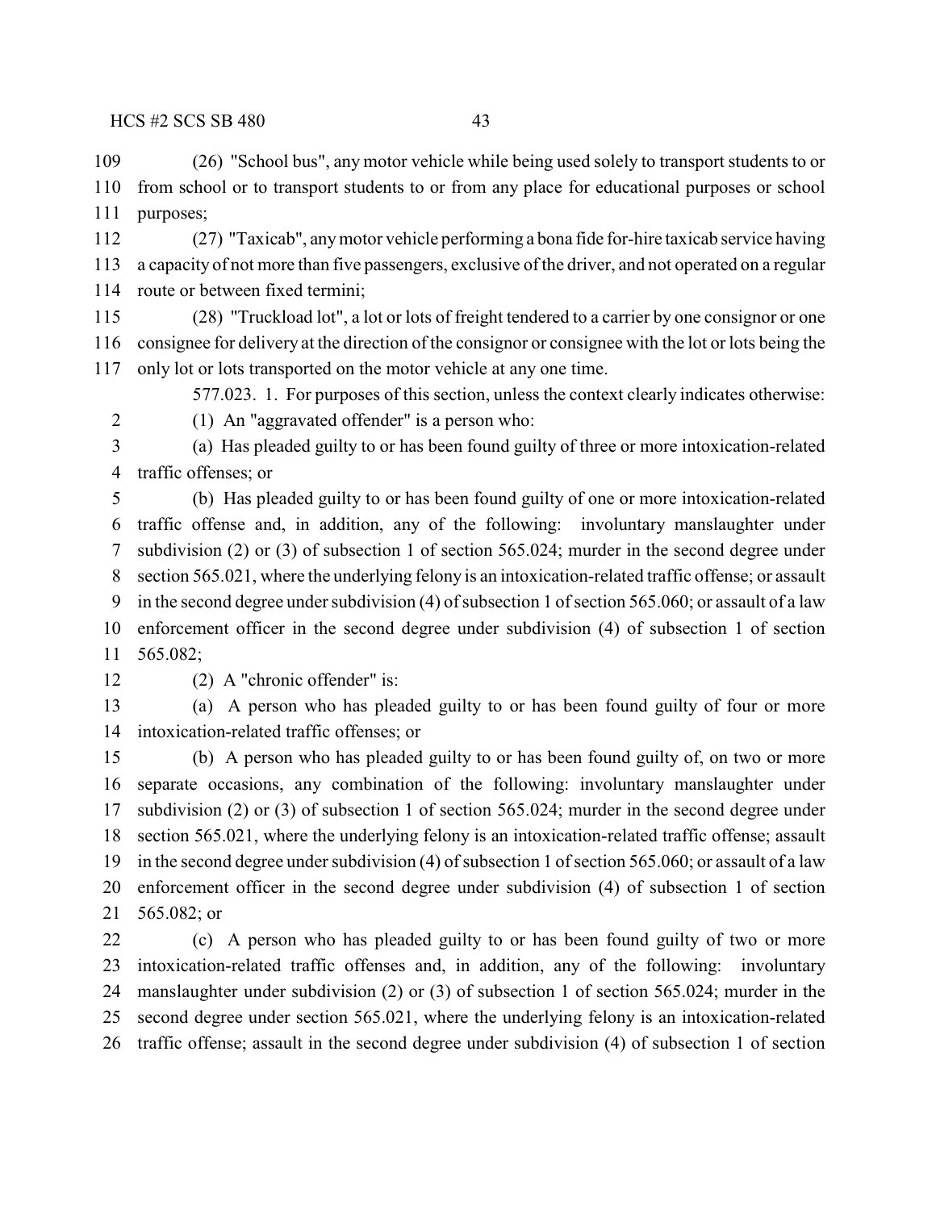(26) "School bus", any motor vehicle while being used solely to transport students to or from school or to transport students to or from any place for educational purposes or school purposes;

(27) "Taxicab", any motor vehicle performing a bona fide for-hire taxicab service having a capacity of not more than five passengers, exclusive of the driver, and not operated on a regular route or between fixed termini;

(28) "Truckload lot", a lot or lots of freight tendered to a carrier by one consignor or one consignee for delivery at the direction of the consignor or consignee with the lot or lots being the only lot or lots transported on the motor vehicle at any one time.

577.023. 1. For purposes of this section, unless the context clearly indicates otherwise:

(1) An "aggravated offender" is a person who:

(a) Has pleaded guilty to or has been found guilty of three or more intoxication-related traffic offenses; or

(b) Has pleaded guilty to or has been found guilty of one or more intoxication-related traffic offense and, in addition, any of the following: involuntary manslaughter under subdivision (2) or (3) of subsection 1 of section 565.024; murder in the second degree under section 565.021, where the underlying felony is an intoxication-related traffic offense; or assault in the second degree under subdivision (4) of subsection 1 of section 565.060; or assault of a law enforcement officer in the second degree under subdivision (4) of subsection 1 of section 565.082;

(2) A "chronic offender" is:

(a) A person who has pleaded guilty to or has been found guilty of four or more intoxication-related traffic offenses; or

(b) A person who has pleaded guilty to or has been found guilty of, on two or more separate occasions, any combination of the following: involuntary manslaughter under subdivision (2) or (3) of subsection 1 of section 565.024; murder in the second degree under section 565.021, where the underlying felony is an intoxication-related traffic offense; assault in the second degree under subdivision (4) of subsection 1 of section 565.060; or assault of a law enforcement officer in the second degree under subdivision (4) of subsection 1 of section 565.082; or

(c) A person who has pleaded guilty to or has been found guilty of two or more intoxication-related traffic offenses and, in addition, any of the following: involuntary manslaughter under subdivision (2) or (3) of subsection 1 of section 565.024; murder in the second degree under section 565.021, where the underlying felony is an intoxication-related traffic offense; assault in the second degree under subdivision (4) of subsection 1 of section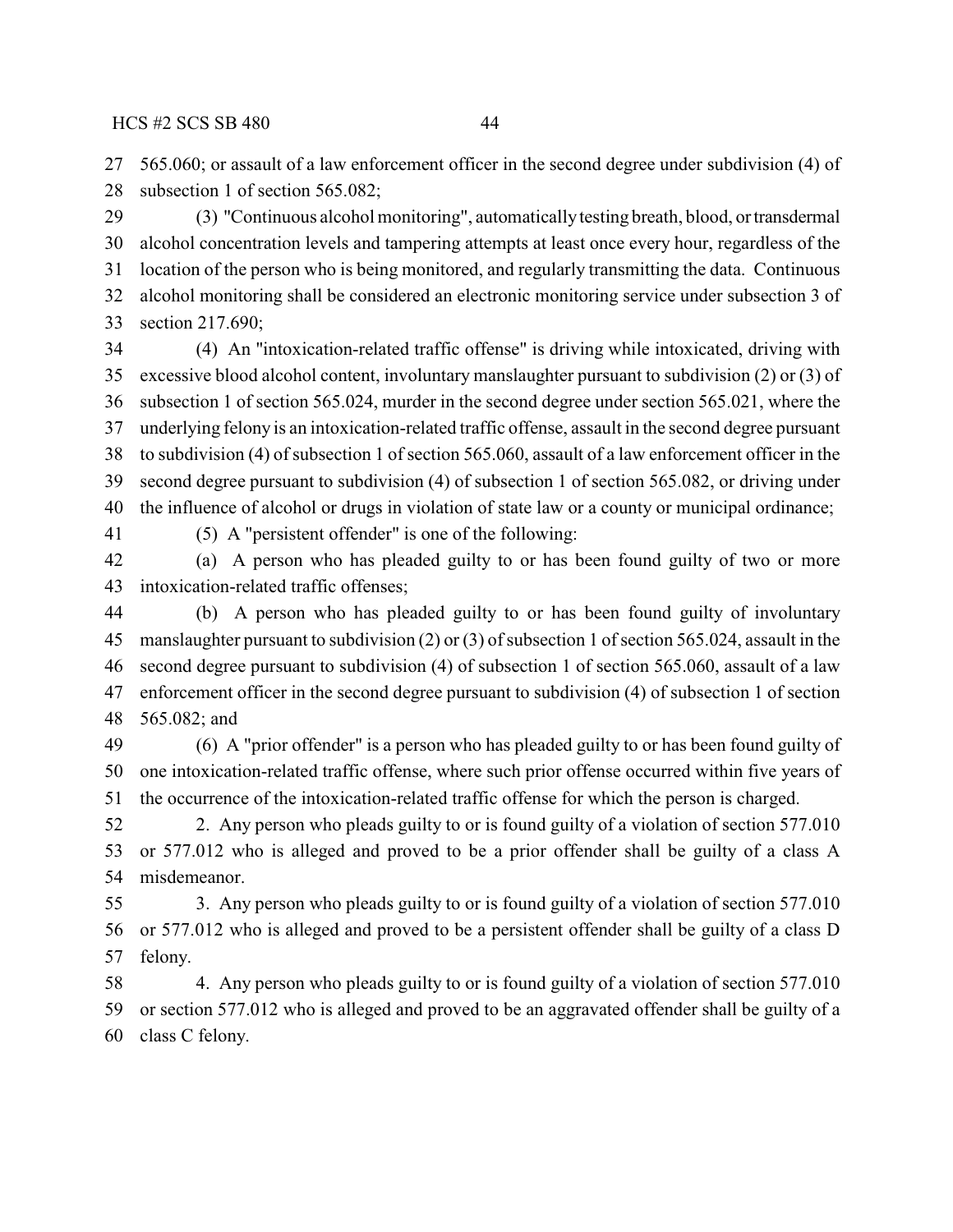565.060; or assault of a law enforcement officer in the second degree under subdivision (4) of subsection 1 of section 565.082;

(3) "Continuous alcohol monitoring", automatically testing breath, blood, or transdermal alcohol concentration levels and tampering attempts at least once every hour, regardless of the location of the person who is being monitored, and regularly transmitting the data. Continuous alcohol monitoring shall be considered an electronic monitoring service under subsection 3 of section 217.690;

(4) An "intoxication-related traffic offense" is driving while intoxicated, driving with excessive blood alcohol content, involuntary manslaughter pursuant to subdivision (2) or (3) of subsection 1 of section 565.024, murder in the second degree under section 565.021, where the underlying felony is an intoxication-related traffic offense, assault in the second degree pursuant to subdivision (4) of subsection 1 of section 565.060, assault of a law enforcement officer in the second degree pursuant to subdivision (4) of subsection 1 of section 565.082, or driving under the influence of alcohol or drugs in violation of state law or a county or municipal ordinance;

(5) A "persistent offender" is one of the following:

(a) A person who has pleaded guilty to or has been found guilty of two or more intoxication-related traffic offenses;

(b) A person who has pleaded guilty to or has been found guilty of involuntary manslaughter pursuant to subdivision (2) or (3) of subsection 1 of section 565.024, assault in the second degree pursuant to subdivision (4) of subsection 1 of section 565.060, assault of a law enforcement officer in the second degree pursuant to subdivision (4) of subsection 1 of section 565.082; and

(6) A "prior offender" is a person who has pleaded guilty to or has been found guilty of one intoxication-related traffic offense, where such prior offense occurred within five years of the occurrence of the intoxication-related traffic offense for which the person is charged.

2. Any person who pleads guilty to or is found guilty of a violation of section 577.010 or 577.012 who is alleged and proved to be a prior offender shall be guilty of a class A misdemeanor.

3. Any person who pleads guilty to or is found guilty of a violation of section 577.010 or 577.012 who is alleged and proved to be a persistent offender shall be guilty of a class D felony.

4. Any person who pleads guilty to or is found guilty of a violation of section 577.010 or section 577.012 who is alleged and proved to be an aggravated offender shall be guilty of a class C felony.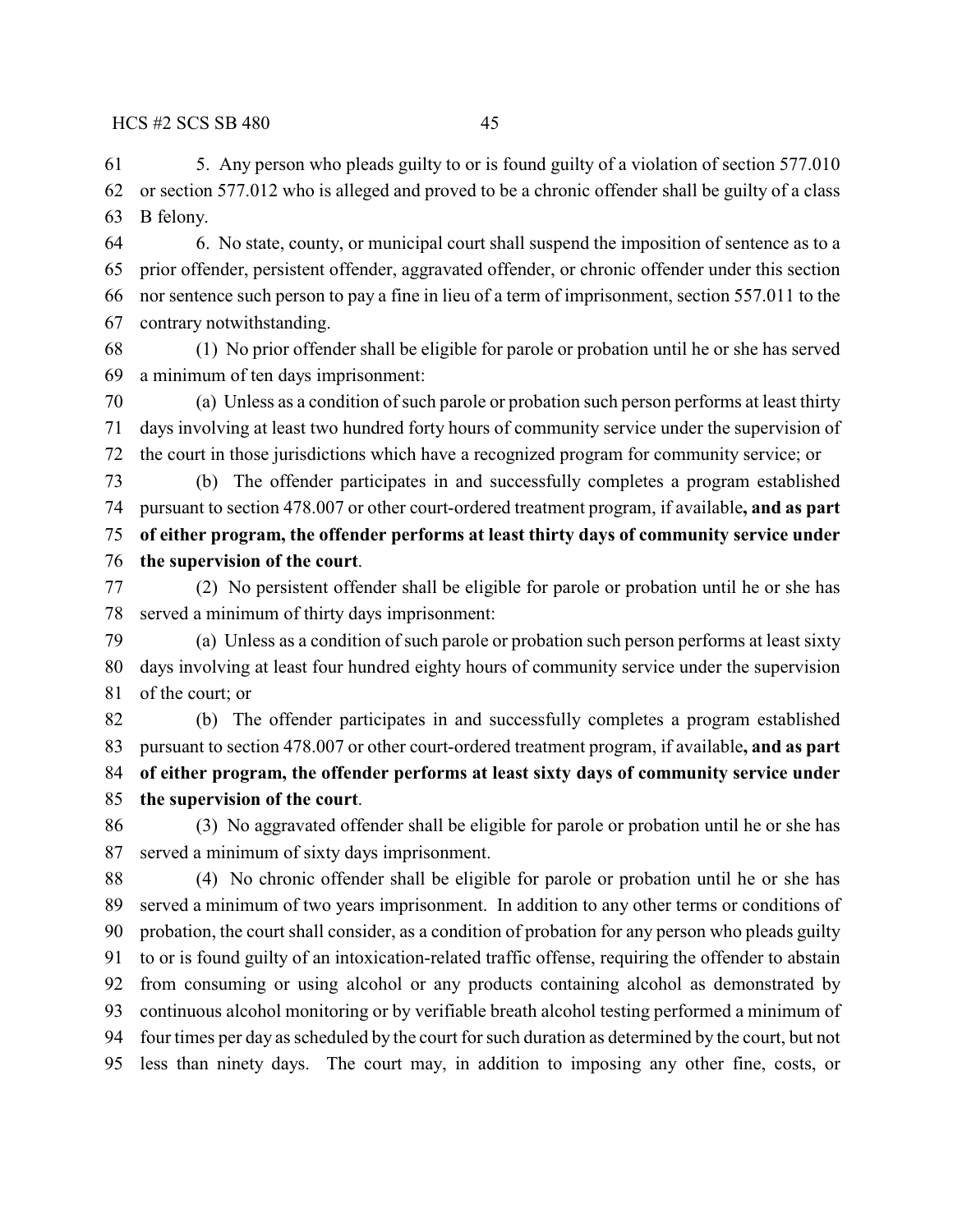5. Any person who pleads guilty to or is found guilty of a violation of section 577.010 or section 577.012 who is alleged and proved to be a chronic offender shall be guilty of a class B felony.

6. No state, county, or municipal court shall suspend the imposition of sentence as to a prior offender, persistent offender, aggravated offender, or chronic offender under this section nor sentence such person to pay a fine in lieu of a term of imprisonment, section 557.011 to the contrary notwithstanding.

(1) No prior offender shall be eligible for parole or probation until he or she has served a minimum of ten days imprisonment:

(a) Unless as a condition of such parole or probation such person performs at least thirty days involving at least two hundred forty hours of community service under the supervision of the court in those jurisdictions which have a recognized program for community service; or

(b) The offender participates in and successfully completes a program established pursuant to section 478.007 or other court-ordered treatment program, if available**, and as part of either program, the offender performs at least thirty days of community service under the supervision of the court**.

(2) No persistent offender shall be eligible for parole or probation until he or she has served a minimum of thirty days imprisonment:

(a) Unless as a condition of such parole or probation such person performs at least sixty days involving at least four hundred eighty hours of community service under the supervision of the court; or

(b) The offender participates in and successfully completes a program established pursuant to section 478.007 or other court-ordered treatment program, if available**, and as part of either program, the offender performs at least sixty days of community service under the supervision of the court**.

(3) No aggravated offender shall be eligible for parole or probation until he or she has served a minimum of sixty days imprisonment.

(4) No chronic offender shall be eligible for parole or probation until he or she has served a minimum of two years imprisonment. In addition to any other terms or conditions of probation, the court shall consider, as a condition of probation for any person who pleads guilty to or is found guilty of an intoxication-related traffic offense, requiring the offender to abstain from consuming or using alcohol or any products containing alcohol as demonstrated by continuous alcohol monitoring or by verifiable breath alcohol testing performed a minimum of four times per day as scheduled by the court for such duration as determined by the court, but not less than ninety days. The court may, in addition to imposing any other fine, costs, or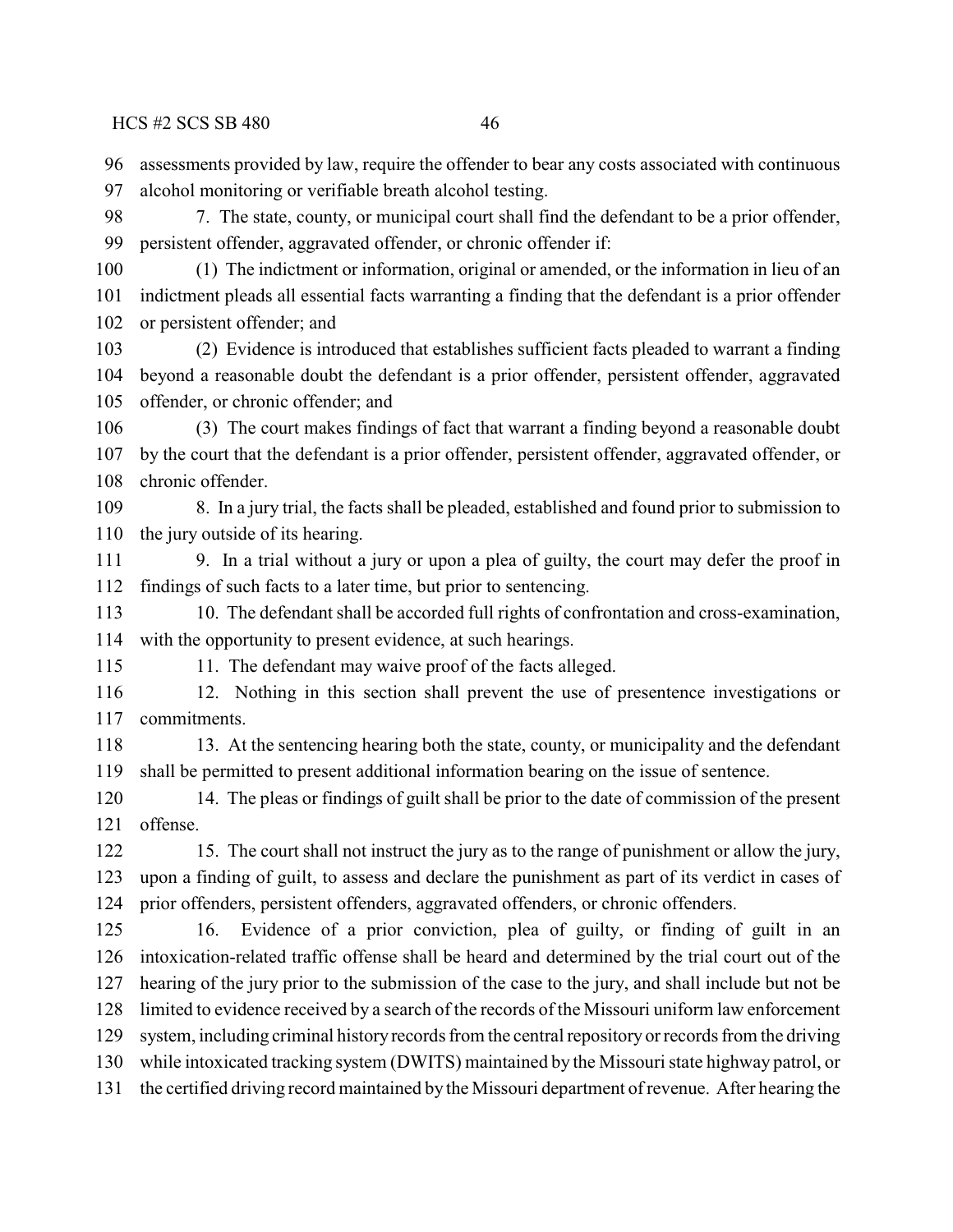assessments provided by law, require the offender to bear any costs associated with continuous alcohol monitoring or verifiable breath alcohol testing.

7. The state, county, or municipal court shall find the defendant to be a prior offender, persistent offender, aggravated offender, or chronic offender if:

(1) The indictment or information, original or amended, or the information in lieu of an indictment pleads all essential facts warranting a finding that the defendant is a prior offender or persistent offender; and

(2) Evidence is introduced that establishes sufficient facts pleaded to warrant a finding beyond a reasonable doubt the defendant is a prior offender, persistent offender, aggravated offender, or chronic offender; and

(3) The court makes findings of fact that warrant a finding beyond a reasonable doubt by the court that the defendant is a prior offender, persistent offender, aggravated offender, or chronic offender.

8. In a jury trial, the facts shall be pleaded, established and found prior to submission to the jury outside of its hearing.

9. In a trial without a jury or upon a plea of guilty, the court may defer the proof in findings of such facts to a later time, but prior to sentencing.

10. The defendant shall be accorded full rights of confrontation and cross-examination, with the opportunity to present evidence, at such hearings.

11. The defendant may waive proof of the facts alleged.

12. Nothing in this section shall prevent the use of presentence investigations or commitments.

13. At the sentencing hearing both the state, county, or municipality and the defendant shall be permitted to present additional information bearing on the issue of sentence.

14. The pleas or findings of guilt shall be prior to the date of commission of the present offense.

15. The court shall not instruct the jury as to the range of punishment or allow the jury, upon a finding of guilt, to assess and declare the punishment as part of its verdict in cases of prior offenders, persistent offenders, aggravated offenders, or chronic offenders.

16. Evidence of a prior conviction, plea of guilty, or finding of guilt in an intoxication-related traffic offense shall be heard and determined by the trial court out of the hearing of the jury prior to the submission of the case to the jury, and shall include but not be limited to evidence received by a search of the records of the Missouri uniform law enforcement system, including criminal history records from the central repository or records from the driving while intoxicated tracking system (DWITS) maintained by the Missouri state highway patrol, or the certified driving record maintained by the Missouri department of revenue. After hearing the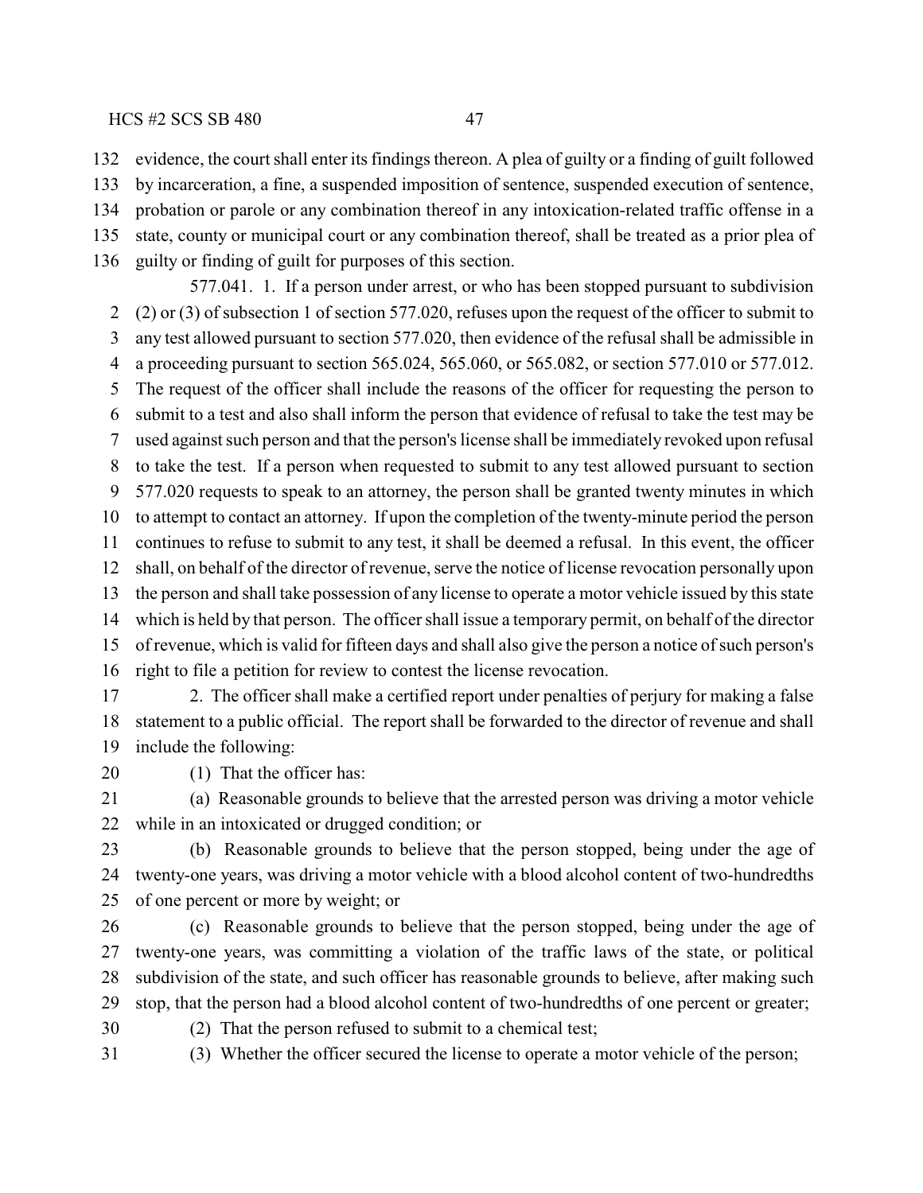evidence, the court shall enter its findings thereon. A plea of guilty or a finding of guilt followed by incarceration, a fine, a suspended imposition of sentence, suspended execution of sentence, probation or parole or any combination thereof in any intoxication-related traffic offense in a state, county or municipal court or any combination thereof, shall be treated as a prior plea of guilty or finding of guilt for purposes of this section.

577.041. 1. If a person under arrest, or who has been stopped pursuant to subdivision (2) or (3) of subsection 1 of section 577.020, refuses upon the request of the officer to submit to any test allowed pursuant to section 577.020, then evidence of the refusal shall be admissible in a proceeding pursuant to section 565.024, 565.060, or 565.082, or section 577.010 or 577.012. The request of the officer shall include the reasons of the officer for requesting the person to submit to a test and also shall inform the person that evidence of refusal to take the test may be used against such person and that the person's license shall be immediately revoked upon refusal to take the test. If a person when requested to submit to any test allowed pursuant to section 577.020 requests to speak to an attorney, the person shall be granted twenty minutes in which to attempt to contact an attorney. If upon the completion of the twenty-minute period the person continues to refuse to submit to any test, it shall be deemed a refusal. In this event, the officer shall, on behalf of the director of revenue, serve the notice of license revocation personally upon the person and shall take possession of any license to operate a motor vehicle issued by this state which is held by that person. The officer shall issue a temporary permit, on behalf of the director of revenue, which is valid for fifteen days and shall also give the person a notice of such person's right to file a petition for review to contest the license revocation.

2. The officer shall make a certified report under penalties of perjury for making a false statement to a public official. The report shall be forwarded to the director of revenue and shall include the following:

(1) That the officer has:

(a) Reasonable grounds to believe that the arrested person was driving a motor vehicle while in an intoxicated or drugged condition; or

(b) Reasonable grounds to believe that the person stopped, being under the age of twenty-one years, was driving a motor vehicle with a blood alcohol content of two-hundredths of one percent or more by weight; or

(c) Reasonable grounds to believe that the person stopped, being under the age of twenty-one years, was committing a violation of the traffic laws of the state, or political subdivision of the state, and such officer has reasonable grounds to believe, after making such stop, that the person had a blood alcohol content of two-hundredths of one percent or greater;

(2) That the person refused to submit to a chemical test;

(3) Whether the officer secured the license to operate a motor vehicle of the person;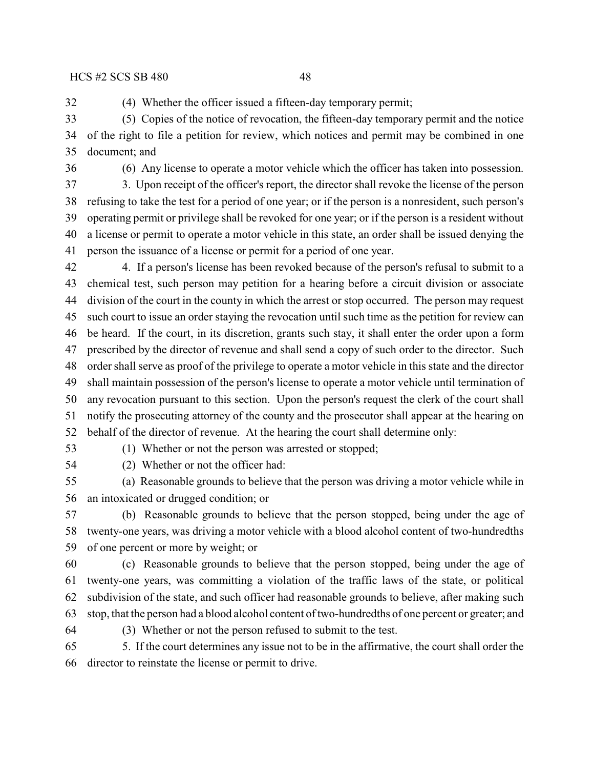(4) Whether the officer issued a fifteen-day temporary permit;

(5) Copies of the notice of revocation, the fifteen-day temporary permit and the notice of the right to file a petition for review, which notices and permit may be combined in one document; and

(6) Any license to operate a motor vehicle which the officer has taken into possession.

3. Upon receipt of the officer's report, the director shall revoke the license of the person refusing to take the test for a period of one year; or if the person is a nonresident, such person's operating permit or privilege shall be revoked for one year; or if the person is a resident without a license or permit to operate a motor vehicle in this state, an order shall be issued denying the person the issuance of a license or permit for a period of one year.

4. If a person's license has been revoked because of the person's refusal to submit to a chemical test, such person may petition for a hearing before a circuit division or associate division of the court in the county in which the arrest or stop occurred. The person may request such court to issue an order staying the revocation until such time as the petition for review can be heard. If the court, in its discretion, grants such stay, it shall enter the order upon a form prescribed by the director of revenue and shall send a copy of such order to the director. Such order shall serve as proof of the privilege to operate a motor vehicle in this state and the director shall maintain possession of the person's license to operate a motor vehicle until termination of any revocation pursuant to this section. Upon the person's request the clerk of the court shall notify the prosecuting attorney of the county and the prosecutor shall appear at the hearing on behalf of the director of revenue. At the hearing the court shall determine only:

(1) Whether or not the person was arrested or stopped;

(2) Whether or not the officer had:

(a) Reasonable grounds to believe that the person was driving a motor vehicle while in an intoxicated or drugged condition; or

(b) Reasonable grounds to believe that the person stopped, being under the age of twenty-one years, was driving a motor vehicle with a blood alcohol content of two-hundredths of one percent or more by weight; or

(c) Reasonable grounds to believe that the person stopped, being under the age of twenty-one years, was committing a violation of the traffic laws of the state, or political subdivision of the state, and such officer had reasonable grounds to believe, after making such stop, that the person had a blood alcohol content of two-hundredths of one percent or greater; and

(3) Whether or not the person refused to submit to the test.

5. If the court determines any issue not to be in the affirmative, the court shall order the director to reinstate the license or permit to drive.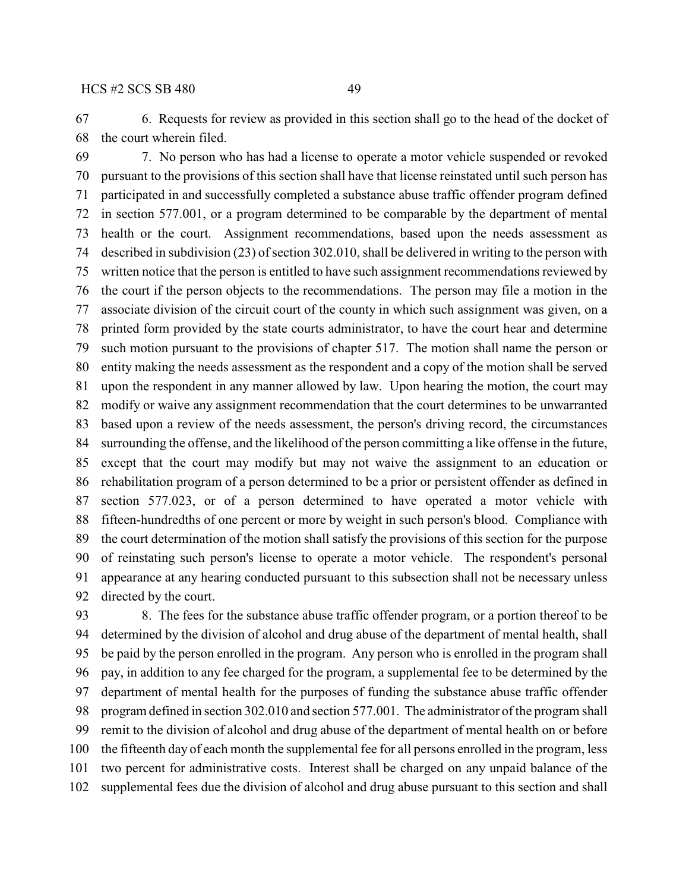6. Requests for review as provided in this section shall go to the head of the docket of the court wherein filed.

7. No person who has had a license to operate a motor vehicle suspended or revoked pursuant to the provisions of this section shall have that license reinstated until such person has participated in and successfully completed a substance abuse traffic offender program defined in section 577.001, or a program determined to be comparable by the department of mental health or the court. Assignment recommendations, based upon the needs assessment as described in subdivision (23) of section 302.010, shall be delivered in writing to the person with written notice that the person is entitled to have such assignment recommendations reviewed by the court if the person objects to the recommendations. The person may file a motion in the associate division of the circuit court of the county in which such assignment was given, on a printed form provided by the state courts administrator, to have the court hear and determine such motion pursuant to the provisions of chapter 517. The motion shall name the person or entity making the needs assessment as the respondent and a copy of the motion shall be served upon the respondent in any manner allowed by law. Upon hearing the motion, the court may modify or waive any assignment recommendation that the court determines to be unwarranted based upon a review of the needs assessment, the person's driving record, the circumstances surrounding the offense, and the likelihood of the person committing a like offense in the future, except that the court may modify but may not waive the assignment to an education or rehabilitation program of a person determined to be a prior or persistent offender as defined in section 577.023, or of a person determined to have operated a motor vehicle with fifteen-hundredths of one percent or more by weight in such person's blood. Compliance with the court determination of the motion shall satisfy the provisions of this section for the purpose of reinstating such person's license to operate a motor vehicle. The respondent's personal appearance at any hearing conducted pursuant to this subsection shall not be necessary unless directed by the court.

8. The fees for the substance abuse traffic offender program, or a portion thereof to be determined by the division of alcohol and drug abuse of the department of mental health, shall be paid by the person enrolled in the program. Any person who is enrolled in the program shall pay, in addition to any fee charged for the program, a supplemental fee to be determined by the department of mental health for the purposes of funding the substance abuse traffic offender program defined in section 302.010 and section 577.001. The administrator of the program shall remit to the division of alcohol and drug abuse of the department of mental health on or before the fifteenth day of each month the supplemental fee for all persons enrolled in the program, less two percent for administrative costs. Interest shall be charged on any unpaid balance of the supplemental fees due the division of alcohol and drug abuse pursuant to this section and shall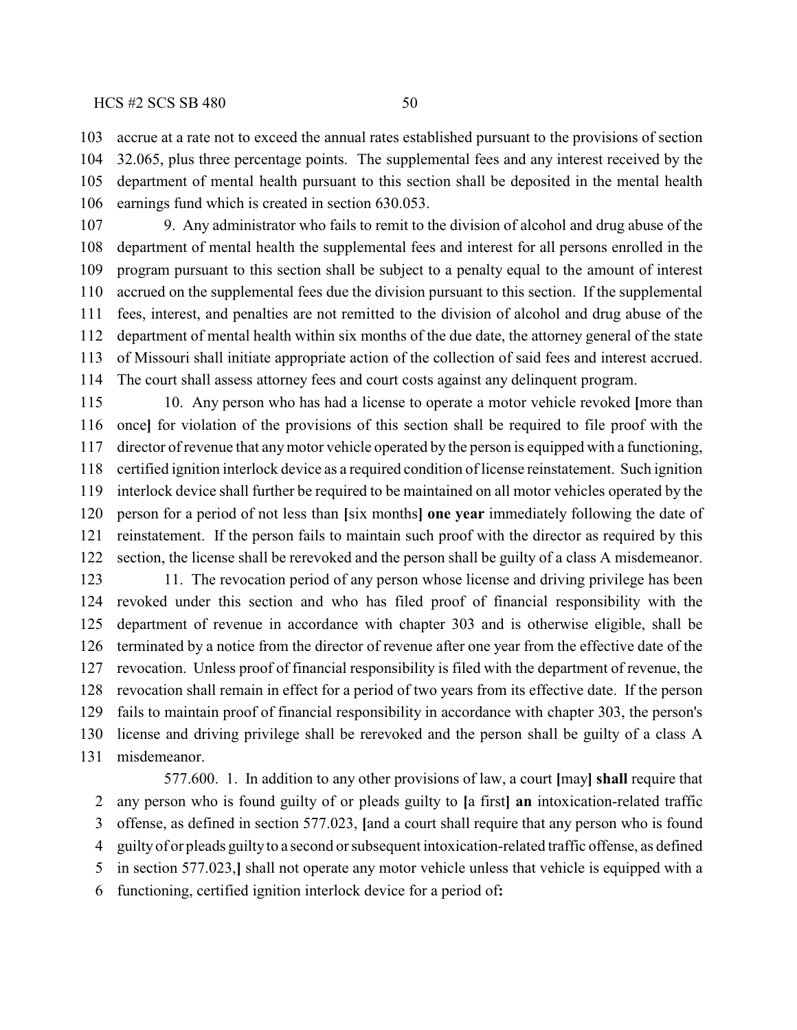accrue at a rate not to exceed the annual rates established pursuant to the provisions of section 32.065, plus three percentage points. The supplemental fees and any interest received by the department of mental health pursuant to this section shall be deposited in the mental health earnings fund which is created in section 630.053.

9. Any administrator who fails to remit to the division of alcohol and drug abuse of the department of mental health the supplemental fees and interest for all persons enrolled in the program pursuant to this section shall be subject to a penalty equal to the amount of interest accrued on the supplemental fees due the division pursuant to this section. If the supplemental fees, interest, and penalties are not remitted to the division of alcohol and drug abuse of the department of mental health within six months of the due date, the attorney general of the state of Missouri shall initiate appropriate action of the collection of said fees and interest accrued. The court shall assess attorney fees and court costs against any delinquent program.

10. Any person who has had a license to operate a motor vehicle revoked **[**more than once**]** for violation of the provisions of this section shall be required to file proof with the director of revenue that any motor vehicle operated by the person is equipped with a functioning, certified ignition interlock device as a required condition of license reinstatement. Such ignition interlock device shall further be required to be maintained on all motor vehicles operated by the person for a period of not less than **[**six months**]** **one year** immediately following the date of reinstatement. If the person fails to maintain such proof with the director as required by this section, the license shall be rerevoked and the person shall be guilty of a class A misdemeanor.

11. The revocation period of any person whose license and driving privilege has been revoked under this section and who has filed proof of financial responsibility with the department of revenue in accordance with chapter 303 and is otherwise eligible, shall be terminated by a notice from the director of revenue after one year from the effective date of the revocation. Unless proof of financial responsibility is filed with the department of revenue, the revocation shall remain in effect for a period of two years from its effective date. If the person fails to maintain proof of financial responsibility in accordance with chapter 303, the person's license and driving privilege shall be rerevoked and the person shall be guilty of a class A misdemeanor.

577.600. 1. In addition to any other provisions of law, a court **[**may**]** **shall** require that any person who is found guilty of or pleads guilty to **[**a first**]** **an** intoxication-related traffic offense, as defined in section 577.023, **[**and a court shall require that any person who is found guilty of or pleads guilty to a second or subsequent intoxication-related traffic offense, as defined in section 577.023,**]** shall not operate any motor vehicle unless that vehicle is equipped with a functioning, certified ignition interlock device for a period of**:**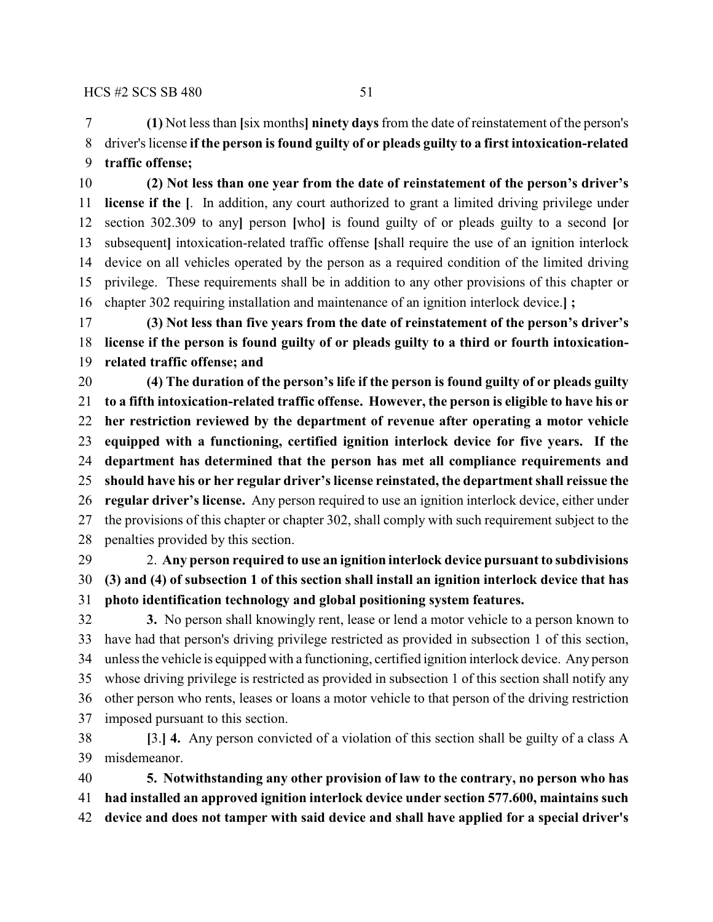**(1)** Not less than [six months] **ninety days** from the date of reinstatement of the person's driver's license **if the person is found guilty of or pleads guilty to a first intoxication-related traffic offense;**

**(2) Not less than one year from the date of reinstatement of the person's driver's license if the** [. In addition, any court authorized to grant a limited driving privilege under section 302.309 to any] person [who] is found guilty of or pleads guilty to a second [or subsequent] intoxication-related traffic offense [shall require the use of an ignition interlock device on all vehicles operated by the person as a required condition of the limited driving privilege. These requirements shall be in addition to any other provisions of this chapter or chapter 302 requiring installation and maintenance of an ignition interlock device.] **;**

**(3) Not less than five years from the date of reinstatement of the person's driver's license if the person is found guilty of or pleads guilty to a third or fourth intoxication-related traffic offense; and**

**(4) The duration of the person's life if the person is found guilty of or pleads guilty to a fifth intoxication-related traffic offense. However, the person is eligible to have his or her restriction reviewed by the department of revenue after operating a motor vehicle equipped with a functioning, certified ignition interlock device for five years. If the department has determined that the person has met all compliance requirements and should have his or her regular driver's license reinstated, the department shall reissue the regular driver's license.** Any person required to use an ignition interlock device, either under the provisions of this chapter or chapter 302, shall comply with such requirement subject to the penalties provided by this section.

2. **Any person required to use an ignition interlock device pursuant to subdivisions (3) and (4) of subsection 1 of this section shall install an ignition interlock device that has photo identification technology and global positioning system features.**

**3.** No person shall knowingly rent, lease or lend a motor vehicle to a person known to have had that person's driving privilege restricted as provided in subsection 1 of this section, unless the vehicle is equipped with a functioning, certified ignition interlock device. Any person whose driving privilege is restricted as provided in subsection 1 of this section shall notify any other person who rents, leases or loans a motor vehicle to that person of the driving restriction imposed pursuant to this section.

[3.] **4.** Any person convicted of a violation of this section shall be guilty of a class A misdemeanor.

**5. Notwithstanding any other provision of law to the contrary, no person who has had installed an approved ignition interlock device under section 577.600, maintains such device and does not tamper with said device and shall have applied for a special driver's**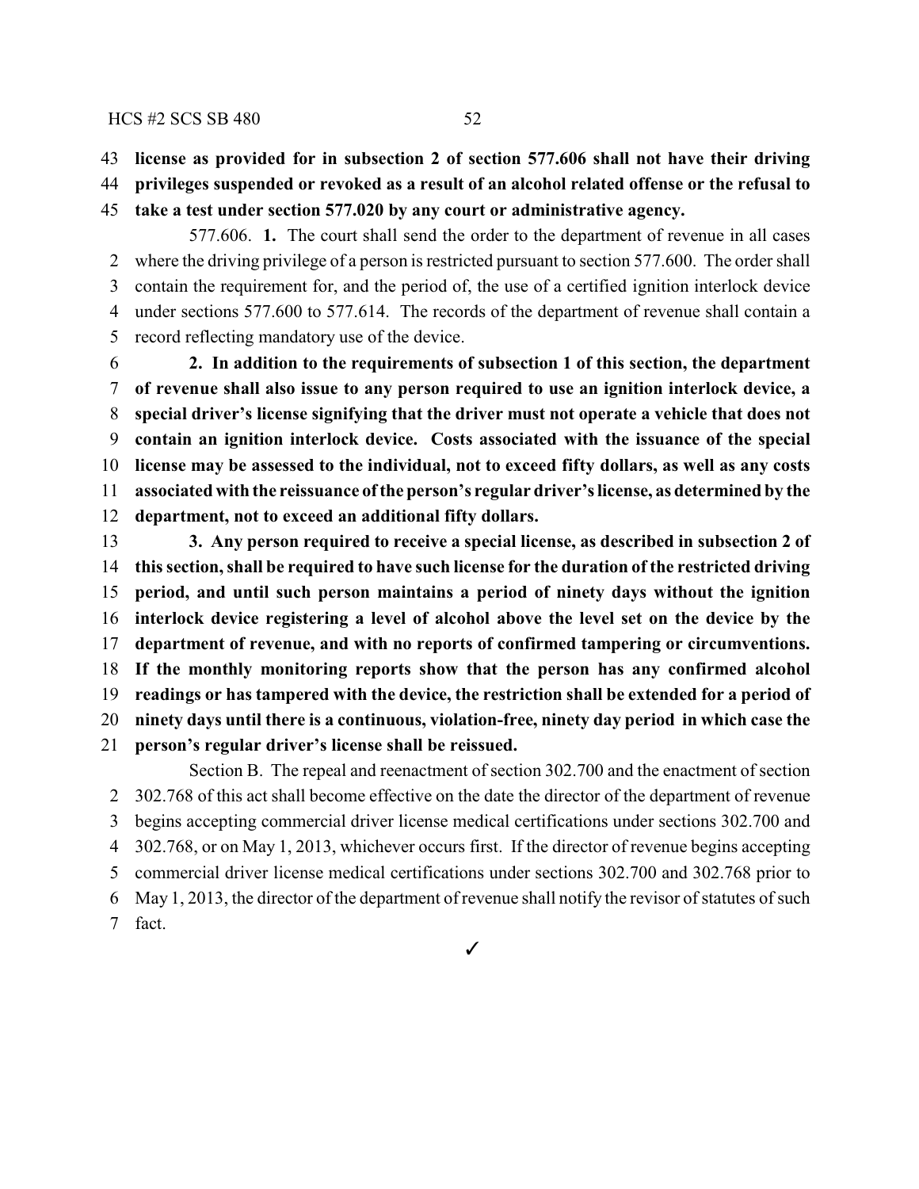**license as provided for in subsection 2 of section 577.606 shall not have their driving privileges suspended or revoked as a result of an alcohol related offense or the refusal to take a test under section 577.020 by any court or administrative agency.**

577.606. **1.** The court shall send the order to the department of revenue in all cases where the driving privilege of a person is restricted pursuant to section 577.600. The order shall contain the requirement for, and the period of, the use of a certified ignition interlock device under sections 577.600 to 577.614. The records of the department of revenue shall contain a record reflecting mandatory use of the device.

**2. In addition to the requirements of subsection 1 of this section, the department of revenue shall also issue to any person required to use an ignition interlock device, a special driver's license signifying that the driver must not operate a vehicle that does not contain an ignition interlock device. Costs associated with the issuance of the special license may be assessed to the individual, not to exceed fifty dollars, as well as any costs associated with the reissuance of the person's regular driver's license, as determined by the department, not to exceed an additional fifty dollars.**

**3. Any person required to receive a special license, as described in subsection 2 of this section, shall be required to have such license for the duration of the restricted driving period, and until such person maintains a period of ninety days without the ignition interlock device registering a level of alcohol above the level set on the device by the department of revenue, and with no reports of confirmed tampering or circumventions. If the monthly monitoring reports show that the person has any confirmed alcohol readings or has tampered with the device, the restriction shall be extended for a period of ninety days until there is a continuous, violation-free, ninety day period in which case the person's regular driver's license shall be reissued.**

Section B. The repeal and reenactment of section 302.700 and the enactment of section 302.768 of this act shall become effective on the date the director of the department of revenue begins accepting commercial driver license medical certifications under sections 302.700 and 302.768, or on May 1, 2013, whichever occurs first. If the director of revenue begins accepting commercial driver license medical certifications under sections 302.700 and 302.768 prior to May 1, 2013, the director of the department of revenue shall notify the revisor of statutes of such fact.

✓